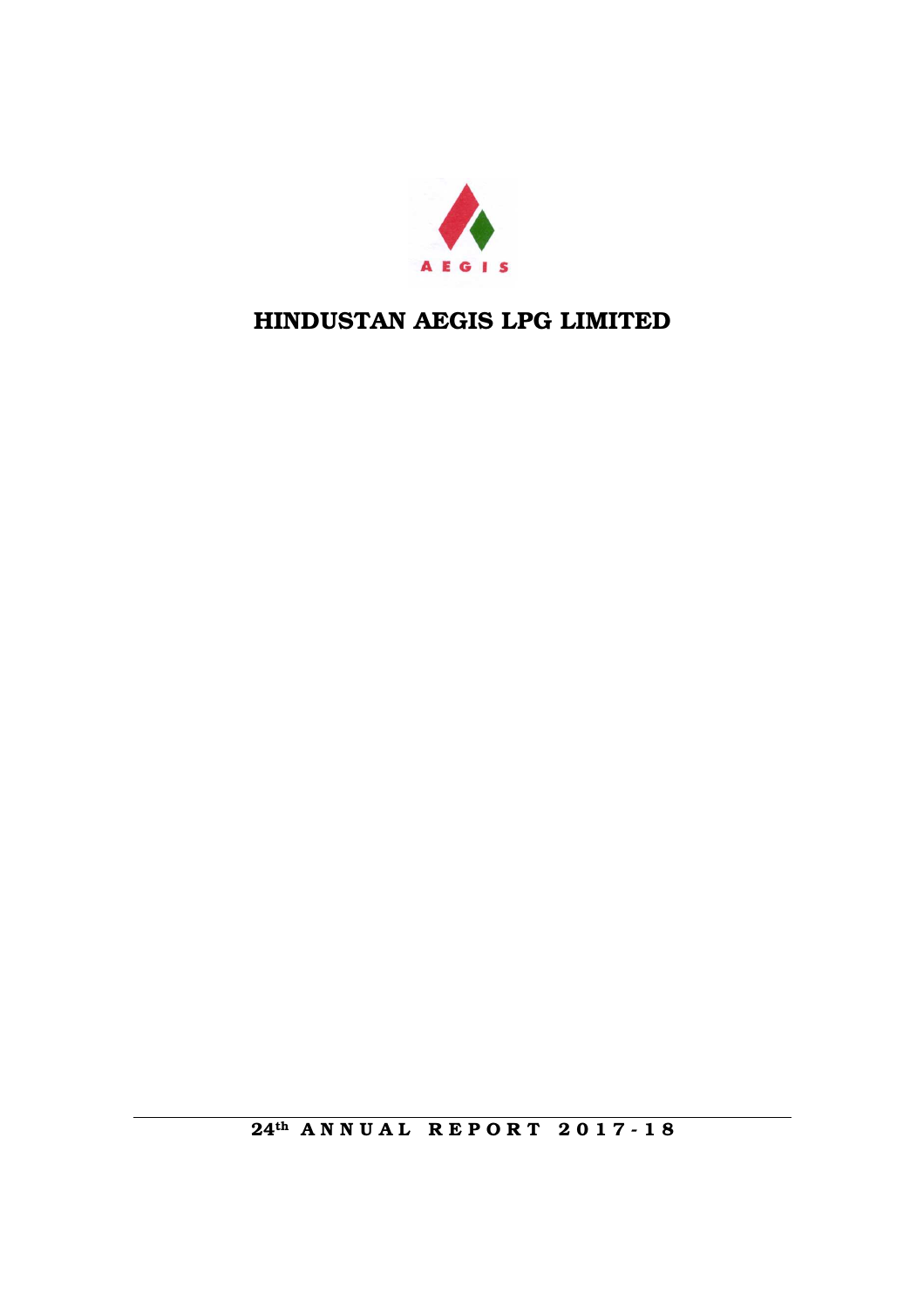AEGIS

# HINDUSTAN AEGIS LPG LIMITED

**24th ANNUAL REPORT 2017-18**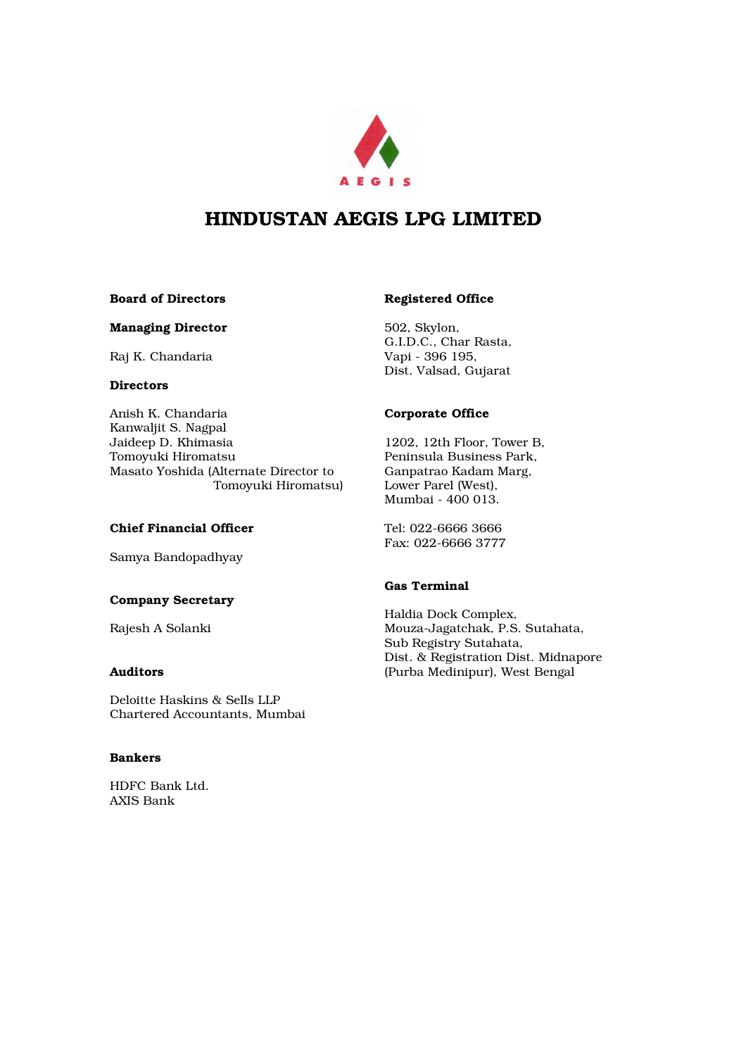AEGIS

# HINDUSTAN AEGIS LPG LIMITED

**Board of Directors**

**Managing Director**

Raj K. Chandaria

**Directors**

Anish K. Chandaria
Kanwaljit S. Nagpal
Jaideep D. Khimasia
Tomoyuki Hiromatsu
Masato Yoshida (Alternate Director to Tomoyuki Hiromatsu)

**Chief Financial Officer**

Samya Bandopadhyay

**Company Secretary**

Rajesh A Solanki

**Auditors**

Deloitte Haskins & Sells LLP
Chartered Accountants, Mumbai

**Bankers**

HDFC Bank Ltd.
AXIS Bank

**Registered Office**

502, Skylon,
G.I.D.C., Char Rasta,
Vapi - 396 195,
Dist. Valsad, Gujarat

**Corporate Office**

1202, 12th Floor, Tower B,
Peninsula Business Park,
Ganpatrao Kadam Marg,
Lower Parel (West),
Mumbai - 400 013.

Tel: 022-6666 3666
Fax: 022-6666 3777

**Gas Terminal**

Haldia Dock Complex,
Mouza-Jagatchak, P.S. Sutahata,
Sub Registry Sutahata,
Dist. & Registration Dist. Midnapore
(Purba Medinipur), West Bengal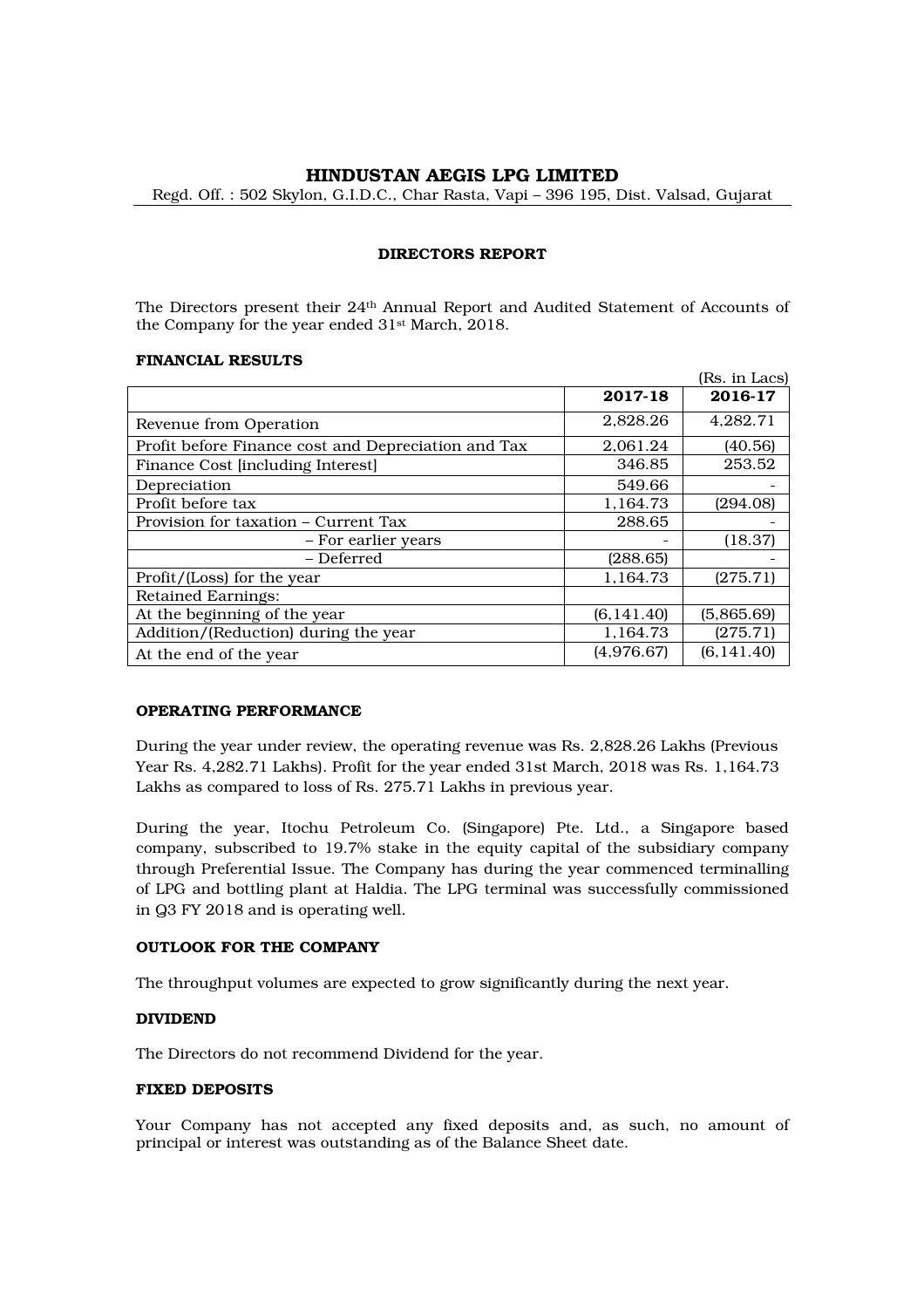# HINDUSTAN AEGIS LPG LIMITED

Regd. Off. : 502 Skylon, G.I.D.C., Char Rasta, Vapi – 396 195, Dist. Valsad, Gujarat

## DIRECTORS REPORT

The Directors present their 24th Annual Report and Audited Statement of Accounts of the Company for the year ended 31st March, 2018.

### FINANCIAL RESULTS

(Rs. in Lacs)

| | 2017-18 | 2016-17 |
|---|---|---|
| Revenue from Operation | 2,828.26 | 4,282.71 |
| Profit before Finance cost and Depreciation and Tax | 2,061.24 | (40.56) |
| Finance Cost [including Interest] | 346.85 | 253.52 |
| Depreciation | 549.66 | - |
| Profit before tax | 1,164.73 | (294.08) |
| Provision for taxation – Current Tax | 288.65 | - |
| – For earlier years | - | (18.37) |
| – Deferred | (288.65) | - |
| Profit/(Loss) for the year | 1,164.73 | (275.71) |
| Retained Earnings: | | |
| At the beginning of the year | (6,141.40) | (5,865.69) |
| Addition/(Reduction) during the year | 1,164.73 | (275.71) |
| At the end of the year | (4,976.67) | (6,141.40) |

### OPERATING PERFORMANCE

During the year under review, the operating revenue was Rs. 2,828.26 Lakhs (Previous Year Rs. 4,282.71 Lakhs). Profit for the year ended 31st March, 2018 was Rs. 1,164.73 Lakhs as compared to loss of Rs. 275.71 Lakhs in previous year.

During the year, Itochu Petroleum Co. (Singapore) Pte. Ltd., a Singapore based company, subscribed to 19.7% stake in the equity capital of the subsidiary company through Preferential Issue. The Company has during the year commenced terminalling of LPG and bottling plant at Haldia. The LPG terminal was successfully commissioned in Q3 FY 2018 and is operating well.

### OUTLOOK FOR THE COMPANY

The throughput volumes are expected to grow significantly during the next year.

### DIVIDEND

The Directors do not recommend Dividend for the year.

### FIXED DEPOSITS

Your Company has not accepted any fixed deposits and, as such, no amount of principal or interest was outstanding as of the Balance Sheet date.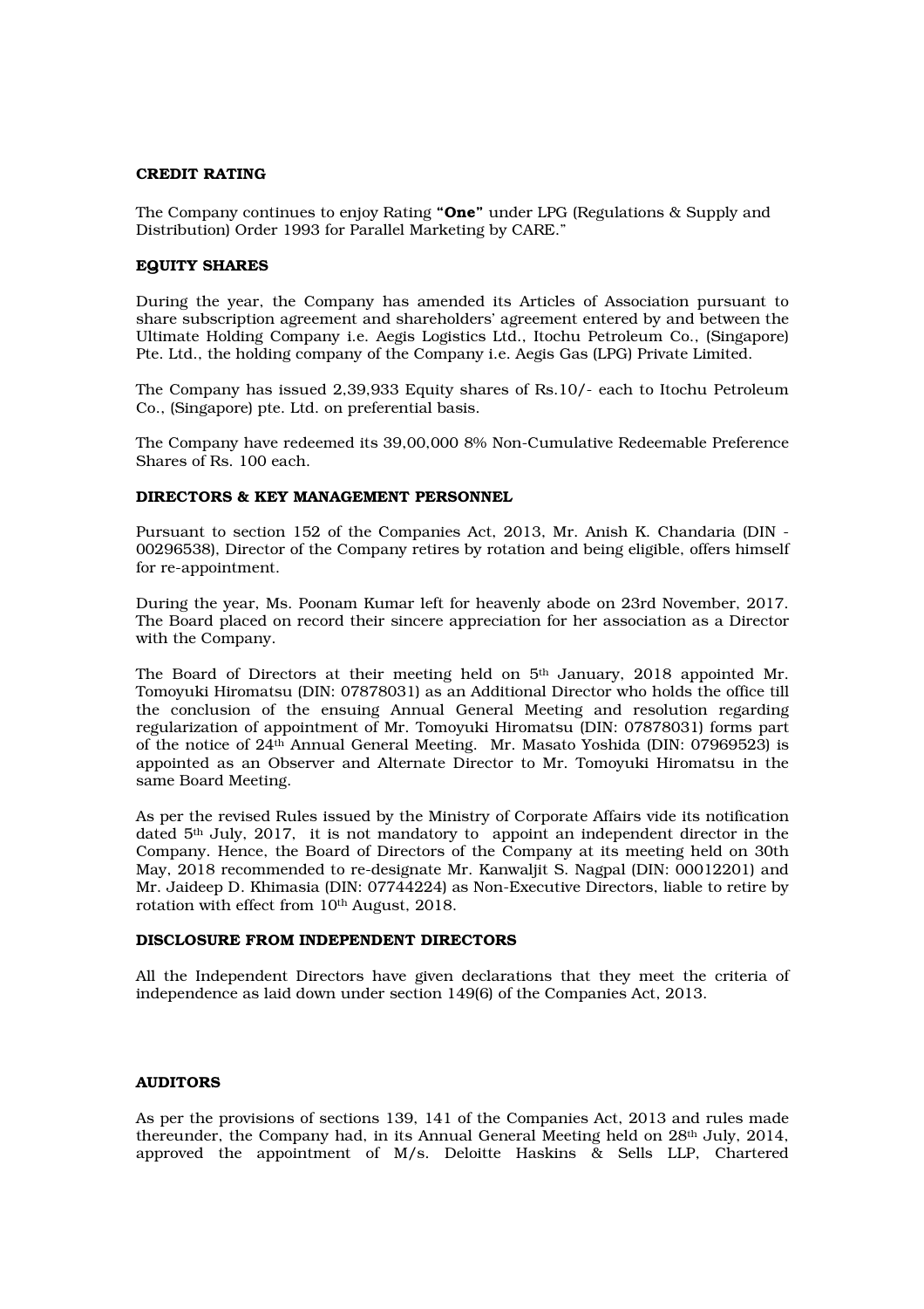**CREDIT RATING**

The Company continues to enjoy Rating **"One"** under LPG (Regulations & Supply and Distribution) Order 1993 for Parallel Marketing by CARE."

**EQUITY SHARES**

During the year, the Company has amended its Articles of Association pursuant to share subscription agreement and shareholders' agreement entered by and between the Ultimate Holding Company i.e. Aegis Logistics Ltd., Itochu Petroleum Co., (Singapore) Pte. Ltd., the holding company of the Company i.e. Aegis Gas (LPG) Private Limited.

The Company has issued 2,39,933 Equity shares of Rs.10/- each to Itochu Petroleum Co., (Singapore) pte. Ltd. on preferential basis.

The Company have redeemed its 39,00,000 8% Non-Cumulative Redeemable Preference Shares of Rs. 100 each.

**DIRECTORS & KEY MANAGEMENT PERSONNEL**

Pursuant to section 152 of the Companies Act, 2013, Mr. Anish K. Chandaria (DIN - 00296538), Director of the Company retires by rotation and being eligible, offers himself for re-appointment.

During the year, Ms. Poonam Kumar left for heavenly abode on 23rd November, 2017. The Board placed on record their sincere appreciation for her association as a Director with the Company.

The Board of Directors at their meeting held on 5th January, 2018 appointed Mr. Tomoyuki Hiromatsu (DIN: 07878031) as an Additional Director who holds the office till the conclusion of the ensuing Annual General Meeting and resolution regarding regularization of appointment of Mr. Tomoyuki Hiromatsu (DIN: 07878031) forms part of the notice of 24th Annual General Meeting. Mr. Masato Yoshida (DIN: 07969523) is appointed as an Observer and Alternate Director to Mr. Tomoyuki Hiromatsu in the same Board Meeting.

As per the revised Rules issued by the Ministry of Corporate Affairs vide its notification dated 5th July, 2017, it is not mandatory to appoint an independent director in the Company. Hence, the Board of Directors of the Company at its meeting held on 30th May, 2018 recommended to re-designate Mr. Kanwaljit S. Nagpal (DIN: 00012201) and Mr. Jaideep D. Khimasia (DIN: 07744224) as Non-Executive Directors, liable to retire by rotation with effect from 10th August, 2018.

**DISCLOSURE FROM INDEPENDENT DIRECTORS**

All the Independent Directors have given declarations that they meet the criteria of independence as laid down under section 149(6) of the Companies Act, 2013.

**AUDITORS**

As per the provisions of sections 139, 141 of the Companies Act, 2013 and rules made thereunder, the Company had, in its Annual General Meeting held on 28th July, 2014, approved the appointment of M/s. Deloitte Haskins & Sells LLP, Chartered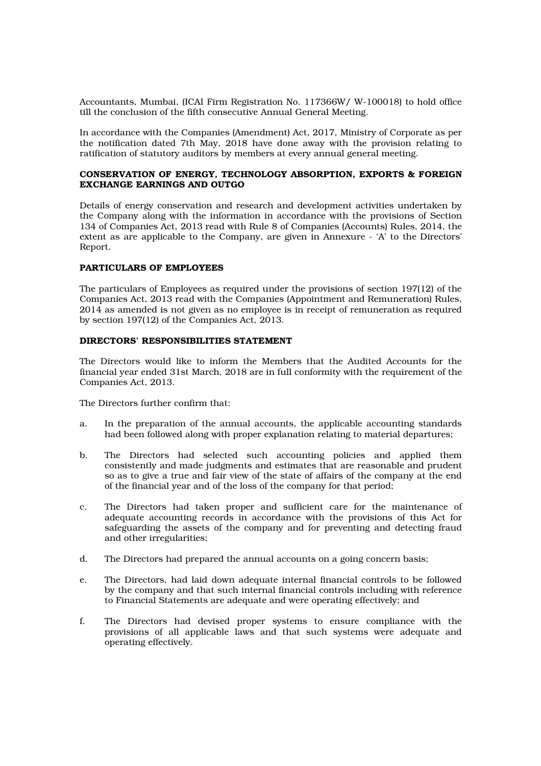Accountants, Mumbai, (ICAI Firm Registration No. 117366W/ W-100018) to hold office till the conclusion of the fifth consecutive Annual General Meeting.

In accordance with the Companies (Amendment) Act, 2017, Ministry of Corporate as per the notification dated 7th May, 2018 have done away with the provision relating to ratification of statutory auditors by members at every annual general meeting.

**CONSERVATION OF ENERGY, TECHNOLOGY ABSORPTION, EXPORTS & FOREIGN EXCHANGE EARNINGS AND OUTGO**

Details of energy conservation and research and development activities undertaken by the Company along with the information in accordance with the provisions of Section 134 of Companies Act, 2013 read with Rule 8 of Companies (Accounts) Rules, 2014, the extent as are applicable to the Company, are given in Annexure - 'A' to the Directors' Report.

**PARTICULARS OF EMPLOYEES**

The particulars of Employees as required under the provisions of section 197(12) of the Companies Act, 2013 read with the Companies (Appointment and Remuneration) Rules, 2014 as amended is not given as no employee is in receipt of remuneration as required by section 197(12) of the Companies Act, 2013.

**DIRECTORS' RESPONSIBILITIES STATEMENT**

The Directors would like to inform the Members that the Audited Accounts for the financial year ended 31st March, 2018 are in full conformity with the requirement of the Companies Act, 2013.

The Directors further confirm that:

a. In the preparation of the annual accounts, the applicable accounting standards had been followed along with proper explanation relating to material departures;

b. The Directors had selected such accounting policies and applied them consistently and made judgments and estimates that are reasonable and prudent so as to give a true and fair view of the state of affairs of the company at the end of the financial year and of the loss of the company for that period;

c. The Directors had taken proper and sufficient care for the maintenance of adequate accounting records in accordance with the provisions of this Act for safeguarding the assets of the company and for preventing and detecting fraud and other irregularities;

d. The Directors had prepared the annual accounts on a going concern basis;

e. The Directors, had laid down adequate internal financial controls to be followed by the company and that such internal financial controls including with reference to Financial Statements are adequate and were operating effectively; and

f. The Directors had devised proper systems to ensure compliance with the provisions of all applicable laws and that such systems were adequate and operating effectively.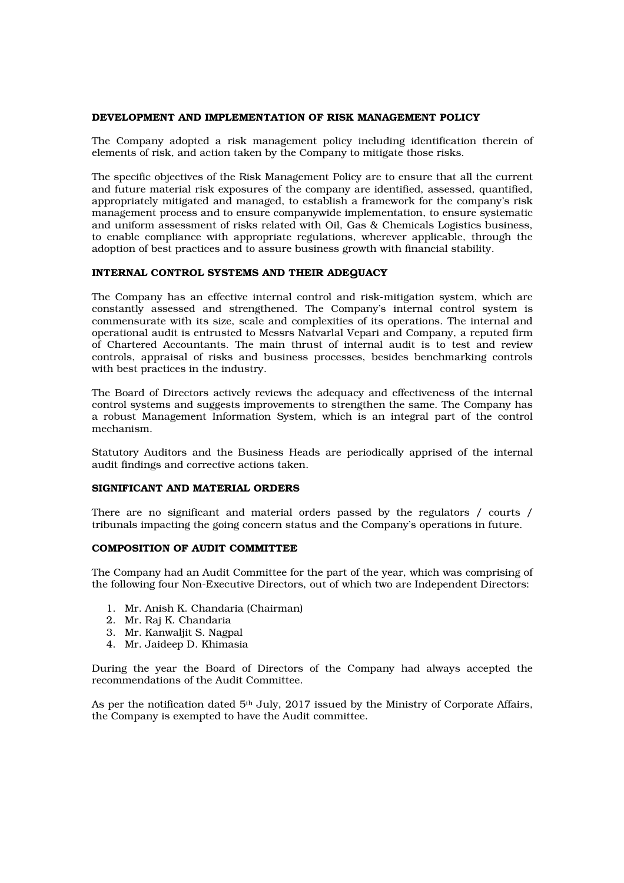**DEVELOPMENT AND IMPLEMENTATION OF RISK MANAGEMENT POLICY**

The Company adopted a risk management policy including identification therein of elements of risk, and action taken by the Company to mitigate those risks.

The specific objectives of the Risk Management Policy are to ensure that all the current and future material risk exposures of the company are identified, assessed, quantified, appropriately mitigated and managed, to establish a framework for the company's risk management process and to ensure companywide implementation, to ensure systematic and uniform assessment of risks related with Oil, Gas & Chemicals Logistics business, to enable compliance with appropriate regulations, wherever applicable, through the adoption of best practices and to assure business growth with financial stability.

**INTERNAL CONTROL SYSTEMS AND THEIR ADEQUACY**

The Company has an effective internal control and risk-mitigation system, which are constantly assessed and strengthened. The Company's internal control system is commensurate with its size, scale and complexities of its operations. The internal and operational audit is entrusted to Messrs Natvarlal Vepari and Company, a reputed firm of Chartered Accountants. The main thrust of internal audit is to test and review controls, appraisal of risks and business processes, besides benchmarking controls with best practices in the industry.

The Board of Directors actively reviews the adequacy and effectiveness of the internal control systems and suggests improvements to strengthen the same. The Company has a robust Management Information System, which is an integral part of the control mechanism.

Statutory Auditors and the Business Heads are periodically apprised of the internal audit findings and corrective actions taken.

**SIGNIFICANT AND MATERIAL ORDERS**

There are no significant and material orders passed by the regulators / courts / tribunals impacting the going concern status and the Company's operations in future.

**COMPOSITION OF AUDIT COMMITTEE**

The Company had an Audit Committee for the part of the year, which was comprising of the following four Non-Executive Directors, out of which two are Independent Directors:

1. Mr. Anish K. Chandaria (Chairman)
2. Mr. Raj K. Chandaria
3. Mr. Kanwaljit S. Nagpal
4. Mr. Jaideep D. Khimasia

During the year the Board of Directors of the Company had always accepted the recommendations of the Audit Committee.

As per the notification dated 5th July, 2017 issued by the Ministry of Corporate Affairs, the Company is exempted to have the Audit committee.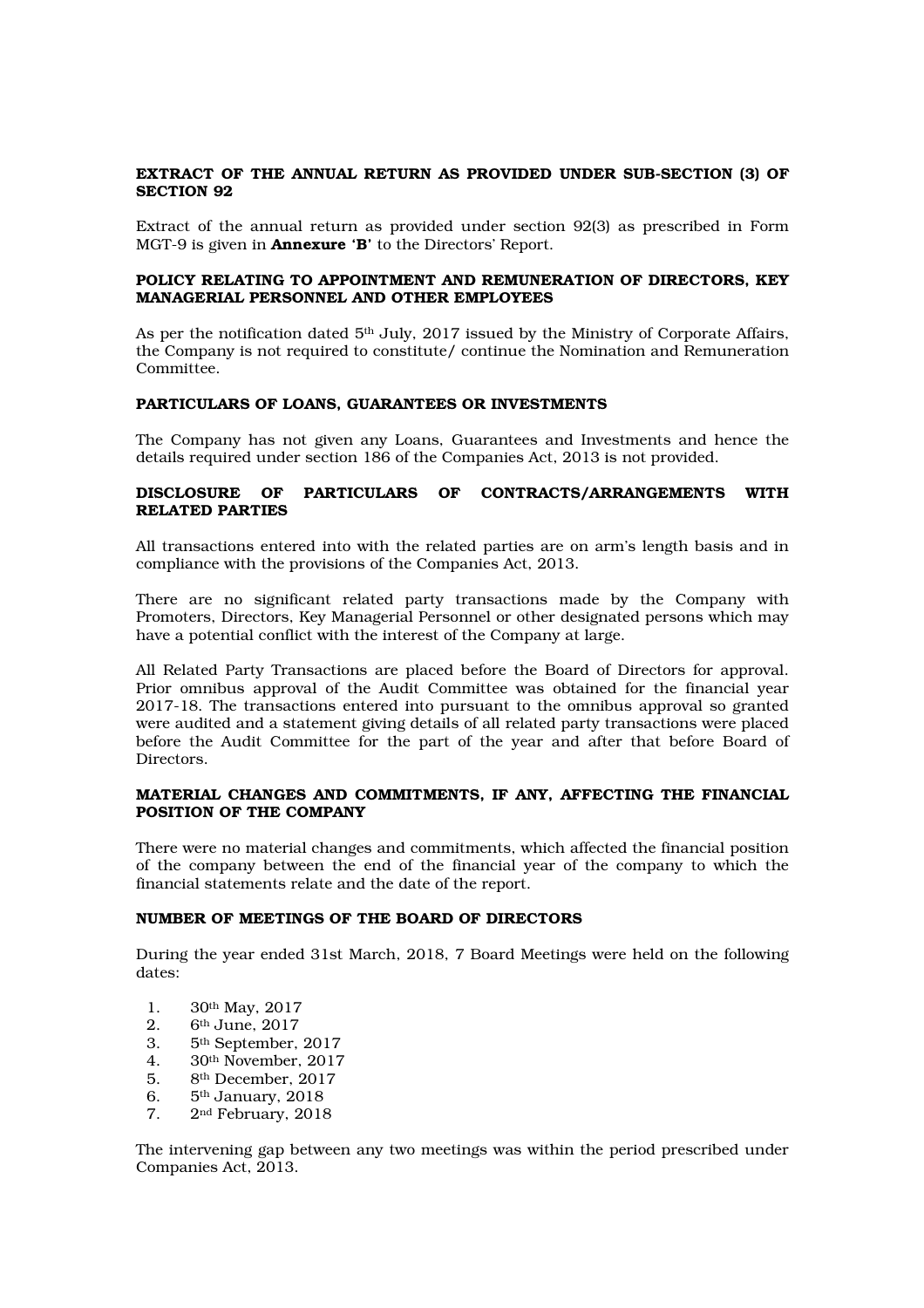**EXTRACT OF THE ANNUAL RETURN AS PROVIDED UNDER SUB-SECTION (3) OF SECTION 92**

Extract of the annual return as provided under section 92(3) as prescribed in Form MGT-9 is given in **Annexure 'B'** to the Directors' Report.

**POLICY RELATING TO APPOINTMENT AND REMUNERATION OF DIRECTORS, KEY MANAGERIAL PERSONNEL AND OTHER EMPLOYEES**

As per the notification dated 5th July, 2017 issued by the Ministry of Corporate Affairs, the Company is not required to constitute/ continue the Nomination and Remuneration Committee.

**PARTICULARS OF LOANS, GUARANTEES OR INVESTMENTS**

The Company has not given any Loans, Guarantees and Investments and hence the details required under section 186 of the Companies Act, 2013 is not provided.

**DISCLOSURE OF PARTICULARS OF CONTRACTS/ARRANGEMENTS WITH RELATED PARTIES**

All transactions entered into with the related parties are on arm's length basis and in compliance with the provisions of the Companies Act, 2013.

There are no significant related party transactions made by the Company with Promoters, Directors, Key Managerial Personnel or other designated persons which may have a potential conflict with the interest of the Company at large.

All Related Party Transactions are placed before the Board of Directors for approval. Prior omnibus approval of the Audit Committee was obtained for the financial year 2017-18. The transactions entered into pursuant to the omnibus approval so granted were audited and a statement giving details of all related party transactions were placed before the Audit Committee for the part of the year and after that before Board of Directors.

**MATERIAL CHANGES AND COMMITMENTS, IF ANY, AFFECTING THE FINANCIAL POSITION OF THE COMPANY**

There were no material changes and commitments, which affected the financial position of the company between the end of the financial year of the company to which the financial statements relate and the date of the report.

**NUMBER OF MEETINGS OF THE BOARD OF DIRECTORS**

During the year ended 31st March, 2018, 7 Board Meetings were held on the following dates:

1. 30th May, 2017
2. 6th June, 2017
3. 5th September, 2017
4. 30th November, 2017
5. 8th December, 2017
6. 5th January, 2018
7. 2nd February, 2018

The intervening gap between any two meetings was within the period prescribed under Companies Act, 2013.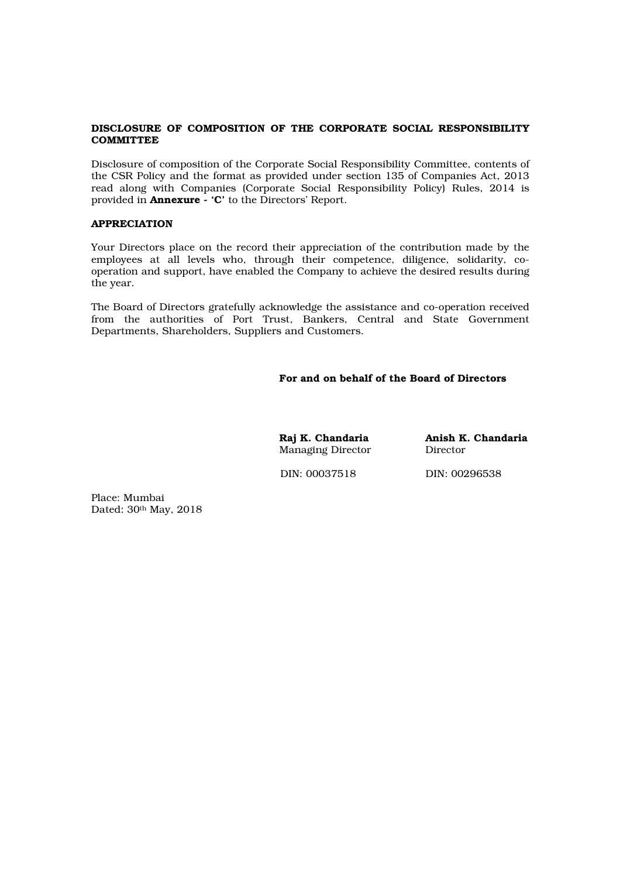**DISCLOSURE OF COMPOSITION OF THE CORPORATE SOCIAL RESPONSIBILITY COMMITTEE**

Disclosure of composition of the Corporate Social Responsibility Committee, contents of the CSR Policy and the format as provided under section 135 of Companies Act, 2013 read along with Companies (Corporate Social Responsibility Policy) Rules, 2014 is provided in **Annexure - 'C'** to the Directors' Report.

**APPRECIATION**

Your Directors place on the record their appreciation of the contribution made by the employees at all levels who, through their competence, diligence, solidarity, co-operation and support, have enabled the Company to achieve the desired results during the year.

The Board of Directors gratefully acknowledge the assistance and co-operation received from the authorities of Port Trust, Bankers, Central and State Government Departments, Shareholders, Suppliers and Customers.

**For and on behalf of the Board of Directors**

**Raj K. Chandaria**
Managing Director

DIN: 00037518

**Anish K. Chandaria**
Director

DIN: 00296538

Place: Mumbai
Dated: 30th May, 2018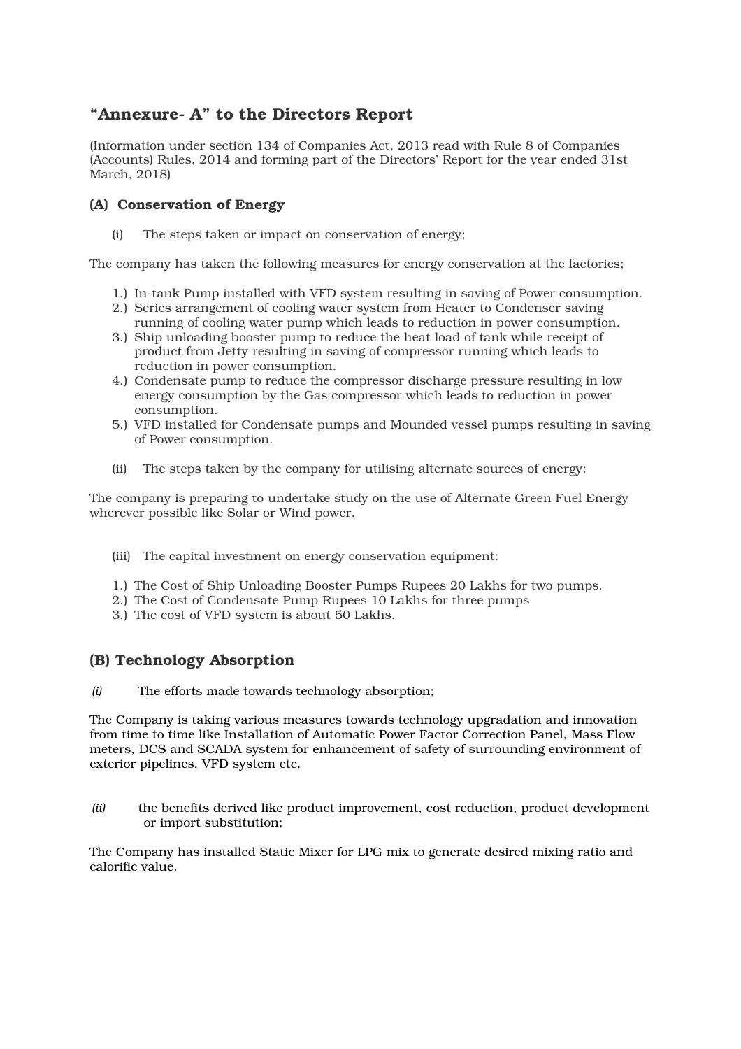## "Annexure- A" to the Directors Report

(Information under section 134 of Companies Act, 2013 read with Rule 8 of Companies (Accounts) Rules, 2014 and forming part of the Directors' Report for the year ended 31st March, 2018)

### (A) Conservation of Energy

(i) The steps taken or impact on conservation of energy;

The company has taken the following measures for energy conservation at the factories;

1.) In-tank Pump installed with VFD system resulting in saving of Power consumption.
2.) Series arrangement of cooling water system from Heater to Condenser saving running of cooling water pump which leads to reduction in power consumption.
3.) Ship unloading booster pump to reduce the heat load of tank while receipt of product from Jetty resulting in saving of compressor running which leads to reduction in power consumption.
4.) Condensate pump to reduce the compressor discharge pressure resulting in low energy consumption by the Gas compressor which leads to reduction in power consumption.
5.) VFD installed for Condensate pumps and Mounded vessel pumps resulting in saving of Power consumption.

(ii) The steps taken by the company for utilising alternate sources of energy:

The company is preparing to undertake study on the use of Alternate Green Fuel Energy wherever possible like Solar or Wind power.

(iii) The capital investment on energy conservation equipment:

1.) The Cost of Ship Unloading Booster Pumps Rupees 20 Lakhs for two pumps.
2.) The Cost of Condensate Pump Rupees 10 Lakhs for three pumps
3.) The cost of VFD system is about 50 Lakhs.

### (B) Technology Absorption

*(i)* The efforts made towards technology absorption;

The Company is taking various measures towards technology upgradation and innovation from time to time like Installation of Automatic Power Factor Correction Panel, Mass Flow meters, DCS and SCADA system for enhancement of safety of surrounding environment of exterior pipelines, VFD system etc.

*(ii)* the benefits derived like product improvement, cost reduction, product development or import substitution;

The Company has installed Static Mixer for LPG mix to generate desired mixing ratio and calorific value.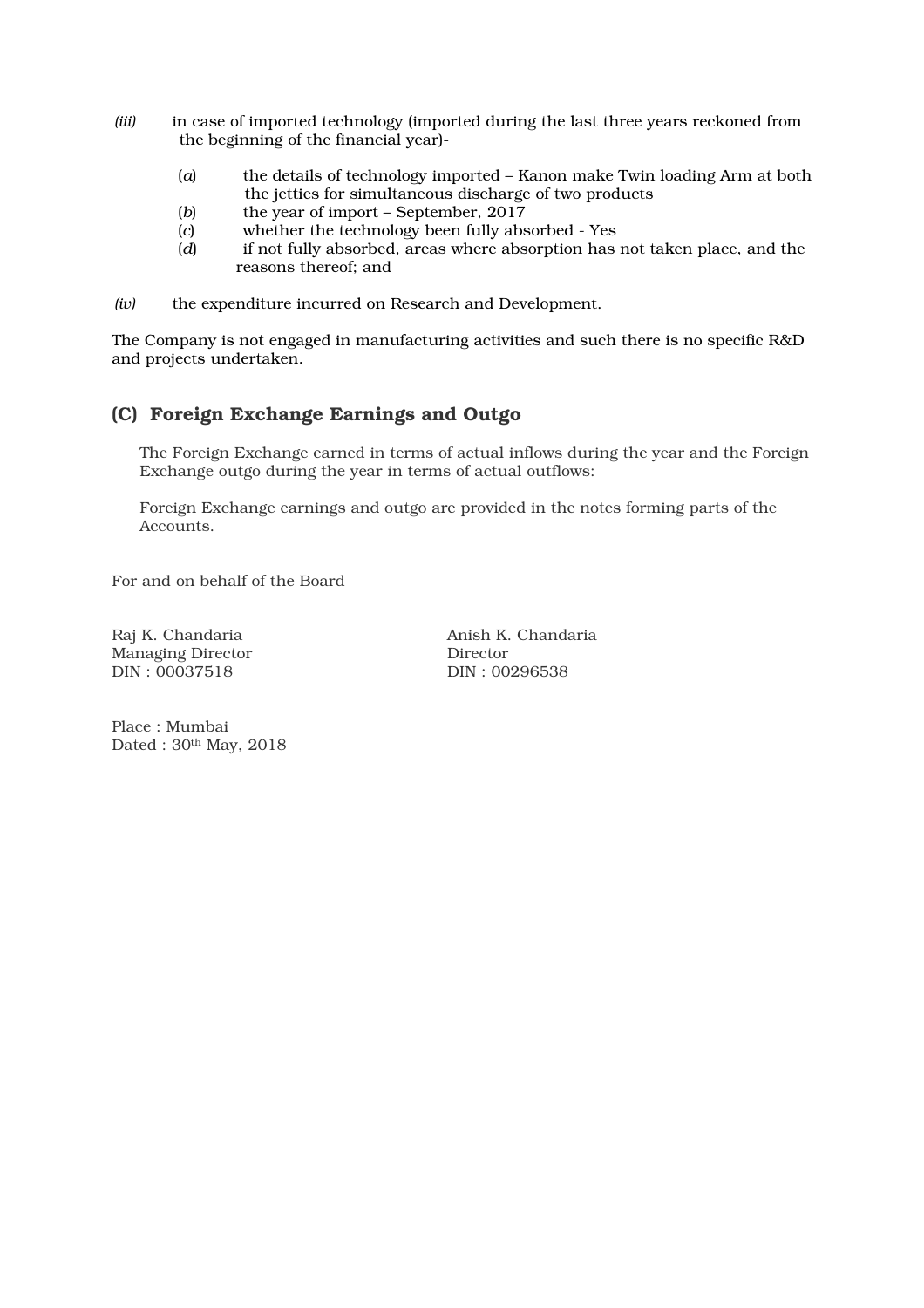*(iii)* in case of imported technology (imported during the last three years reckoned from the beginning of the financial year)-

- (*a*) the details of technology imported – Kanon make Twin loading Arm at both the jetties for simultaneous discharge of two products
- (*b*) the year of import – September, 2017
- (*c*) whether the technology been fully absorbed - Yes
- (*d*) if not fully absorbed, areas where absorption has not taken place, and the reasons thereof; and

*(iv)* the expenditure incurred on Research and Development.

The Company is not engaged in manufacturing activities and such there is no specific R&D and projects undertaken.

## (C) Foreign Exchange Earnings and Outgo

The Foreign Exchange earned in terms of actual inflows during the year and the Foreign Exchange outgo during the year in terms of actual outflows:

Foreign Exchange earnings and outgo are provided in the notes forming parts of the Accounts.

For and on behalf of the Board

Raj K. Chandaria
Managing Director
DIN : 00037518

Anish K. Chandaria
Director
DIN : 00296538

Place : Mumbai
Dated : 30th May, 2018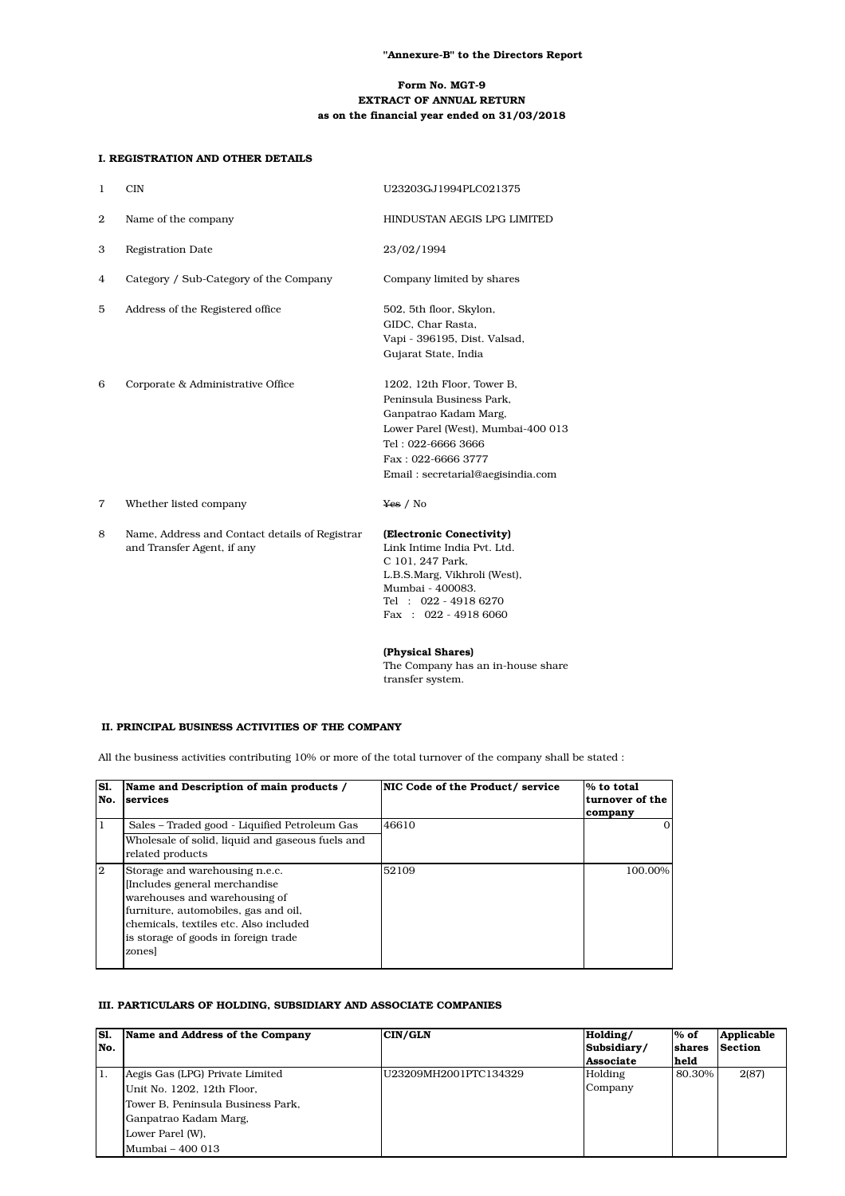**"Annexure-B" to the Directors Report**

**Form No. MGT-9**
**EXTRACT OF ANNUAL RETURN**
**as on the financial year ended on 31/03/2018**

## I. REGISTRATION AND OTHER DETAILS

| | | |
|---|---|---|
| 1 | CIN | U23203GJ1994PLC021375 |
| 2 | Name of the company | HINDUSTAN AEGIS LPG LIMITED |
| 3 | Registration Date | 23/02/1994 |
| 4 | Category / Sub-Category of the Company | Company limited by shares |
| 5 | Address of the Registered office | 502, 5th floor, Skylon, GIDC, Char Rasta, Vapi - 396195, Dist. Valsad, Gujarat State, India |
| 6 | Corporate & Administrative Office | 1202, 12th Floor, Tower B, Peninsula Business Park, Ganpatrao Kadam Marg, Lower Parel (West), Mumbai-400 013<br>Tel : 022-6666 3666<br>Fax : 022-6666 3777<br>Email : secretarial@aegisindia.com |
| 7 | Whether listed company | ~~Yes~~ / No |
| 8 | Name, Address and Contact details of Registrar and Transfer Agent, if any | **(Electronic Conectivity)**<br>Link Intime India Pvt. Ltd.<br>C 101, 247 Park,<br>L.B.S.Marg, Vikhroli (West),<br>Mumbai - 400083.<br>Tel : 022 - 4918 6270<br>Fax : 022 - 4918 6060<br><br>**(Physical Shares)**<br>The Company has an in-house share transfer system. |

## II. PRINCIPAL BUSINESS ACTIVITIES OF THE COMPANY

All the business activities contributing 10% or more of the total turnover of the company shall be stated :

| Sl. No. | Name and Description of main products / services | NIC Code of the Product/ service | % to total turnover of the company |
|---|---|---|---|
| 1 | Sales – Traded good - Liquified Petroleum Gas<br>Wholesale of solid, liquid and gaseous fuels and related products | 46610 | 0 |
| 2 | Storage and warehousing n.e.c. [Includes general merchandise warehouses and warehousing of furniture, automobiles, gas and oil, chemicals, textiles etc. Also included is storage of goods in foreign trade zones] | 52109 | 100.00% |

## III. PARTICULARS OF HOLDING, SUBSIDIARY AND ASSOCIATE COMPANIES

| Sl. No. | Name and Address of the Company | CIN/GLN | Holding/ Subsidiary/ Associate | % of shares held | Applicable Section |
|---|---|---|---|---|---|
| 1. | Aegis Gas (LPG) Private Limited<br>Unit No. 1202, 12th Floor,<br>Tower B, Peninsula Business Park,<br>Ganpatrao Kadam Marg,<br>Lower Parel (W),<br>Mumbai – 400 013 | U23209MH2001PTC134329 | Holding Company | 80.30% | 2(87) |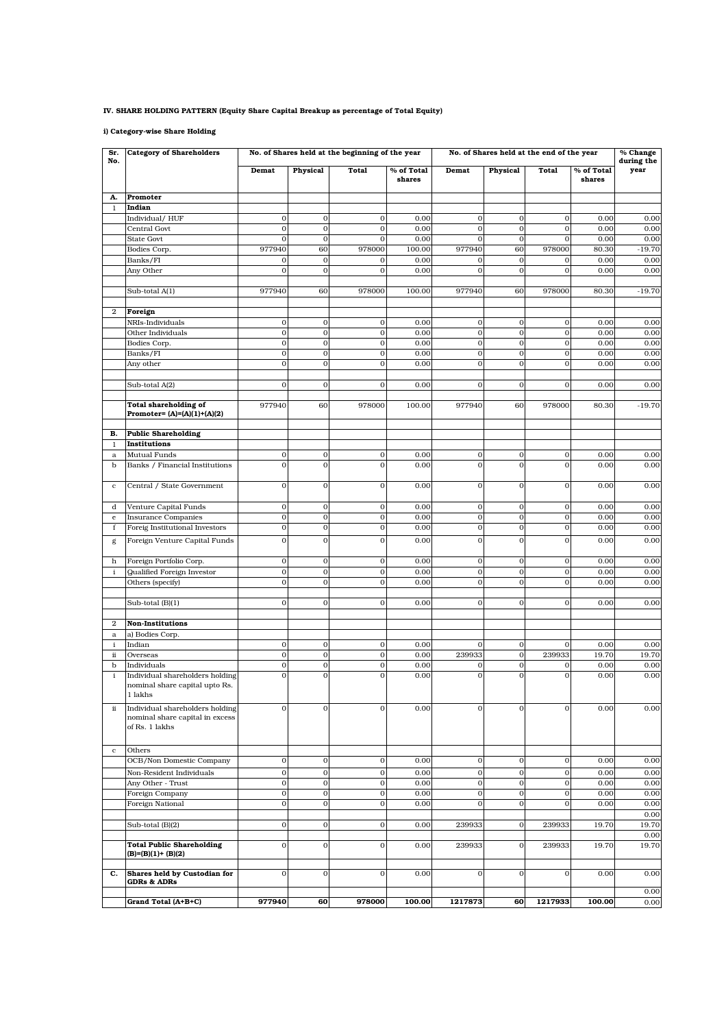**IV. SHARE HOLDING PATTERN (Equity Share Capital Breakup as percentage of Total Equity)**

**i) Category-wise Share Holding**

| Sr. No. | Category of Shareholders | No. of Shares held at the beginning of the year | | | | No. of Shares held at the end of the year | | | | % Change during the year |
|---|---|---|---|---|---|---|---|---|---|---|
| | | **Demat** | **Physical** | **Total** | **% of Total shares** | **Demat** | **Physical** | **Total** | **% of Total shares** | |
| **A.** | **Promoter** | | | | | | | | | |
| 1 | **Indian** | | | | | | | | | |
| | Individual/ HUF | 0 | 0 | 0 | 0.00 | 0 | 0 | 0 | 0.00 | 0.00 |
| | Central Govt | 0 | 0 | 0 | 0.00 | 0 | 0 | 0 | 0.00 | 0.00 |
| | State Govt | 0 | 0 | 0 | 0.00 | 0 | 0 | 0 | 0.00 | 0.00 |
| | Bodies Corp. | 977940 | 60 | 978000 | 100.00 | 977940 | 60 | 978000 | 80.30 | -19.70 |
| | Banks/FI | 0 | 0 | 0 | 0.00 | 0 | 0 | 0 | 0.00 | 0.00 |
| | Any Other | 0 | 0 | 0 | 0.00 | 0 | 0 | 0 | 0.00 | 0.00 |
| | Sub-total A(1) | 977940 | 60 | 978000 | 100.00 | 977940 | 60 | 978000 | 80.30 | -19.70 |
| 2 | **Foreign** | | | | | | | | | |
| | NRIs-Individuals | 0 | 0 | 0 | 0.00 | 0 | 0 | 0 | 0.00 | 0.00 |
| | Other Individuals | 0 | 0 | 0 | 0.00 | 0 | 0 | 0 | 0.00 | 0.00 |
| | Bodies Corp. | 0 | 0 | 0 | 0.00 | 0 | 0 | 0 | 0.00 | 0.00 |
| | Banks/FI | 0 | 0 | 0 | 0.00 | 0 | 0 | 0 | 0.00 | 0.00 |
| | Any other | 0 | 0 | 0 | 0.00 | 0 | 0 | 0 | 0.00 | 0.00 |
| | Sub-total A(2) | 0 | 0 | 0 | 0.00 | 0 | 0 | 0 | 0.00 | 0.00 |
| | **Total shareholding of Promoter= (A)=(A)(1)+(A)(2)** | 977940 | 60 | 978000 | 100.00 | 977940 | 60 | 978000 | 80.30 | -19.70 |
| **B.** | **Public Shareholding** | | | | | | | | | |
| 1 | **Institutions** | | | | | | | | | |
| a | Mutual Funds | 0 | 0 | 0 | 0.00 | 0 | 0 | 0 | 0.00 | 0.00 |
| b | Banks / Financial Institutions | 0 | 0 | 0 | 0.00 | 0 | 0 | 0 | 0.00 | 0.00 |
| c | Central / State Government | 0 | 0 | 0 | 0.00 | 0 | 0 | 0 | 0.00 | 0.00 |
| d | Venture Capital Funds | 0 | 0 | 0 | 0.00 | 0 | 0 | 0 | 0.00 | 0.00 |
| e | Insurance Companies | 0 | 0 | 0 | 0.00 | 0 | 0 | 0 | 0.00 | 0.00 |
| f | Foreig Institutional Investors | 0 | 0 | 0 | 0.00 | 0 | 0 | 0 | 0.00 | 0.00 |
| g | Foreign Venture Capital Funds | 0 | 0 | 0 | 0.00 | 0 | 0 | 0 | 0.00 | 0.00 |
| h | Foreign Portfolio Corp. | 0 | 0 | 0 | 0.00 | 0 | 0 | 0 | 0.00 | 0.00 |
| i | Qualified Foreign Investor | 0 | 0 | 0 | 0.00 | 0 | 0 | 0 | 0.00 | 0.00 |
| | Others (specify) | 0 | 0 | 0 | 0.00 | 0 | 0 | 0 | 0.00 | 0.00 |
| | Sub-total (B)(1) | 0 | 0 | 0 | 0.00 | 0 | 0 | 0 | 0.00 | 0.00 |
| 2 | **Non-Institutions** | | | | | | | | | |
| a | a) Bodies Corp. | | | | | | | | | |
| i | Indian | 0 | 0 | 0 | 0.00 | 0 | 0 | 0 | 0.00 | 0.00 |
| ii | Overseas | 0 | 0 | 0 | 0.00 | 239933 | 0 | 239933 | 19.70 | 19.70 |
| b | Individuals | 0 | 0 | 0 | 0.00 | 0 | 0 | 0 | 0.00 | 0.00 |
| i | Individual shareholders holding nominal share capital upto Rs. 1 lakhs | 0 | 0 | 0 | 0.00 | 0 | 0 | 0 | 0.00 | 0.00 |
| ii | Individual shareholders holding nominal share capital in excess of Rs. 1 lakhs | 0 | 0 | 0 | 0.00 | 0 | 0 | 0 | 0.00 | 0.00 |
| c | Others | | | | | | | | | |
| | OCB/Non Domestic Company | 0 | 0 | 0 | 0.00 | 0 | 0 | 0 | 0.00 | 0.00 |
| | Non-Resident Individuals | 0 | 0 | 0 | 0.00 | 0 | 0 | 0 | 0.00 | 0.00 |
| | Any Other - Trust | 0 | 0 | 0 | 0.00 | 0 | 0 | 0 | 0.00 | 0.00 |
| | Foreign Company | 0 | 0 | 0 | 0.00 | 0 | 0 | 0 | 0.00 | 0.00 |
| | Foreign National | 0 | 0 | 0 | 0.00 | 0 | 0 | 0 | 0.00 | 0.00 |
| | | | | | | | | | | 0.00 |
| | Sub-total (B)(2) | 0 | 0 | 0 | 0.00 | 239933 | 0 | 239933 | 19.70 | 19.70 |
| | | | | | | | | | | 0.00 |
| | **Total Public Shareholding (B)=(B)(1)+ (B)(2)** | 0 | 0 | 0 | 0.00 | 239933 | 0 | 239933 | 19.70 | 19.70 |
| **C.** | **Shares held by Custodian for GDRs & ADRs** | 0 | 0 | 0 | 0.00 | 0 | 0 | 0 | 0.00 | 0.00 |
| | | | | | | | | | | 0.00 |
| | **Grand Total (A+B+C)** | **977940** | **60** | **978000** | **100.00** | **1217873** | **60** | **1217933** | **100.00** | 0.00 |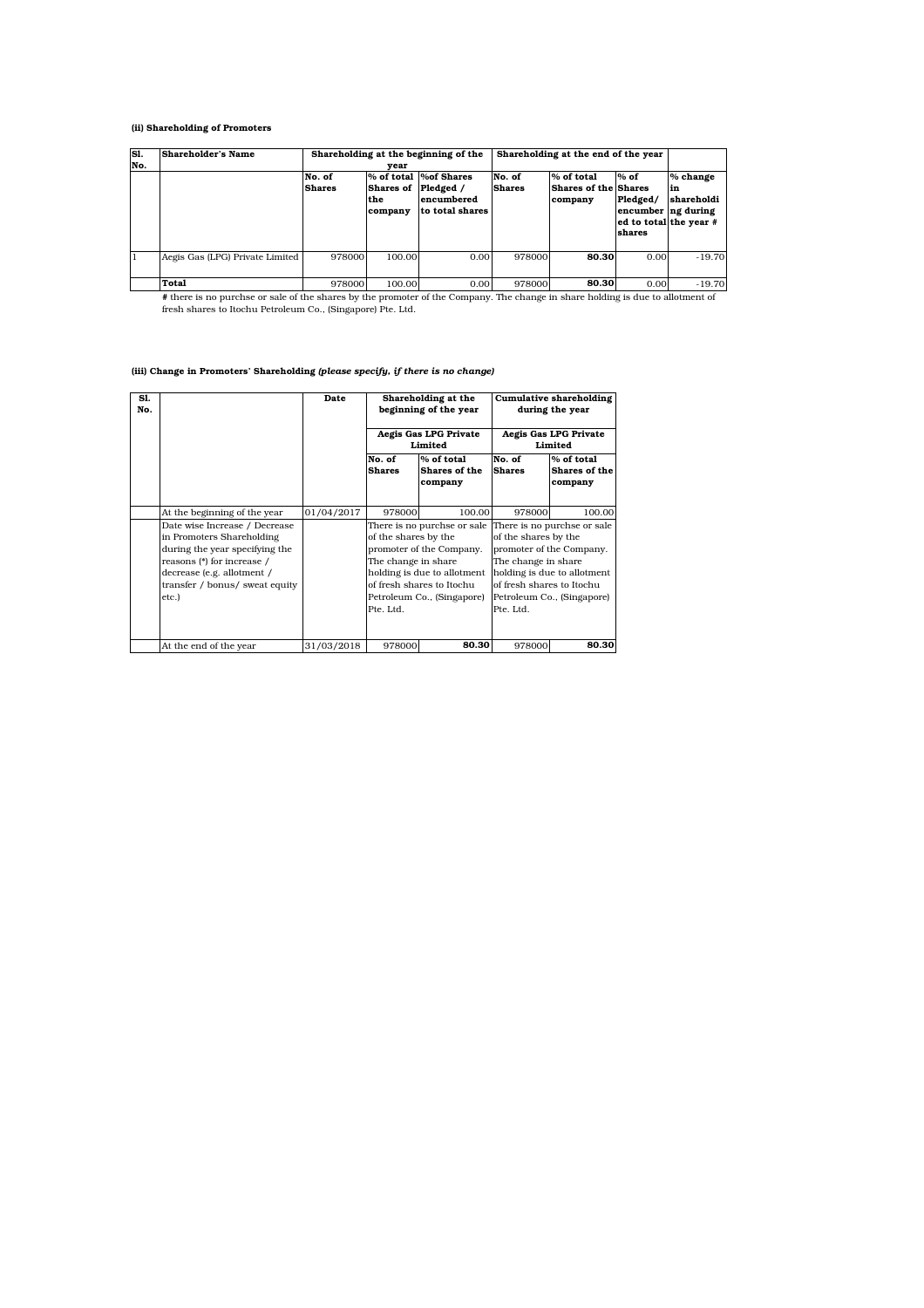**(ii) Shareholding of Promoters**

| Sl. No. | Shareholder's Name | Shareholding at the beginning of the year | | | Shareholding at the end of the year | | | |
|---|---|---|---|---|---|---|---|---|
| | | No. of Shares | % of total Shares of the company | %of Shares Pledged / encumbered to total shares | No. of Shares | % of total Shares of the company | % of Shares Pledged/ encumbered to total shares | % change in shareholding during the year # |
| 1 | Aegis Gas (LPG) Private Limited | 978000 | 100.00 | 0.00 | 978000 | **80.30** | 0.00 | -19.70 |
| | **Total** | 978000 | 100.00 | 0.00 | 978000 | **80.30** | 0.00 | -19.70 |

# there is no purchse or sale of the shares by the promoter of the Company. The change in share holding is due to allotment of fresh shares to Itochu Petroleum Co., (Singapore) Pte. Ltd.

**(iii) Change in Promoters' Shareholding** ***(please specify, if there is no change)***

| Sl. No. | | Date | Shareholding at the beginning of the year | | Cumulative shareholding during the year | |
|---|---|---|---|---|---|---|
| | | | Aegis Gas LPG Private Limited | | Aegis Gas LPG Private Limited | |
| | | | No. of Shares | % of total Shares of the company | No. of Shares | % of total Shares of the company |
| | At the beginning of the year | 01/04/2017 | 978000 | 100.00 | 978000 | 100.00 |
| | Date wise Increase / Decrease in Promoters Shareholding during the year specifying the reasons (*) for increase / decrease (e.g. allotment / transfer / bonus/ sweat equity etc.) | | There is no purchse or sale of the shares by the promoter of the Company. The change in share holding is due to allotment of fresh shares to Itochu Petroleum Co., (Singapore) Pte. Ltd. | | There is no purchse or sale of the shares by the promoter of the Company. The change in share holding is due to allotment of fresh shares to Itochu Petroleum Co., (Singapore) Pte. Ltd. | |
| | At the end of the year | 31/03/2018 | 978000 | **80.30** | 978000 | **80.30** |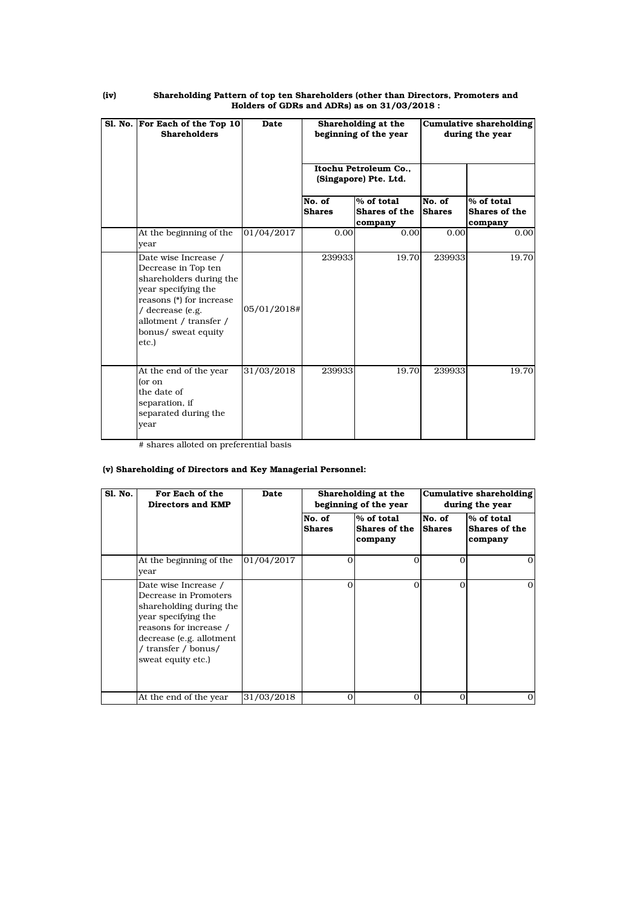**(iv) Shareholding Pattern of top ten Shareholders (other than Directors, Promoters and Holders of GDRs and ADRs) as on 31/03/2018 :**

| Sl. No. | For Each of the Top 10 Shareholders | Date | Shareholding at the beginning of the year | | Cumulative shareholding during the year | |
|---|---|---|---|---|---|---|
| | | | Itochu Petroleum Co., (Singapore) Pte. Ltd. | | | |
| | | | No. of Shares | % of total Shares of the company | No. of Shares | % of total Shares of the company |
| | At the beginning of the year | 01/04/2017 | 0.00 | 0.00 | 0.00 | 0.00 |
| | Date wise Increase / Decrease in Top ten shareholders during the year specifying the reasons (*) for increase / decrease (e.g. allotment / transfer / bonus/ sweat equity etc.) | 05/01/2018# | 239933 | 19.70 | 239933 | 19.70 |
| | At the end of the year (or on the date of separation, if separated during the year | 31/03/2018 | 239933 | 19.70 | 239933 | 19.70 |

# shares alloted on preferential basis

**(v) Shareholding of Directors and Key Managerial Personnel:**

| Sl. No. | For Each of the Directors and KMP | Date | Shareholding at the beginning of the year | | Cumulative shareholding during the year | |
|---|---|---|---|---|---|---|
| | | | No. of Shares | % of total Shares of the company | No. of Shares | % of total Shares of the company |
| | At the beginning of the year | 01/04/2017 | 0 | 0 | 0 | 0 |
| | Date wise Increase / Decrease in Promoters shareholding during the year specifying the reasons for increase / decrease (e.g. allotment / transfer / bonus/ sweat equity etc.) | | 0 | 0 | 0 | 0 |
| | At the end of the year | 31/03/2018 | 0 | 0 | 0 | 0 |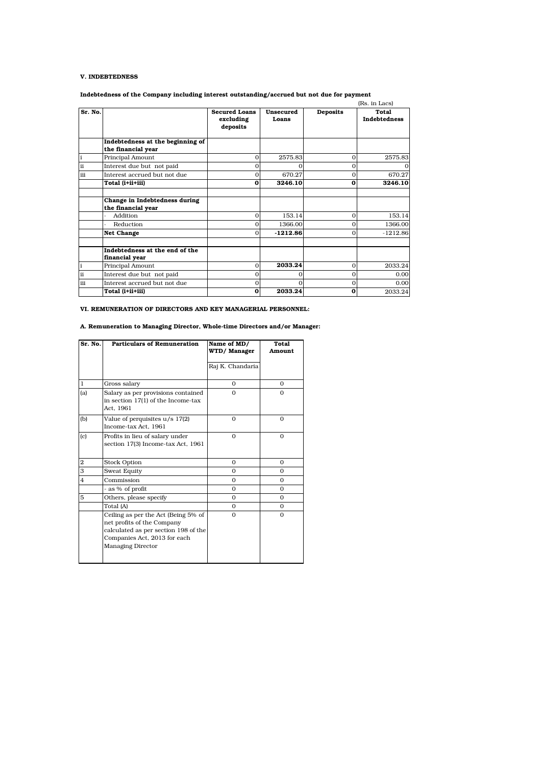**V. INDEBTEDNESS**

**Indebtedness of the Company including interest outstanding/accrued but not due for payment**

(Rs. in Lacs)

| Sr. No. | | Secured Loans excluding deposits | Unsecured Loans | Deposits | Total Indebtedness |
|---|---|---|---|---|---|
| | **Indebtedness at the beginning of the financial year** | | | | |
| i | Principal Amount | 0 | 2575.83 | 0 | 2575.83 |
| ii | Interest due but not paid | 0 | 0 | 0 | 0 |
| iii | Interest accrued but not due | 0 | 670.27 | 0 | 670.27 |
| | **Total (i+ii+iii)** | **0** | **3246.10** | **0** | **3246.10** |
| | | | | | |
| | **Change in Indebtedness during the financial year** | | | | |
| | · Addition | 0 | 153.14 | 0 | 153.14 |
| | · Reduction | 0 | 1366.00 | 0 | 1366.00 |
| | **Net Change** | 0 | **-1212.86** | 0 | -1212.86 |
| | | | | | |
| | **Indebtedness at the end of the financial year** | | | | |
| i | Principal Amount | 0 | **2033.24** | 0 | 2033.24 |
| ii | Interest due but not paid | 0 | 0 | 0 | 0.00 |
| iii | Interest accrued but not due | 0 | 0 | 0 | 0.00 |
| | **Total (i+ii+iii)** | **0** | **2033.24** | **0** | 2033.24 |

**VI. REMUNERATION OF DIRECTORS AND KEY MANAGERIAL PERSONNEL:**

**A. Remuneration to Managing Director, Whole-time Directors and/or Manager:**

| Sr. No. | Particulars of Remuneration | Name of MD/ WTD/ Manager | Total Amount |
|---|---|---|---|
| | | Raj K. Chandaria | |
| 1 | Gross salary | 0 | 0 |
| (a) | Salary as per provisions contained in section 17(1) of the Income-tax Act, 1961 | 0 | 0 |
| (b) | Value of perquisites u/s 17(2) Income-tax Act, 1961 | 0 | 0 |
| (c) | Profits in lieu of salary under section 17(3) Income-tax Act, 1961 | 0 | 0 |
| 2 | Stock Option | 0 | 0 |
| 3 | Sweat Equity | 0 | 0 |
| 4 | Commission | 0 | 0 |
| | - as % of profit | 0 | 0 |
| 5 | Others, please specify | 0 | 0 |
| | Total (A) | 0 | 0 |
| | Ceiling as per the Act (Being 5% of net profits of the Company calculated as per section 198 of the Companies Act, 2013 for each Managing Director | 0 | 0 |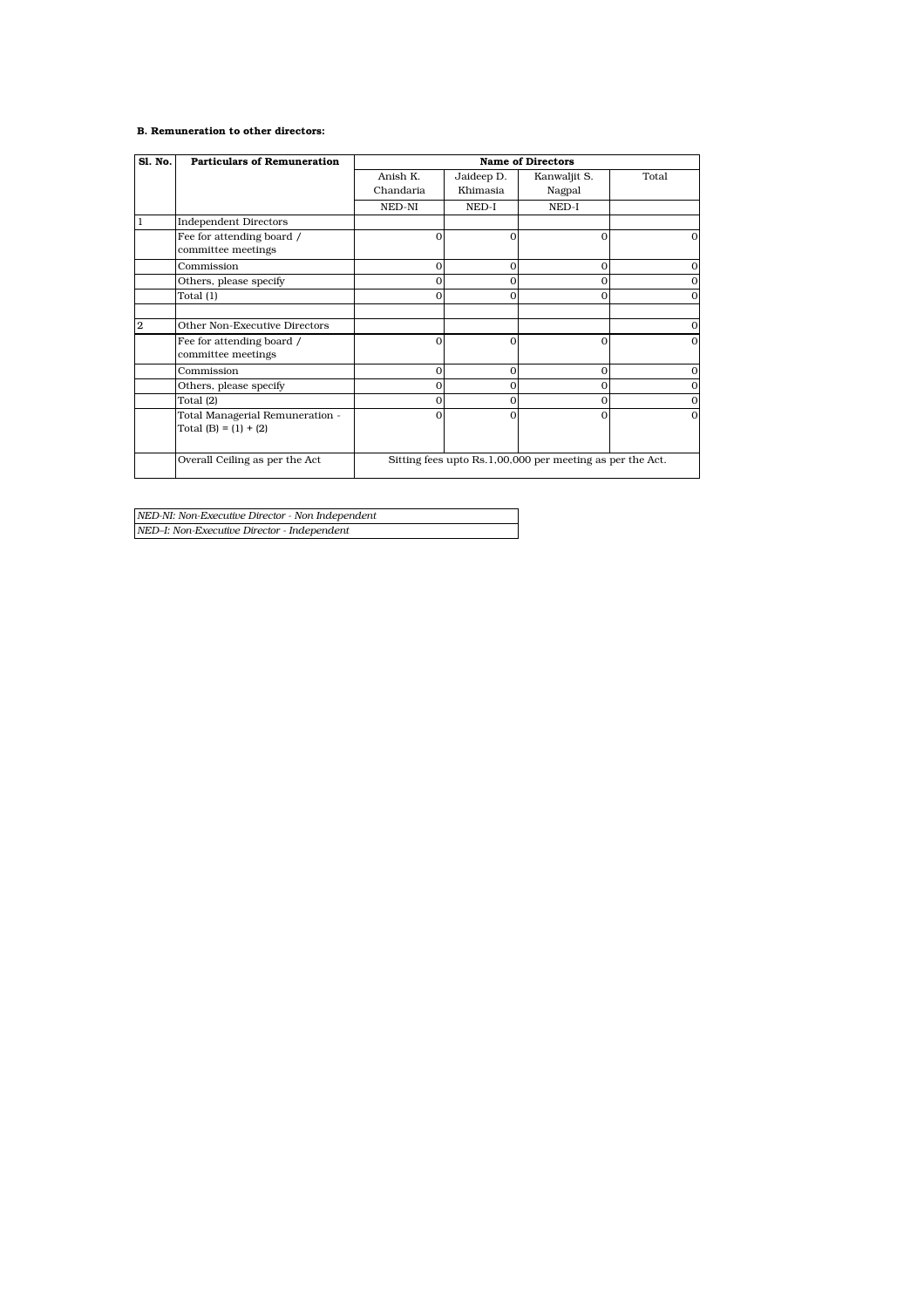**B. Remuneration to other directors:**

| Sl. No. | Particulars of Remuneration | Name of Directors | | | |
|---|---|---|---|---|---|
| | | Anish K. Chandaria | Jaideep D. Khimasia | Kanwaljit S. Nagpal | Total |
| | | NED-NI | NED-I | NED-I | |
| 1 | Independent Directors | | | | |
| | Fee for attending board / committee meetings | 0 | 0 | 0 | 0 |
| | Commission | 0 | 0 | 0 | 0 |
| | Others, please specify | 0 | 0 | 0 | 0 |
| | Total (1) | 0 | 0 | 0 | 0 |
| | | | | | |
| 2 | Other Non-Executive Directors | | | | 0 |
| | Fee for attending board / committee meetings | 0 | 0 | 0 | 0 |
| | Commission | 0 | 0 | 0 | 0 |
| | Others, please specify | 0 | 0 | 0 | 0 |
| | Total (2) | 0 | 0 | 0 | 0 |
| | Total Managerial Remuneration - Total (B) = (1) + (2) | 0 | 0 | 0 | 0 |
| | Overall Ceiling as per the Act | Sitting fees upto Rs.1,00,000 per meeting as per the Act. | | | |

*NED-NI: Non-Executive Director - Non Independent*

*NED–I: Non-Executive Director - Independent*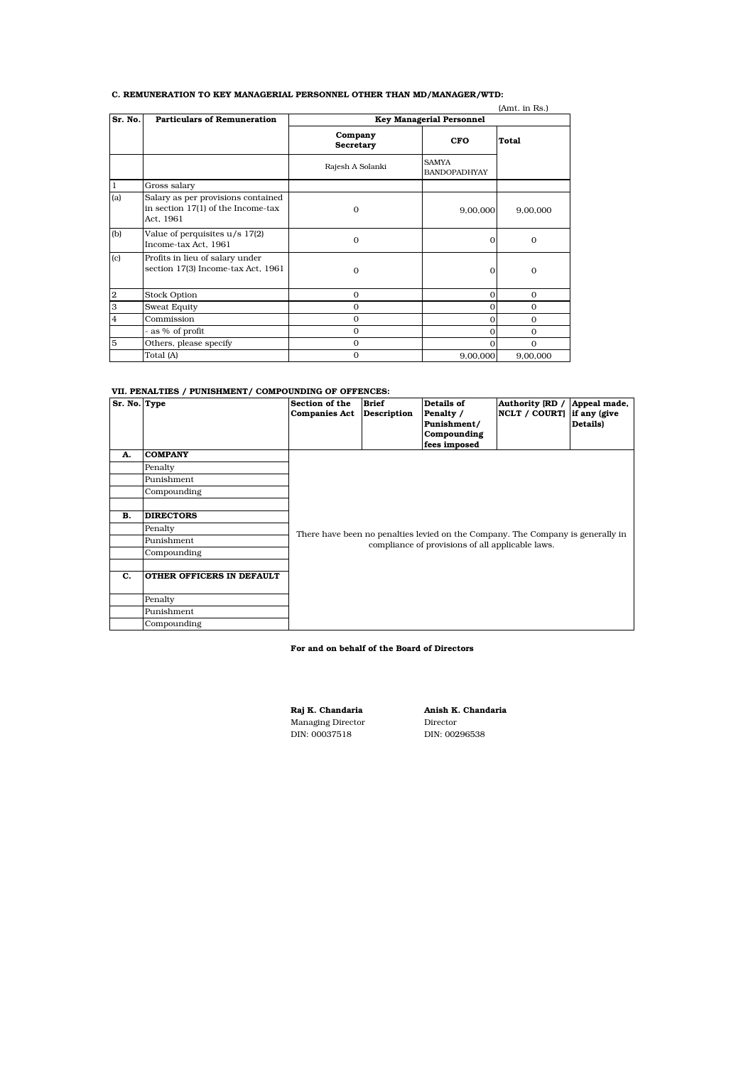### C. REMUNERATION TO KEY MANAGERIAL PERSONNEL OTHER THAN MD/MANAGER/WTD:

(Amt. in Rs.)

| Sr. No. | Particulars of Remuneration | Key Managerial Personnel | | |
|---|---|---|---|---|
| | | Company Secretary | CFO | Total |
| | | Rajesh A Solanki | SAMYA BANDOPADHYAY | |
| 1 | Gross salary | | | |
| (a) | Salary as per provisions contained in section 17(1) of the Income-tax Act, 1961 | 0 | 9,00,000 | 9,00,000 |
| (b) | Value of perquisites u/s 17(2) Income-tax Act, 1961 | 0 | 0 | 0 |
| (c) | Profits in lieu of salary under section 17(3) Income-tax Act, 1961 | 0 | 0 | 0 |
| 2 | Stock Option | 0 | 0 | 0 |
| 3 | Sweat Equity | 0 | 0 | 0 |
| 4 | Commission | 0 | 0 | 0 |
| | - as % of profit | 0 | 0 | 0 |
| 5 | Others, please specify | 0 | 0 | 0 |
| | Total (A) | 0 | 9,00,000 | 9,00,000 |

### VII. PENALTIES / PUNISHMENT/ COMPOUNDING OF OFFENCES:

| Sr. No. | Type | Section of the Companies Act | Brief Description | Details of Penalty / Punishment/ Compounding fees imposed | Authority [RD / NCLT / COURT] | Appeal made, if any (give Details) |
|---|---|---|---|---|---|---|
| **A.** | **COMPANY** | There have been no penalties levied on the Company. The Company is generally in compliance of provisions of all applicable laws. | | | | |
| | Penalty | | | | | |
| | Punishment | | | | | |
| | Compounding | | | | | |
| | | | | | | |
| **B.** | **DIRECTORS** | | | | | |
| | Penalty | | | | | |
| | Punishment | | | | | |
| | Compounding | | | | | |
| | | | | | | |
| **C.** | **OTHER OFFICERS IN DEFAULT** | | | | | |
| | Penalty | | | | | |
| | Punishment | | | | | |
| | Compounding | | | | | |

**For and on behalf of the Board of Directors**

**Raj K. Chandaria**
Managing Director
DIN: 00037518

**Anish K. Chandaria**
Director
DIN: 00296538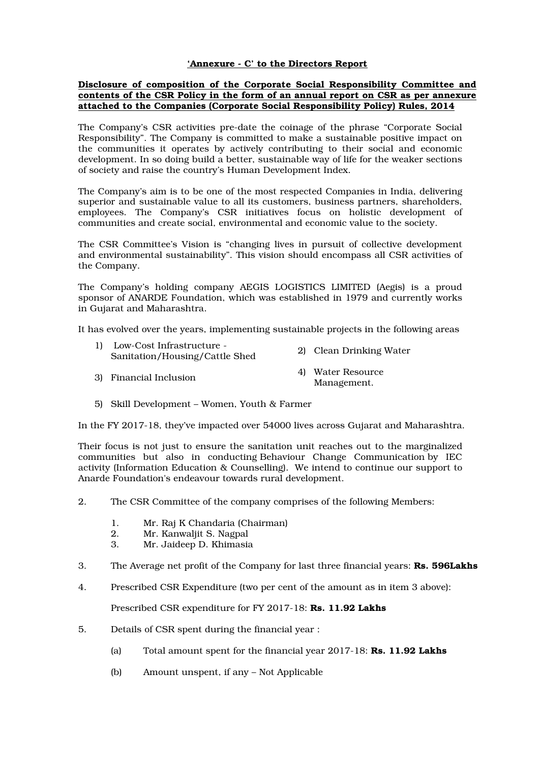**'Annexure - C' to the Directors Report**

**Disclosure of composition of the Corporate Social Responsibility Committee and contents of the CSR Policy in the form of an annual report on CSR as per annexure attached to the Companies (Corporate Social Responsibility Policy) Rules, 2014**

The Company's CSR activities pre-date the coinage of the phrase "Corporate Social Responsibility". The Company is committed to make a sustainable positive impact on the communities it operates by actively contributing to their social and economic development. In so doing build a better, sustainable way of life for the weaker sections of society and raise the country's Human Development Index.

The Company's aim is to be one of the most respected Companies in India, delivering superior and sustainable value to all its customers, business partners, shareholders, employees. The Company's CSR initiatives focus on holistic development of communities and create social, environmental and economic value to the society.

The CSR Committee's Vision is "changing lives in pursuit of collective development and environmental sustainability". This vision should encompass all CSR activities of the Company.

The Company's holding company AEGIS LOGISTICS LIMITED (Aegis) is a proud sponsor of ANARDE Foundation, which was established in 1979 and currently works in Gujarat and Maharashtra.

It has evolved over the years, implementing sustainable projects in the following areas

1) Low-Cost Infrastructure - Sanitation/Housing/Cattle Shed
2) Clean Drinking Water
3) Financial Inclusion
4) Water Resource Management.
5) Skill Development – Women, Youth & Farmer

In the FY 2017-18, they've impacted over 54000 lives across Gujarat and Maharashtra.

Their focus is not just to ensure the sanitation unit reaches out to the marginalized communities but also in conducting Behaviour Change Communication by IEC activity (Information Education & Counselling). We intend to continue our support to Anarde Foundation's endeavour towards rural development.

2. The CSR Committee of the company comprises of the following Members:

    1. Mr. Raj K Chandaria (Chairman)
    2. Mr. Kanwaljit S. Nagpal
    3. Mr. Jaideep D. Khimasia

3. The Average net profit of the Company for last three financial years: **Rs. 596Lakhs**

4. Prescribed CSR Expenditure (two per cent of the amount as in item 3 above):

    Prescribed CSR expenditure for FY 2017-18: **Rs. 11.92 Lakhs**

5. Details of CSR spent during the financial year :

    (a) Total amount spent for the financial year 2017-18: **Rs. 11.92 Lakhs**

    (b) Amount unspent, if any – Not Applicable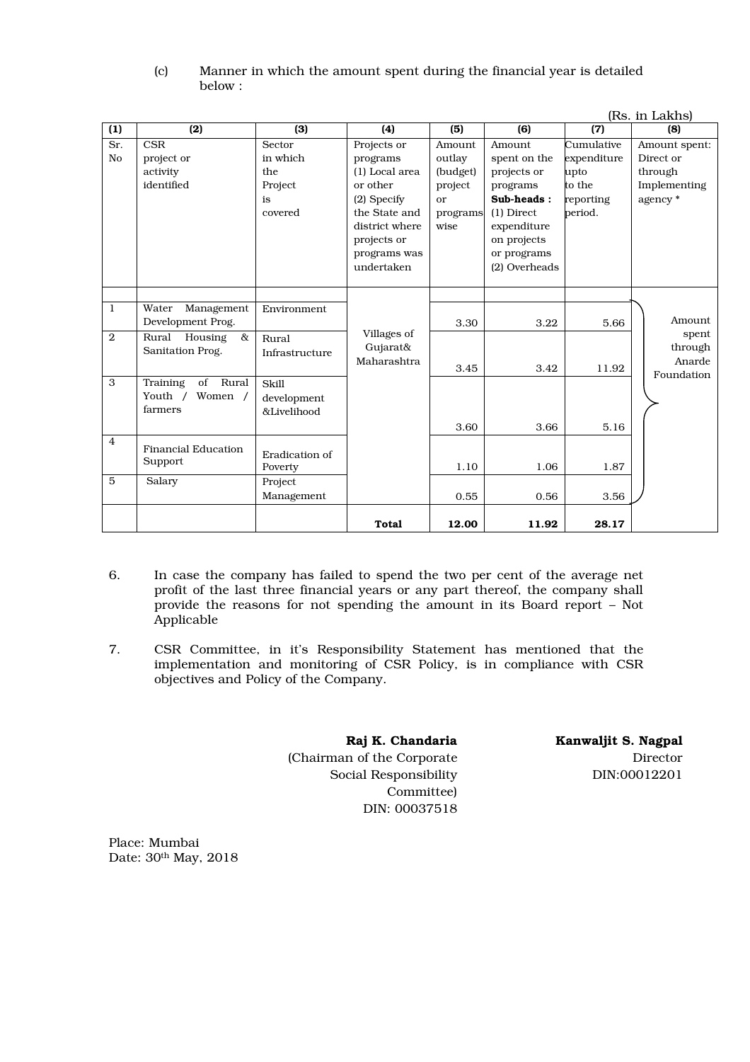(c) Manner in which the amount spent during the financial year is detailed below :

(Rs. in Lakhs)

| (1) | (2) | (3) | (4) | (5) | (6) | (7) | (8) |
|---|---|---|---|---|---|---|---|
| Sr. No | CSR project or activity identified | Sector in which the Project is covered | Projects or programs (1) Local area or other (2) Specify the State and district where projects or programs was undertaken | Amount outlay (budget) project or programs wise | Amount spent on the projects or programs **Sub-heads :** (1) Direct expenditure on projects or programs (2) Overheads | Cumulative expenditure upto to the reporting period. | Amount spent: Direct or through Implementing agency * |
| 1 | Water Management Development Prog. | Environment | Villages of Gujarat& Maharashtra | 3.30 | 3.22 | 5.66 | Amount spent through Anarde Foundation |
| 2 | Rural Housing & Sanitation Prog. | Rural Infrastructure | | 3.45 | 3.42 | 11.92 | |
| 3 | Training of Rural Youth / Women / farmers | Skill development &Livelihood | | 3.60 | 3.66 | 5.16 | |
| 4 | Financial Education Support | Eradication of Poverty | | 1.10 | 1.06 | 1.87 | |
| 5 | Salary | Project Management | | 0.55 | 0.56 | 3.56 | |
| | | | **Total** | **12.00** | **11.92** | **28.17** | |

6. In case the company has failed to spend the two per cent of the average net profit of the last three financial years or any part thereof, the company shall provide the reasons for not spending the amount in its Board report – Not Applicable

7. CSR Committee, in it's Responsibility Statement has mentioned that the implementation and monitoring of CSR Policy, is in compliance with CSR objectives and Policy of the Company.

**Raj K. Chandaria**
(Chairman of the Corporate Social Responsibility Committee)
DIN: 00037518

**Kanwaljit S. Nagpal**
Director
DIN:00012201

Place: Mumbai
Date: 30th May, 2018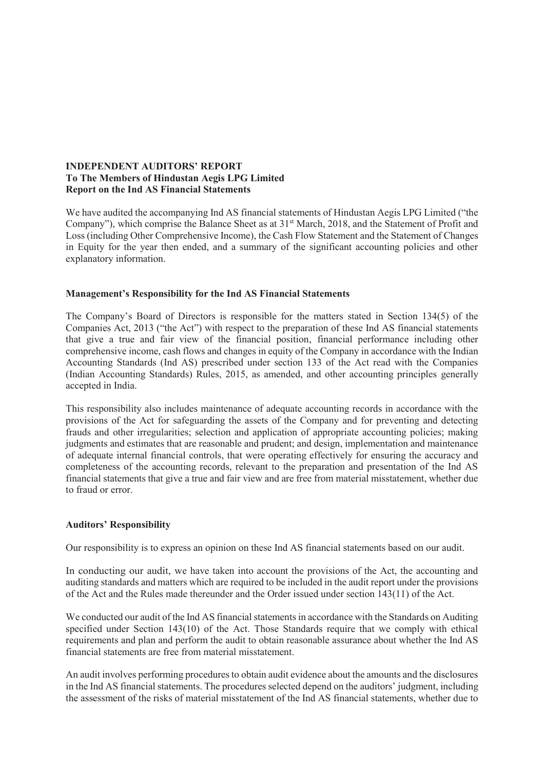**INDEPENDENT AUDITORS' REPORT**
**To The Members of Hindustan Aegis LPG Limited**
**Report on the Ind AS Financial Statements**

We have audited the accompanying Ind AS financial statements of Hindustan Aegis LPG Limited ("the Company"), which comprise the Balance Sheet as at 31st March, 2018, and the Statement of Profit and Loss (including Other Comprehensive Income), the Cash Flow Statement and the Statement of Changes in Equity for the year then ended, and a summary of the significant accounting policies and other explanatory information.

**Management's Responsibility for the Ind AS Financial Statements**

The Company's Board of Directors is responsible for the matters stated in Section 134(5) of the Companies Act, 2013 ("the Act") with respect to the preparation of these Ind AS financial statements that give a true and fair view of the financial position, financial performance including other comprehensive income, cash flows and changes in equity of the Company in accordance with the Indian Accounting Standards (Ind AS) prescribed under section 133 of the Act read with the Companies (Indian Accounting Standards) Rules, 2015, as amended, and other accounting principles generally accepted in India.

This responsibility also includes maintenance of adequate accounting records in accordance with the provisions of the Act for safeguarding the assets of the Company and for preventing and detecting frauds and other irregularities; selection and application of appropriate accounting policies; making judgments and estimates that are reasonable and prudent; and design, implementation and maintenance of adequate internal financial controls, that were operating effectively for ensuring the accuracy and completeness of the accounting records, relevant to the preparation and presentation of the Ind AS financial statements that give a true and fair view and are free from material misstatement, whether due to fraud or error.

**Auditors' Responsibility**

Our responsibility is to express an opinion on these Ind AS financial statements based on our audit.

In conducting our audit, we have taken into account the provisions of the Act, the accounting and auditing standards and matters which are required to be included in the audit report under the provisions of the Act and the Rules made thereunder and the Order issued under section 143(11) of the Act.

We conducted our audit of the Ind AS financial statements in accordance with the Standards on Auditing specified under Section 143(10) of the Act. Those Standards require that we comply with ethical requirements and plan and perform the audit to obtain reasonable assurance about whether the Ind AS financial statements are free from material misstatement.

An audit involves performing procedures to obtain audit evidence about the amounts and the disclosures in the Ind AS financial statements. The procedures selected depend on the auditors' judgment, including the assessment of the risks of material misstatement of the Ind AS financial statements, whether due to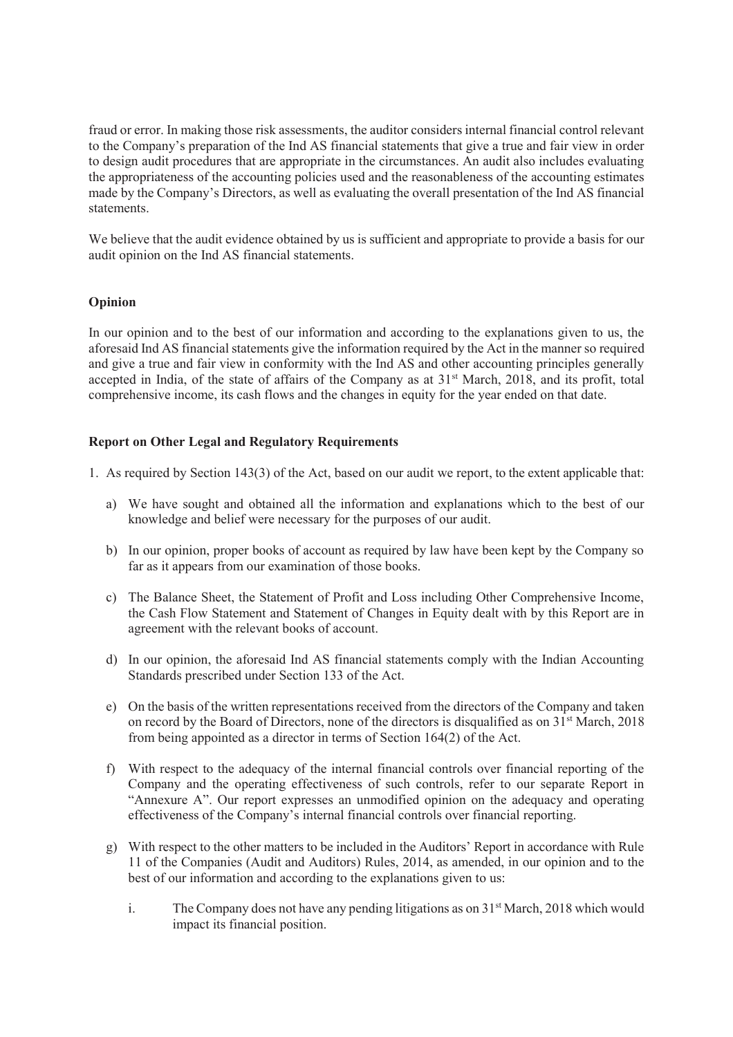fraud or error. In making those risk assessments, the auditor considers internal financial control relevant to the Company's preparation of the Ind AS financial statements that give a true and fair view in order to design audit procedures that are appropriate in the circumstances. An audit also includes evaluating the appropriateness of the accounting policies used and the reasonableness of the accounting estimates made by the Company's Directors, as well as evaluating the overall presentation of the Ind AS financial statements.

We believe that the audit evidence obtained by us is sufficient and appropriate to provide a basis for our audit opinion on the Ind AS financial statements.

**Opinion**

In our opinion and to the best of our information and according to the explanations given to us, the aforesaid Ind AS financial statements give the information required by the Act in the manner so required and give a true and fair view in conformity with the Ind AS and other accounting principles generally accepted in India, of the state of affairs of the Company as at 31st March, 2018, and its profit, total comprehensive income, its cash flows and the changes in equity for the year ended on that date.

**Report on Other Legal and Regulatory Requirements**

1. As required by Section 143(3) of the Act, based on our audit we report, to the extent applicable that:

   a) We have sought and obtained all the information and explanations which to the best of our knowledge and belief were necessary for the purposes of our audit.

   b) In our opinion, proper books of account as required by law have been kept by the Company so far as it appears from our examination of those books.

   c) The Balance Sheet, the Statement of Profit and Loss including Other Comprehensive Income, the Cash Flow Statement and Statement of Changes in Equity dealt with by this Report are in agreement with the relevant books of account.

   d) In our opinion, the aforesaid Ind AS financial statements comply with the Indian Accounting Standards prescribed under Section 133 of the Act.

   e) On the basis of the written representations received from the directors of the Company and taken on record by the Board of Directors, none of the directors is disqualified as on 31st March, 2018 from being appointed as a director in terms of Section 164(2) of the Act.

   f) With respect to the adequacy of the internal financial controls over financial reporting of the Company and the operating effectiveness of such controls, refer to our separate Report in "Annexure A". Our report expresses an unmodified opinion on the adequacy and operating effectiveness of the Company's internal financial controls over financial reporting.

   g) With respect to the other matters to be included in the Auditors' Report in accordance with Rule 11 of the Companies (Audit and Auditors) Rules, 2014, as amended, in our opinion and to the best of our information and according to the explanations given to us:

      i. The Company does not have any pending litigations as on 31st March, 2018 which would impact its financial position.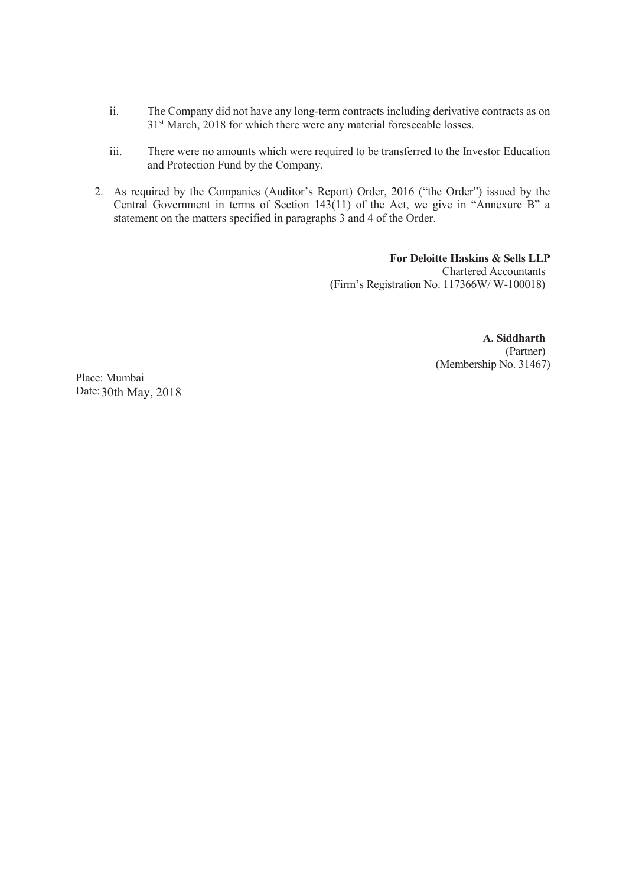ii. The Company did not have any long-term contracts including derivative contracts as on 31st March, 2018 for which there were any material foreseeable losses.

iii. There were no amounts which were required to be transferred to the Investor Education and Protection Fund by the Company.

2. As required by the Companies (Auditor's Report) Order, 2016 ("the Order") issued by the Central Government in terms of Section 143(11) of the Act, we give in "Annexure B" a statement on the matters specified in paragraphs 3 and 4 of the Order.

**For Deloitte Haskins & Sells LLP**
Chartered Accountants
(Firm's Registration No. 117366W/ W-100018)

**A. Siddharth**
(Partner)
(Membership No. 31467)

Place: Mumbai
Date: 30th May, 2018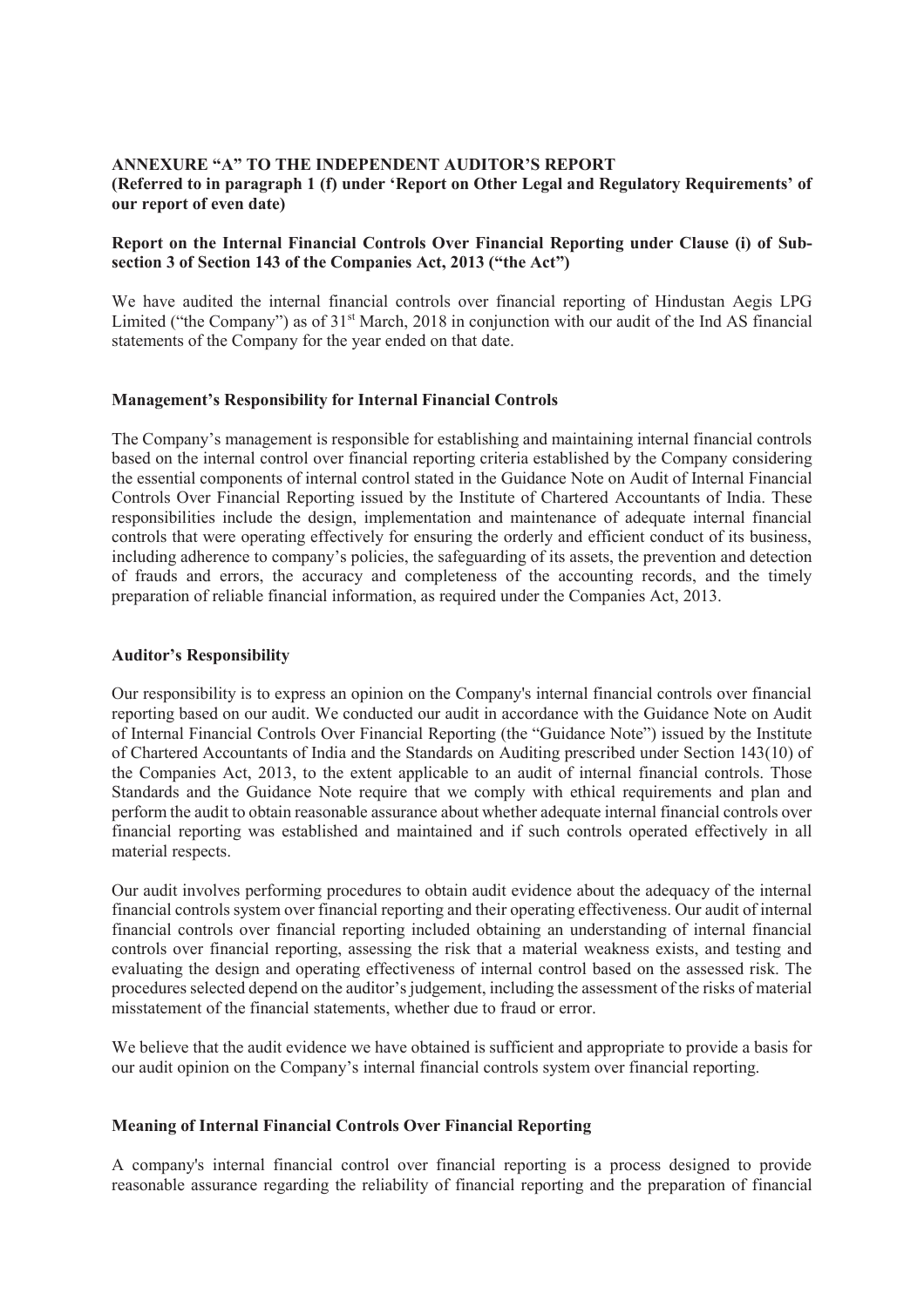## ANNEXURE "A" TO THE INDEPENDENT AUDITOR'S REPORT

**(Referred to in paragraph 1 (f) under 'Report on Other Legal and Regulatory Requirements' of our report of even date)**

**Report on the Internal Financial Controls Over Financial Reporting under Clause (i) of Sub-section 3 of Section 143 of the Companies Act, 2013 ("the Act")**

We have audited the internal financial controls over financial reporting of Hindustan Aegis LPG Limited ("the Company") as of 31st March, 2018 in conjunction with our audit of the Ind AS financial statements of the Company for the year ended on that date.

### Management's Responsibility for Internal Financial Controls

The Company's management is responsible for establishing and maintaining internal financial controls based on the internal control over financial reporting criteria established by the Company considering the essential components of internal control stated in the Guidance Note on Audit of Internal Financial Controls Over Financial Reporting issued by the Institute of Chartered Accountants of India. These responsibilities include the design, implementation and maintenance of adequate internal financial controls that were operating effectively for ensuring the orderly and efficient conduct of its business, including adherence to company's policies, the safeguarding of its assets, the prevention and detection of frauds and errors, the accuracy and completeness of the accounting records, and the timely preparation of reliable financial information, as required under the Companies Act, 2013.

### Auditor's Responsibility

Our responsibility is to express an opinion on the Company's internal financial controls over financial reporting based on our audit. We conducted our audit in accordance with the Guidance Note on Audit of Internal Financial Controls Over Financial Reporting (the "Guidance Note") issued by the Institute of Chartered Accountants of India and the Standards on Auditing prescribed under Section 143(10) of the Companies Act, 2013, to the extent applicable to an audit of internal financial controls. Those Standards and the Guidance Note require that we comply with ethical requirements and plan and perform the audit to obtain reasonable assurance about whether adequate internal financial controls over financial reporting was established and maintained and if such controls operated effectively in all material respects.

Our audit involves performing procedures to obtain audit evidence about the adequacy of the internal financial controls system over financial reporting and their operating effectiveness. Our audit of internal financial controls over financial reporting included obtaining an understanding of internal financial controls over financial reporting, assessing the risk that a material weakness exists, and testing and evaluating the design and operating effectiveness of internal control based on the assessed risk. The procedures selected depend on the auditor's judgement, including the assessment of the risks of material misstatement of the financial statements, whether due to fraud or error.

We believe that the audit evidence we have obtained is sufficient and appropriate to provide a basis for our audit opinion on the Company's internal financial controls system over financial reporting.

### Meaning of Internal Financial Controls Over Financial Reporting

A company's internal financial control over financial reporting is a process designed to provide reasonable assurance regarding the reliability of financial reporting and the preparation of financial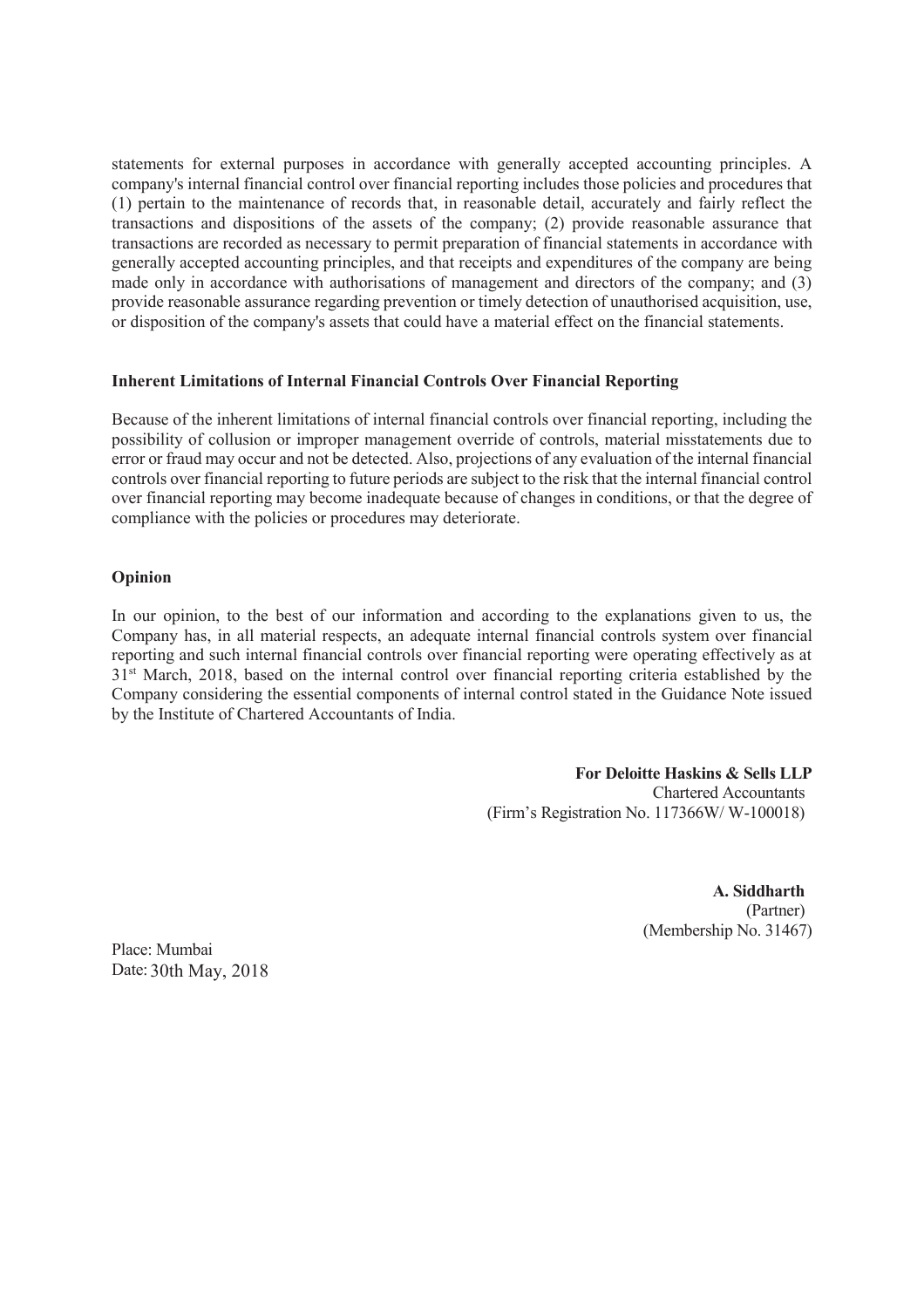statements for external purposes in accordance with generally accepted accounting principles. A company's internal financial control over financial reporting includes those policies and procedures that (1) pertain to the maintenance of records that, in reasonable detail, accurately and fairly reflect the transactions and dispositions of the assets of the company; (2) provide reasonable assurance that transactions are recorded as necessary to permit preparation of financial statements in accordance with generally accepted accounting principles, and that receipts and expenditures of the company are being made only in accordance with authorisations of management and directors of the company; and (3) provide reasonable assurance regarding prevention or timely detection of unauthorised acquisition, use, or disposition of the company's assets that could have a material effect on the financial statements.

**Inherent Limitations of Internal Financial Controls Over Financial Reporting**

Because of the inherent limitations of internal financial controls over financial reporting, including the possibility of collusion or improper management override of controls, material misstatements due to error or fraud may occur and not be detected. Also, projections of any evaluation of the internal financial controls over financial reporting to future periods are subject to the risk that the internal financial control over financial reporting may become inadequate because of changes in conditions, or that the degree of compliance with the policies or procedures may deteriorate.

**Opinion**

In our opinion, to the best of our information and according to the explanations given to us, the Company has, in all material respects, an adequate internal financial controls system over financial reporting and such internal financial controls over financial reporting were operating effectively as at 31st March, 2018, based on the internal control over financial reporting criteria established by the Company considering the essential components of internal control stated in the Guidance Note issued by the Institute of Chartered Accountants of India.

**For Deloitte Haskins & Sells LLP**
Chartered Accountants
(Firm's Registration No. 117366W/ W-100018)

**A. Siddharth**
(Partner)
(Membership No. 31467)

Place: Mumbai
Date: 30th May, 2018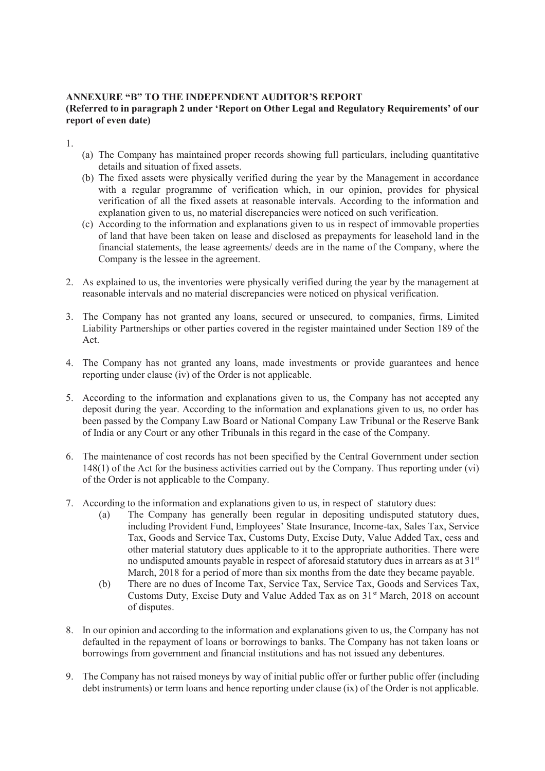**ANNEXURE "B" TO THE INDEPENDENT AUDITOR'S REPORT**
**(Referred to in paragraph 2 under 'Report on Other Legal and Regulatory Requirements' of our report of even date)**

1.
   (a) The Company has maintained proper records showing full particulars, including quantitative details and situation of fixed assets.
   (b) The fixed assets were physically verified during the year by the Management in accordance with a regular programme of verification which, in our opinion, provides for physical verification of all the fixed assets at reasonable intervals. According to the information and explanation given to us, no material discrepancies were noticed on such verification.
   (c) According to the information and explanations given to us in respect of immovable properties of land that have been taken on lease and disclosed as prepayments for leasehold land in the financial statements, the lease agreements/ deeds are in the name of the Company, where the Company is the lessee in the agreement.

2. As explained to us, the inventories were physically verified during the year by the management at reasonable intervals and no material discrepancies were noticed on physical verification.

3. The Company has not granted any loans, secured or unsecured, to companies, firms, Limited Liability Partnerships or other parties covered in the register maintained under Section 189 of the Act.

4. The Company has not granted any loans, made investments or provide guarantees and hence reporting under clause (iv) of the Order is not applicable.

5. According to the information and explanations given to us, the Company has not accepted any deposit during the year. According to the information and explanations given to us, no order has been passed by the Company Law Board or National Company Law Tribunal or the Reserve Bank of India or any Court or any other Tribunals in this regard in the case of the Company.

6. The maintenance of cost records has not been specified by the Central Government under section 148(1) of the Act for the business activities carried out by the Company. Thus reporting under (vi) of the Order is not applicable to the Company.

7. According to the information and explanations given to us, in respect of statutory dues:
   (a) The Company has generally been regular in depositing undisputed statutory dues, including Provident Fund, Employees' State Insurance, Income-tax, Sales Tax, Service Tax, Goods and Service Tax, Customs Duty, Excise Duty, Value Added Tax, cess and other material statutory dues applicable to it to the appropriate authorities. There were no undisputed amounts payable in respect of aforesaid statutory dues in arrears as at 31st March, 2018 for a period of more than six months from the date they became payable.
   (b) There are no dues of Income Tax, Service Tax, Service Tax, Goods and Services Tax, Customs Duty, Excise Duty and Value Added Tax as on 31st March, 2018 on account of disputes.

8. In our opinion and according to the information and explanations given to us, the Company has not defaulted in the repayment of loans or borrowings to banks. The Company has not taken loans or borrowings from government and financial institutions and has not issued any debentures.

9. The Company has not raised moneys by way of initial public offer or further public offer (including debt instruments) or term loans and hence reporting under clause (ix) of the Order is not applicable.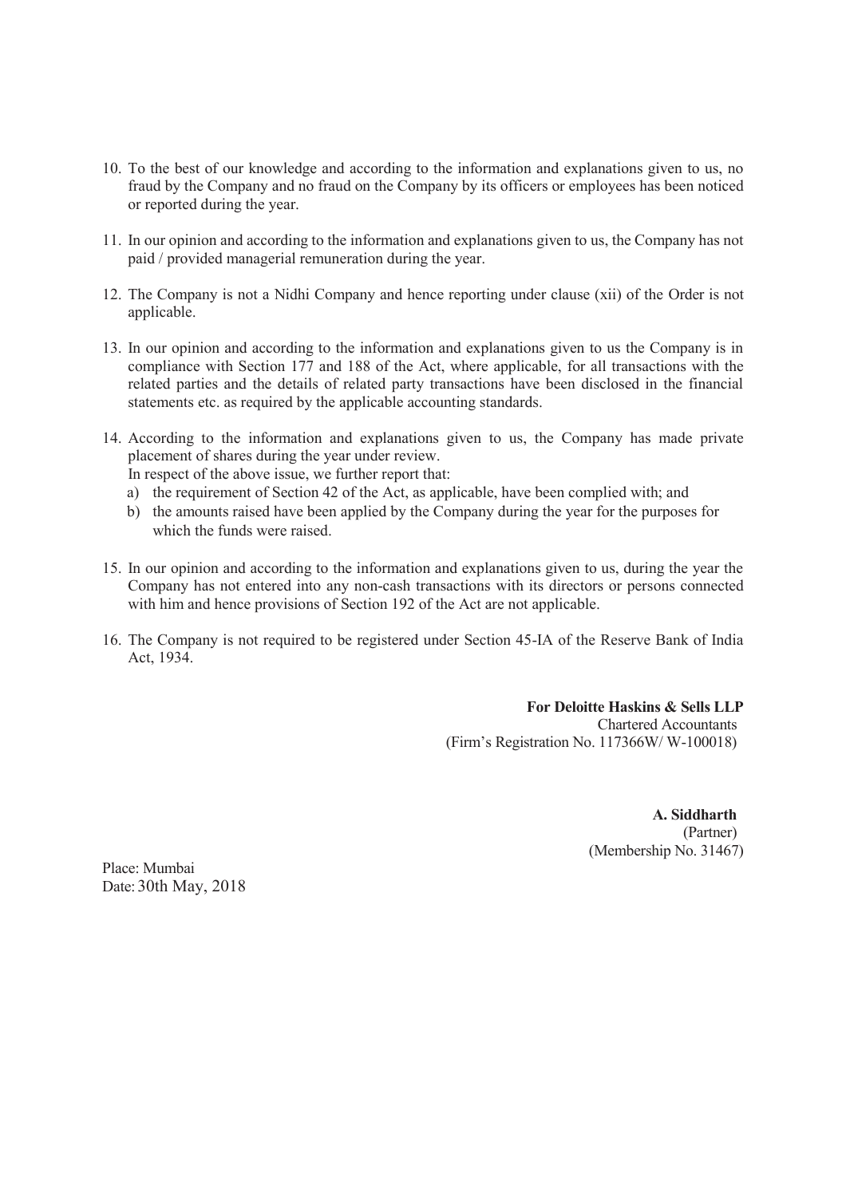10. To the best of our knowledge and according to the information and explanations given to us, no fraud by the Company and no fraud on the Company by its officers or employees has been noticed or reported during the year.

11. In our opinion and according to the information and explanations given to us, the Company has not paid / provided managerial remuneration during the year.

12. The Company is not a Nidhi Company and hence reporting under clause (xii) of the Order is not applicable.

13. In our opinion and according to the information and explanations given to us the Company is in compliance with Section 177 and 188 of the Act, where applicable, for all transactions with the related parties and the details of related party transactions have been disclosed in the financial statements etc. as required by the applicable accounting standards.

14. According to the information and explanations given to us, the Company has made private placement of shares during the year under review.
    In respect of the above issue, we further report that:
    a) the requirement of Section 42 of the Act, as applicable, have been complied with; and
    b) the amounts raised have been applied by the Company during the year for the purposes for which the funds were raised.

15. In our opinion and according to the information and explanations given to us, during the year the Company has not entered into any non-cash transactions with its directors or persons connected with him and hence provisions of Section 192 of the Act are not applicable.

16. The Company is not required to be registered under Section 45-IA of the Reserve Bank of India Act, 1934.

**For Deloitte Haskins & Sells LLP**
Chartered Accountants
(Firm's Registration No. 117366W/ W-100018)

**A. Siddharth**
(Partner)
(Membership No. 31467)

Place: Mumbai
Date: 30th May, 2018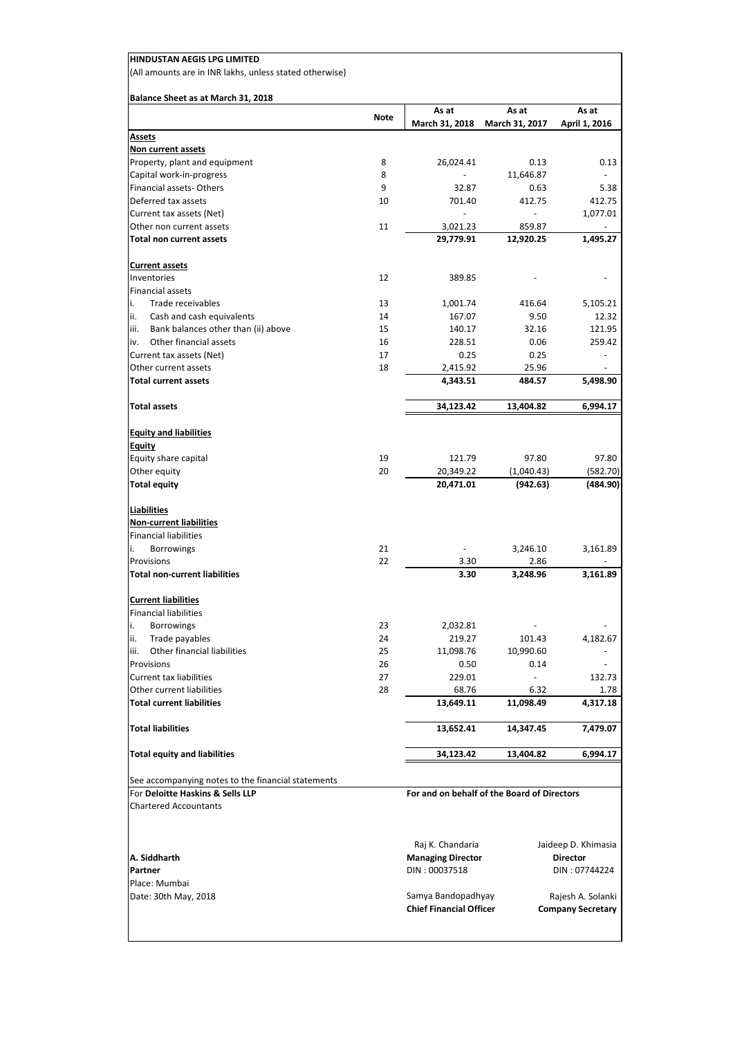**HINDUSTAN AEGIS LPG LIMITED**

(All amounts are in INR lakhs, unless stated otherwise)

**Balance Sheet as at March 31, 2018**

| | Note | As at March 31, 2018 | As at March 31, 2017 | As at April 1, 2016 |
|---|---|---|---|---|
| **Assets** | | | | |
| **Non current assets** | | | | |
| Property, plant and equipment | 8 | 26,024.41 | 0.13 | 0.13 |
| Capital work-in-progress | 8 | - | 11,646.87 | - |
| Financial assets- Others | 9 | 32.87 | 0.63 | 5.38 |
| Deferred tax assets | 10 | 701.40 | 412.75 | 412.75 |
| Current tax assets (Net) | | - | - | 1,077.01 |
| Other non current assets | 11 | 3,021.23 | 859.87 | - |
| **Total non current assets** | | **29,779.91** | **12,920.25** | **1,495.27** |
| **Current assets** | | | | |
| Inventories | 12 | 389.85 | - | - |
| Financial assets | | | | |
| i. Trade receivables | 13 | 1,001.74 | 416.64 | 5,105.21 |
| ii. Cash and cash equivalents | 14 | 167.07 | 9.50 | 12.32 |
| iii. Bank balances other than (ii) above | 15 | 140.17 | 32.16 | 121.95 |
| iv. Other financial assets | 16 | 228.51 | 0.06 | 259.42 |
| Current tax assets (Net) | 17 | 0.25 | 0.25 | - |
| Other current assets | 18 | 2,415.92 | 25.96 | - |
| **Total current assets** | | **4,343.51** | **484.57** | **5,498.90** |
| **Total assets** | | **34,123.42** | **13,404.82** | **6,994.17** |
| **Equity and liabilities** | | | | |
| **Equity** | | | | |
| Equity share capital | 19 | 121.79 | 97.80 | 97.80 |
| Other equity | 20 | 20,349.22 | (1,040.43) | (582.70) |
| **Total equity** | | **20,471.01** | **(942.63)** | **(484.90)** |
| **Liabilities** | | | | |
| **Non-current liabilities** | | | | |
| Financial liabilities | | | | |
| i. Borrowings | 21 | - | 3,246.10 | 3,161.89 |
| Provisions | 22 | 3.30 | 2.86 | - |
| **Total non-current liabilities** | | **3.30** | **3,248.96** | **3,161.89** |
| **Current liabilities** | | | | |
| Financial liabilities | | | | |
| i. Borrowings | 23 | 2,032.81 | - | - |
| ii. Trade payables | 24 | 219.27 | 101.43 | 4,182.67 |
| iii. Other financial liabilities | 25 | 11,098.76 | 10,990.60 | - |
| Provisions | 26 | 0.50 | 0.14 | - |
| Current tax liabilities | 27 | 229.01 | - | 132.73 |
| Other current liabilities | 28 | 68.76 | 6.32 | 1.78 |
| **Total current liabilities** | | **13,649.11** | **11,098.49** | **4,317.18** |
| **Total liabilities** | | **13,652.41** | **14,347.45** | **7,479.07** |
| **Total equity and liabilities** | | **34,123.42** | **13,404.82** | **6,994.17** |

See accompanying notes to the financial statements

For **Deloitte Haskins & Sells LLP**
Chartered Accountants

**A. Siddharth**
**Partner**
Place: Mumbai
Date: 30th May, 2018

**For and on behalf of the Board of Directors**

Raj K. Chandaria
**Managing Director**
DIN : 00037518

Jaideep D. Khimasia
**Director**
DIN : 07744224

Samya Bandopadhyay
**Chief Financial Officer**

Rajesh A. Solanki
**Company Secretary**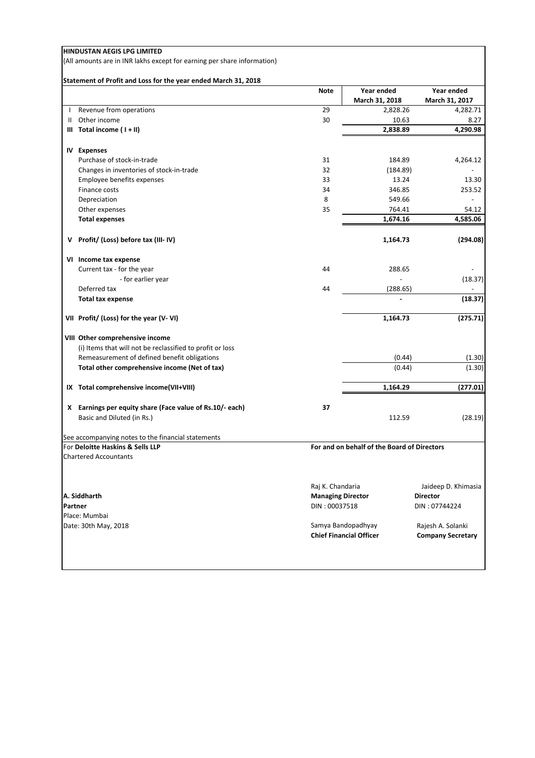**HINDUSTAN AEGIS LPG LIMITED**

(All amounts are in INR lakhs except for earning per share information)

**Statement of Profit and Loss for the year ended March 31, 2018**

| | | Note | Year ended March 31, 2018 | Year ended March 31, 2017 |
|---|---|---|---|---|
| I | Revenue from operations | 29 | 2,828.26 | 4,282.71 |
| II | Other income | 30 | 10.63 | 8.27 |
| **III** | **Total income ( I + II)** | | **2,838.89** | **4,290.98** |
| | | | | |
| **IV** | **Expenses** | | | |
| | Purchase of stock-in-trade | 31 | 184.89 | 4,264.12 |
| | Changes in inventories of stock-in-trade | 32 | (184.89) | - |
| | Employee benefits expenses | 33 | 13.24 | 13.30 |
| | Finance costs | 34 | 346.85 | 253.52 |
| | Depreciation | 8 | 549.66 | - |
| | Other expenses | 35 | 764.41 | 54.12 |
| | **Total expenses** | | **1,674.16** | **4,585.06** |
| | | | | |
| **V** | **Profit/ (Loss) before tax (III- IV)** | | **1,164.73** | **(294.08)** |
| | | | | |
| **VI** | **Income tax expense** | | | |
| | Current tax - for the year | 44 | 288.65 | - |
| | - for earlier year | | - | (18.37) |
| | Deferred tax | 44 | (288.65) | - |
| | **Total tax expense** | | **-** | **(18.37)** |
| | | | | |
| **VII** | **Profit/ (Loss) for the year (V- VI)** | | **1,164.73** | **(275.71)** |
| | | | | |
| **VIII** | **Other comprehensive income** | | | |
| | (i) Items that will not be reclassified to profit or loss | | | |
| | Remeasurement of defined benefit obligations | | (0.44) | (1.30) |
| | **Total other comprehensive income (Net of tax)** | | (0.44) | (1.30) |
| | | | | |
| **IX** | **Total comprehensive income(VII+VIII)** | | **1,164.29** | **(277.01)** |
| | | | | |
| **X** | **Earnings per equity share (Face value of Rs.10/- each)** | **37** | | |
| | Basic and Diluted (in Rs.) | | 112.59 | (28.19) |

See accompanying notes to the financial statements

For **Deloitte Haskins & Sells LLP**
Chartered Accountants

**A. Siddharth**
**Partner**
Place: Mumbai
Date: 30th May, 2018

**For and on behalf of the Board of Directors**

Raj K. Chandaria
**Managing Director**
DIN : 00037518

Jaideep D. Khimasia
**Director**
DIN : 07744224

Samya Bandopadhyay
**Chief Financial Officer**

Rajesh A. Solanki
**Company Secretary**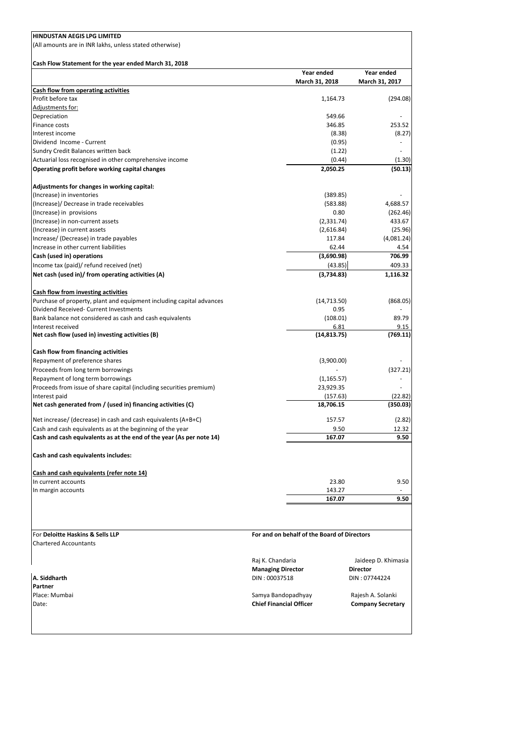**HINDUSTAN AEGIS LPG LIMITED**

(All amounts are in INR lakhs, unless stated otherwise)

**Cash Flow Statement for the year ended March 31, 2018**

| | Year ended March 31, 2018 | Year ended March 31, 2017 |
|---|---|---|
| **Cash flow from operating activities** | | |
| Profit before tax | 1,164.73 | (294.08) |
| Adjustments for: | | |
| Depreciation | 549.66 | - |
| Finance costs | 346.85 | 253.52 |
| Interest income | (8.38) | (8.27) |
| Dividend Income - Current | (0.95) | - |
| Sundry Credit Balances written back | (1.22) | - |
| Actuarial loss recognised in other comprehensive income | (0.44) | (1.30) |
| **Operating profit before working capital changes** | **2,050.25** | **(50.13)** |
| | | |
| **Adjustments for changes in working capital:** | | |
| (Increase) in inventories | (389.85) | - |
| (Increase)/ Decrease in trade receivables | (583.88) | 4,688.57 |
| (Increase) in provisions | 0.80 | (262.46) |
| (Increase) in non-current assets | (2,331.74) | 433.67 |
| (Increase) in current assets | (2,616.84) | (25.96) |
| Increase/ (Decrease) in trade payables | 117.84 | (4,081.24) |
| Increase in other current liabilities | 62.44 | 4.54 |
| **Cash (used in) operations** | **(3,690.98)** | **706.99** |
| Income tax (paid)/ refund received (net) | (43.85) | 409.33 |
| **Net cash (used in)/ from operating activities (A)** | **(3,734.83)** | **1,116.32** |
| | | |
| **Cash flow from investing activities** | | |
| Purchase of property, plant and equipment including capital advances | (14,713.50) | (868.05) |
| Dividend Received- Current Investments | 0.95 | - |
| Bank balance not considered as cash and cash equivalents | (108.01) | 89.79 |
| Interest received | 6.81 | 9.15 |
| **Net cash flow (used in) investing activities (B)** | **(14,813.75)** | **(769.11)** |
| | | |
| **Cash flow from financing activities** | | |
| Repayment of preference shares | (3,900.00) | - |
| Proceeds from long term borrowings | - | (327.21) |
| Repayment of long term borrowings | (1,165.57) | - |
| Proceeds from issue of share capital (including securities premium) | 23,929.35 | - |
| Interest paid | (157.63) | (22.82) |
| **Net cash generated from / (used in) financing activities (C)** | **18,706.15** | **(350.03)** |
| | | |
| Net increase/ (decrease) in cash and cash equivalents (A+B+C) | 157.57 | (2.82) |
| Cash and cash equivalents as at the beginning of the year | 9.50 | 12.32 |
| **Cash and cash equivalents as at the end of the year (As per note 14)** | **167.07** | **9.50** |
| | | |
| **Cash and cash equivalents includes:** | | |
| | | |
| **Cash and cash equivalents (refer note 14)** | | |
| In current accounts | 23.80 | 9.50 |
| In margin accounts | 143.27 | - |
| | **167.07** | **9.50** |

For **Deloitte Haskins & Sells LLP**
Chartered Accountants

**A. Siddharth**
**Partner**
Place: Mumbai
Date:

**For and on behalf of the Board of Directors**

Raj K. Chandaria
**Managing Director**
DIN : 00037518

Jaideep D. Khimasia
**Director**
DIN : 07744224

Samya Bandopadhyay
**Chief Financial Officer**

Rajesh A. Solanki
**Company Secretary**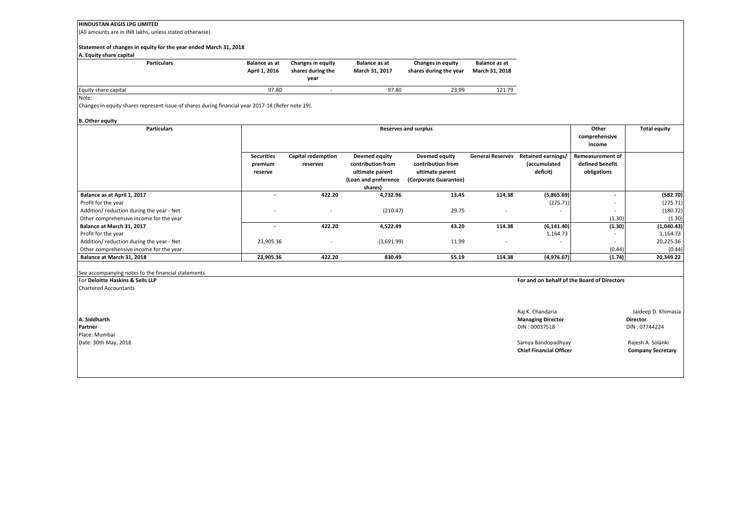**HINDUSTAN AEGIS LPG LIMITED**

(All amounts are in INR lakhs, unless stated otherwise)

**Statement of changes in equity for the year ended March 31, 2018**

**A. Equity share capital**

| Particulars | Balance as at April 1, 2016 | Changes in equity shares during the year | Balance as at March 31, 2017 | Changes in equity shares during the year | Balance as at March 31, 2018 |
|---|---|---|---|---|---|
| Equity share capital | 97.80 | - | 97.80 | 23.99 | 121.79 |

Note:

Changes in equity shares represent issue of shares during financial year 2017-18 (Refer note 19).

**B. Other equity**

| Particulars | Reserves and surplus | | | | | | Other comprehensive income | Total equity |
|---|---|---|---|---|---|---|---|---|
| | Securities premium reserve | Capital redemption reserves | Deemed equity contribution from ultimate parent (Loan and preference shares) | Deemed equity contribution from ultimate parent (Corporate Guarantee) | General Reserves | Retained earnings/ (accumulated deficit) | Remeasurement of defined benefit obligations | |
| **Balance as at April 1, 2017** | **-** | **422.20** | **4,732.96** | **13.45** | **114.38** | **(5,865.69)** | **-** | **(582.70)** |
| Profit for the year | | | | | | (275.71) | - | (275.71) |
| Addition/ reduction during the year - Net | - | - | (210.47) | 29.75 | - | - | - | (180.72) |
| Other comprehensive income for the year | | | | | | | (1.30) | (1.30) |
| **Balance at March 31, 2017** | **-** | **422.20** | **4,522.49** | **43.20** | **114.38** | **(6,141.40)** | **(1.30)** | **(1,040.43)** |
| Profit for the year | | | | | | 1,164.73 | - | 1,164.73 |
| Addition/ reduction during the year - Net | 23,905.36 | - | (3,691.99) | 11.99 | - | - | - | 20,225.36 |
| Other comprehensive income for the year | | | | | | | (0.44) | (0.44) |
| **Balance at March 31, 2018** | **23,905.36** | **422.20** | **830.49** | **55.19** | **114.38** | **(4,976.67)** | **(1.74)** | **20,349.22** |

See accompanying notes to the financial statements

For **Deloitte Haskins & Sells LLP**
Chartered Accountants

**A. Siddharth**
**Partner**
Place: Mumbai
Date: 30th May, 2018

**For and on behalf of the Board of Directors**

Raj K. Chandaria
**Managing Director**
DIN : 00037518

Jaideep D. Khimasia
**Director**
DIN : 07744224

Samya Bandopadhyay
**Chief Financial Officer**

Rajesh A. Solanki
**Company Secretary**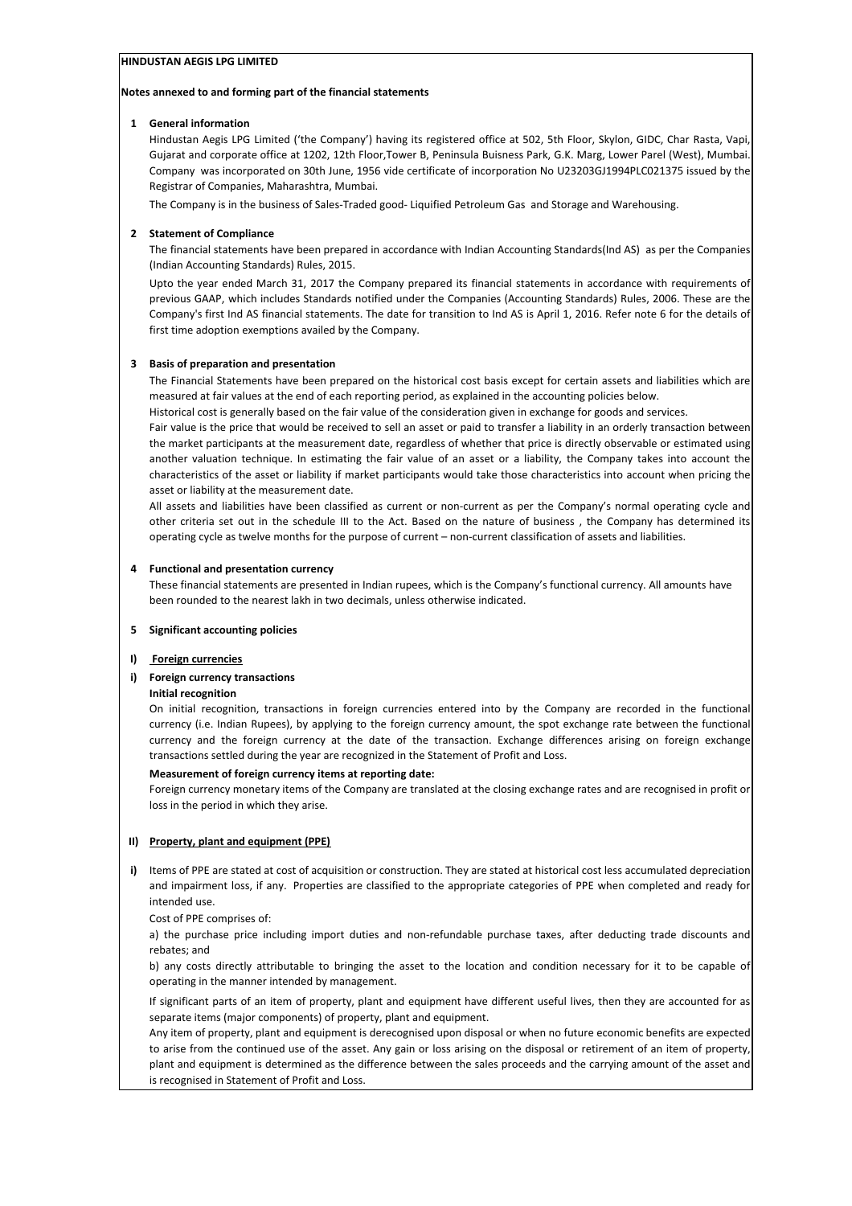**HINDUSTAN AEGIS LPG LIMITED**

**Notes annexed to and forming part of the financial statements**

## 1 General information

Hindustan Aegis LPG Limited ('the Company') having its registered office at 502, 5th Floor, Skylon, GIDC, Char Rasta, Vapi, Gujarat and corporate office at 1202, 12th Floor,Tower B, Peninsula Buisness Park, G.K. Marg, Lower Parel (West), Mumbai. Company was incorporated on 30th June, 1956 vide certificate of incorporation No U23203GJ1994PLC021375 issued by the Registrar of Companies, Maharashtra, Mumbai.

The Company is in the business of Sales-Traded good- Liquified Petroleum Gas and Storage and Warehousing.

## 2 Statement of Compliance

The financial statements have been prepared in accordance with Indian Accounting Standards(Ind AS) as per the Companies (Indian Accounting Standards) Rules, 2015.

Upto the year ended March 31, 2017 the Company prepared its financial statements in accordance with requirements of previous GAAP, which includes Standards notified under the Companies (Accounting Standards) Rules, 2006. These are the Company's first Ind AS financial statements. The date for transition to Ind AS is April 1, 2016. Refer note 6 for the details of first time adoption exemptions availed by the Company.

## 3 Basis of preparation and presentation

The Financial Statements have been prepared on the historical cost basis except for certain assets and liabilities which are measured at fair values at the end of each reporting period, as explained in the accounting policies below.

Historical cost is generally based on the fair value of the consideration given in exchange for goods and services.

Fair value is the price that would be received to sell an asset or paid to transfer a liability in an orderly transaction between the market participants at the measurement date, regardless of whether that price is directly observable or estimated using another valuation technique. In estimating the fair value of an asset or a liability, the Company takes into account the characteristics of the asset or liability if market participants would take those characteristics into account when pricing the asset or liability at the measurement date.

All assets and liabilities have been classified as current or non-current as per the Company's normal operating cycle and other criteria set out in the schedule III to the Act. Based on the nature of business , the Company has determined its operating cycle as twelve months for the purpose of current – non-current classification of assets and liabilities.

## 4 Functional and presentation currency

These financial statements are presented in Indian rupees, which is the Company's functional currency. All amounts have been rounded to the nearest lakh in two decimals, unless otherwise indicated.

## 5 Significant accounting policies

### I) Foreign currencies

#### i) Foreign currency transactions

**Initial recognition**

On initial recognition, transactions in foreign currencies entered into by the Company are recorded in the functional currency (i.e. Indian Rupees), by applying to the foreign currency amount, the spot exchange rate between the functional currency and the foreign currency at the date of the transaction. Exchange differences arising on foreign exchange transactions settled during the year are recognized in the Statement of Profit and Loss.

**Measurement of foreign currency items at reporting date:**

Foreign currency monetary items of the Company are translated at the closing exchange rates and are recognised in profit or loss in the period in which they arise.

### II) Property, plant and equipment (PPE)

**i)** Items of PPE are stated at cost of acquisition or construction. They are stated at historical cost less accumulated depreciation and impairment loss, if any. Properties are classified to the appropriate categories of PPE when completed and ready for intended use.

Cost of PPE comprises of:

a) the purchase price including import duties and non-refundable purchase taxes, after deducting trade discounts and rebates; and

b) any costs directly attributable to bringing the asset to the location and condition necessary for it to be capable of operating in the manner intended by management.

If significant parts of an item of property, plant and equipment have different useful lives, then they are accounted for as separate items (major components) of property, plant and equipment.

Any item of property, plant and equipment is derecognised upon disposal or when no future economic benefits are expected to arise from the continued use of the asset. Any gain or loss arising on the disposal or retirement of an item of property, plant and equipment is determined as the difference between the sales proceeds and the carrying amount of the asset and is recognised in Statement of Profit and Loss.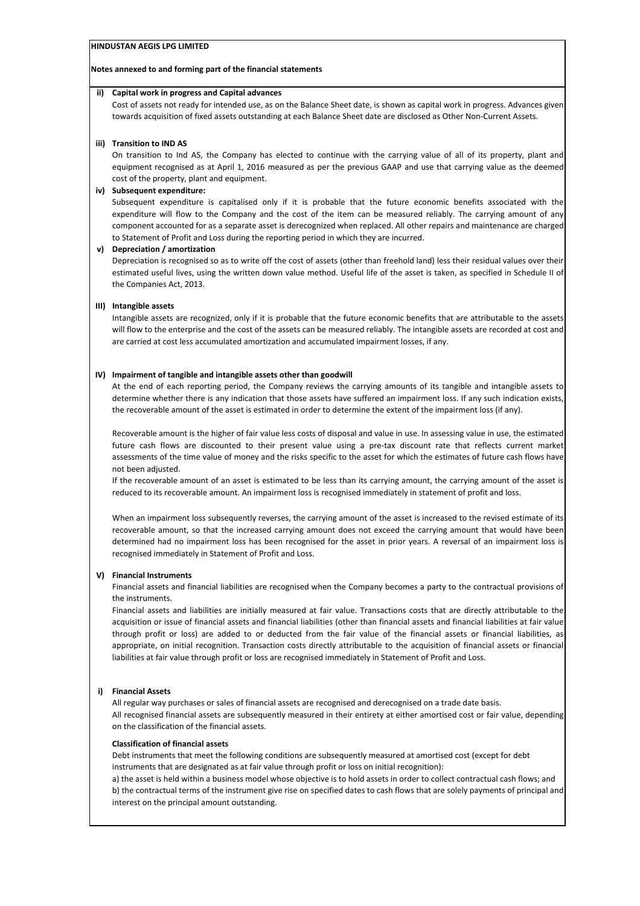**HINDUSTAN AEGIS LPG LIMITED**

**Notes annexed to and forming part of the financial statements**

**ii) Capital work in progress and Capital advances**

Cost of assets not ready for intended use, as on the Balance Sheet date, is shown as capital work in progress. Advances given towards acquisition of fixed assets outstanding at each Balance Sheet date are disclosed as Other Non-Current Assets.

**iii) Transition to IND AS**

On transition to Ind AS, the Company has elected to continue with the carrying value of all of its property, plant and equipment recognised as at April 1, 2016 measured as per the previous GAAP and use that carrying value as the deemed cost of the property, plant and equipment.

**iv) Subsequent expenditure:**

Subsequent expenditure is capitalised only if it is probable that the future economic benefits associated with the expenditure will flow to the Company and the cost of the item can be measured reliably. The carrying amount of any component accounted for as a separate asset is derecognized when replaced. All other repairs and maintenance are charged to Statement of Profit and Loss during the reporting period in which they are incurred.

**v) Depreciation / amortization**

Depreciation is recognised so as to write off the cost of assets (other than freehold land) less their residual values over their estimated useful lives, using the written down value method. Useful life of the asset is taken, as specified in Schedule II of the Companies Act, 2013.

**III) Intangible assets**

Intangible assets are recognized, only if it is probable that the future economic benefits that are attributable to the assets will flow to the enterprise and the cost of the assets can be measured reliably. The intangible assets are recorded at cost and are carried at cost less accumulated amortization and accumulated impairment losses, if any.

**IV) Impairment of tangible and intangible assets other than goodwill**

At the end of each reporting period, the Company reviews the carrying amounts of its tangible and intangible assets to determine whether there is any indication that those assets have suffered an impairment loss. If any such indication exists, the recoverable amount of the asset is estimated in order to determine the extent of the impairment loss (if any).

Recoverable amount is the higher of fair value less costs of disposal and value in use. In assessing value in use, the estimated future cash flows are discounted to their present value using a pre-tax discount rate that reflects current market assessments of the time value of money and the risks specific to the asset for which the estimates of future cash flows have not been adjusted.

If the recoverable amount of an asset is estimated to be less than its carrying amount, the carrying amount of the asset is reduced to its recoverable amount. An impairment loss is recognised immediately in statement of profit and loss.

When an impairment loss subsequently reverses, the carrying amount of the asset is increased to the revised estimate of its recoverable amount, so that the increased carrying amount does not exceed the carrying amount that would have been determined had no impairment loss has been recognised for the asset in prior years. A reversal of an impairment loss is recognised immediately in Statement of Profit and Loss.

**V) Financial Instruments**

Financial assets and financial liabilities are recognised when the Company becomes a party to the contractual provisions of the instruments.

Financial assets and liabilities are initially measured at fair value. Transactions costs that are directly attributable to the acquisition or issue of financial assets and financial liabilities (other than financial assets and financial liabilities at fair value through profit or loss) are added to or deducted from the fair value of the financial assets or financial liabilities, as appropriate, on initial recognition. Transaction costs directly attributable to the acquisition of financial assets or financial liabilities at fair value through profit or loss are recognised immediately in Statement of Profit and Loss.

**i) Financial Assets**

All regular way purchases or sales of financial assets are recognised and derecognised on a trade date basis.

All recognised financial assets are subsequently measured in their entirety at either amortised cost or fair value, depending on the classification of the financial assets.

**Classification of financial assets**

Debt instruments that meet the following conditions are subsequently measured at amortised cost (except for debt instruments that are designated as at fair value through profit or loss on initial recognition):

a) the asset is held within a business model whose objective is to hold assets in order to collect contractual cash flows; and

b) the contractual terms of the instrument give rise on specified dates to cash flows that are solely payments of principal and interest on the principal amount outstanding.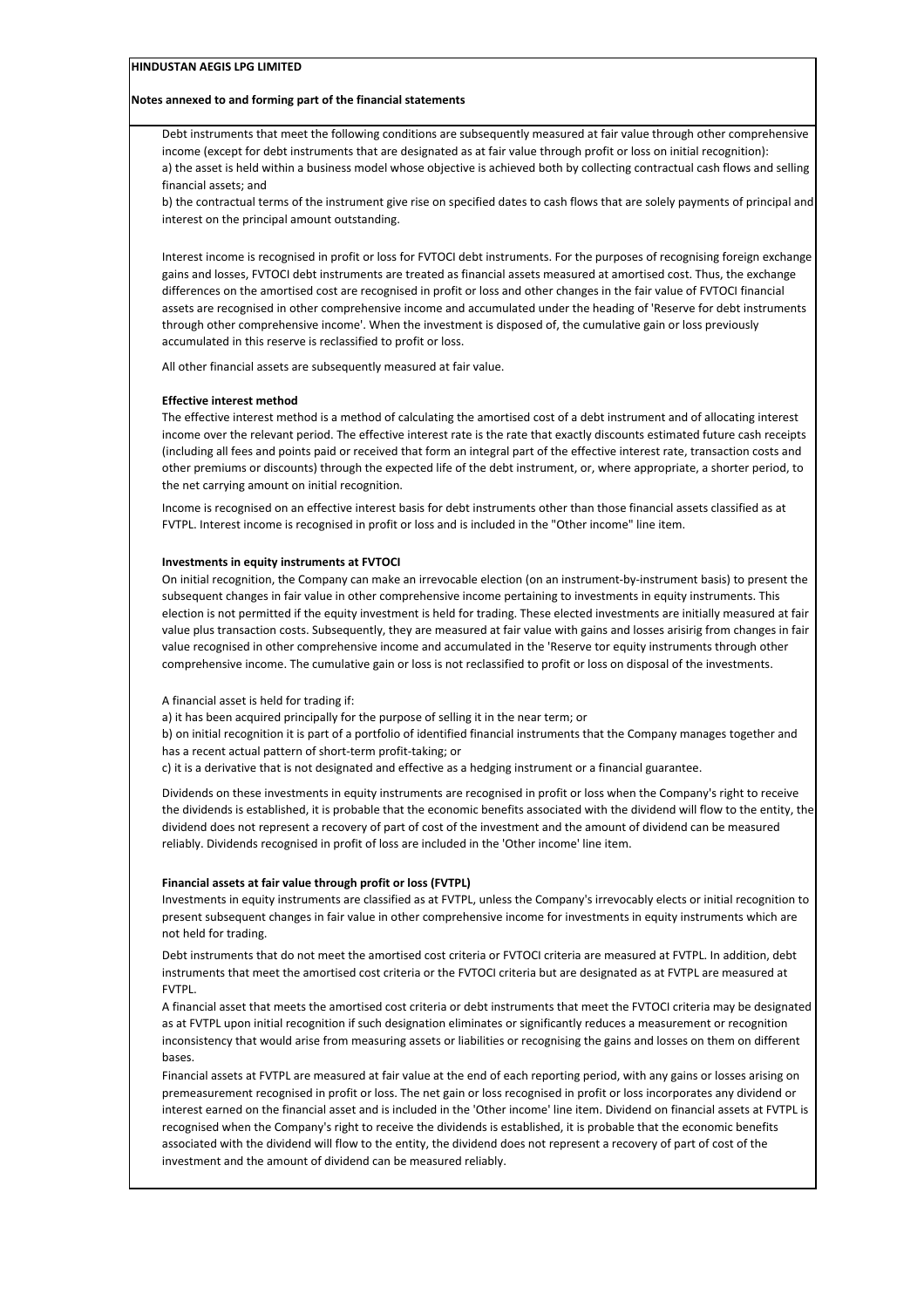**HINDUSTAN AEGIS LPG LIMITED**

**Notes annexed to and forming part of the financial statements**

Debt instruments that meet the following conditions are subsequently measured at fair value through other comprehensive income (except for debt instruments that are designated as at fair value through profit or loss on initial recognition):
a) the asset is held within a business model whose objective is achieved both by collecting contractual cash flows and selling financial assets; and
b) the contractual terms of the instrument give rise on specified dates to cash flows that are solely payments of principal and interest on the principal amount outstanding.

Interest income is recognised in profit or loss for FVTOCI debt instruments. For the purposes of recognising foreign exchange gains and losses, FVTOCI debt instruments are treated as financial assets measured at amortised cost. Thus, the exchange differences on the amortised cost are recognised in profit or loss and other changes in the fair value of FVTOCI financial assets are recognised in other comprehensive income and accumulated under the heading of 'Reserve for debt instruments through other comprehensive income'. When the investment is disposed of, the cumulative gain or loss previously accumulated in this reserve is reclassified to profit or loss.

All other financial assets are subsequently measured at fair value.

**Effective interest method**

The effective interest method is a method of calculating the amortised cost of a debt instrument and of allocating interest income over the relevant period. The effective interest rate is the rate that exactly discounts estimated future cash receipts (including all fees and points paid or received that form an integral part of the effective interest rate, transaction costs and other premiums or discounts) through the expected life of the debt instrument, or, where appropriate, a shorter period, to the net carrying amount on initial recognition.

Income is recognised on an effective interest basis for debt instruments other than those financial assets classified as at FVTPL. Interest income is recognised in profit or loss and is included in the "Other income" line item.

**Investments in equity instruments at FVTOCI**

On initial recognition, the Company can make an irrevocable election (on an instrument-by-instrument basis) to present the subsequent changes in fair value in other comprehensive income pertaining to investments in equity instruments. This election is not permitted if the equity investment is held for trading. These elected investments are initially measured at fair value plus transaction costs. Subsequently, they are measured at fair value with gains and losses arisirig from changes in fair value recognised in other comprehensive income and accumulated in the 'Reserve tor equity instruments through other comprehensive income. The cumulative gain or loss is not reclassified to profit or loss on disposal of the investments.

A financial asset is held for trading if:
a) it has been acquired principally for the purpose of selling it in the near term; or
b) on initial recognition it is part of a portfolio of identified financial instruments that the Company manages together and has a recent actual pattern of short-term profit-taking; or
c) it is a derivative that is not designated and effective as a hedging instrument or a financial guarantee.

Dividends on these investments in equity instruments are recognised in profit or loss when the Company's right to receive the dividends is established, it is probable that the economic benefits associated with the dividend will flow to the entity, the dividend does not represent a recovery of part of cost of the investment and the amount of dividend can be measured reliably. Dividends recognised in profit of loss are included in the 'Other income' line item.

**Financial assets at fair value through profit or loss (FVTPL)**

Investments in equity instruments are classified as at FVTPL, unless the Company's irrevocably elects or initial recognition to present subsequent changes in fair value in other comprehensive income for investments in equity instruments which are not held for trading.

Debt instruments that do not meet the amortised cost criteria or FVTOCI criteria are measured at FVTPL. In addition, debt instruments that meet the amortised cost criteria or the FVTOCI criteria but are designated as at FVTPL are measured at FVTPL.

A financial asset that meets the amortised cost criteria or debt instruments that meet the FVTOCI criteria may be designated as at FVTPL upon initial recognition if such designation eliminates or significantly reduces a measurement or recognition inconsistency that would arise from measuring assets or liabilities or recognising the gains and losses on them on different bases.

Financial assets at FVTPL are measured at fair value at the end of each reporting period, with any gains or losses arising on premeasurement recognised in profit or loss. The net gain or loss recognised in profit or loss incorporates any dividend or interest earned on the financial asset and is included in the 'Other income' line item. Dividend on financial assets at FVTPL is recognised when the Company's right to receive the dividends is established, it is probable that the economic benefits associated with the dividend will flow to the entity, the dividend does not represent a recovery of part of cost of the investment and the amount of dividend can be measured reliably.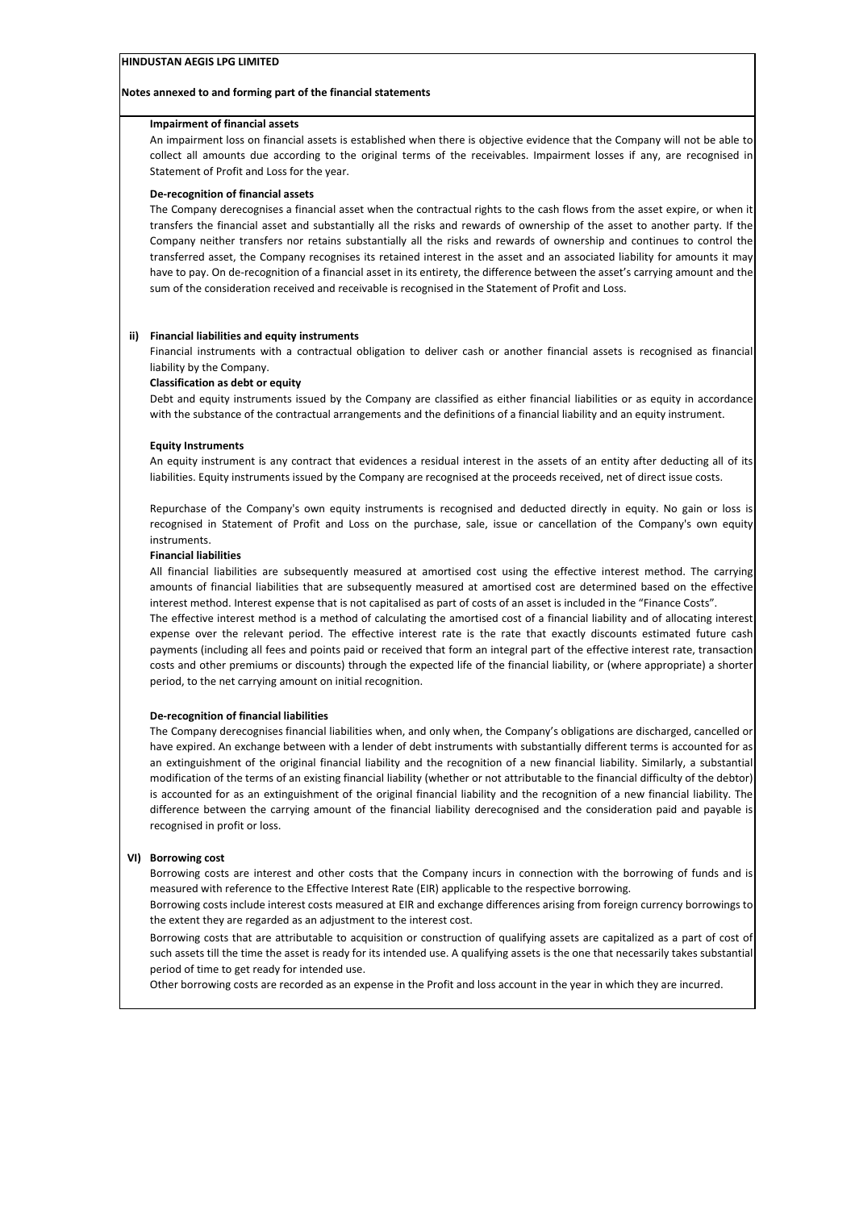**HINDUSTAN AEGIS LPG LIMITED**

**Notes annexed to and forming part of the financial statements**

**Impairment of financial assets**

An impairment loss on financial assets is established when there is objective evidence that the Company will not be able to collect all amounts due according to the original terms of the receivables. Impairment losses if any, are recognised in Statement of Profit and Loss for the year.

**De-recognition of financial assets**

The Company derecognises a financial asset when the contractual rights to the cash flows from the asset expire, or when it transfers the financial asset and substantially all the risks and rewards of ownership of the asset to another party. If the Company neither transfers nor retains substantially all the risks and rewards of ownership and continues to control the transferred asset, the Company recognises its retained interest in the asset and an associated liability for amounts it may have to pay. On de-recognition of a financial asset in its entirety, the difference between the asset's carrying amount and the sum of the consideration received and receivable is recognised in the Statement of Profit and Loss.

**ii) Financial liabilities and equity instruments**

Financial instruments with a contractual obligation to deliver cash or another financial assets is recognised as financial liability by the Company.

**Classification as debt or equity**

Debt and equity instruments issued by the Company are classified as either financial liabilities or as equity in accordance with the substance of the contractual arrangements and the definitions of a financial liability and an equity instrument.

**Equity Instruments**

An equity instrument is any contract that evidences a residual interest in the assets of an entity after deducting all of its liabilities. Equity instruments issued by the Company are recognised at the proceeds received, net of direct issue costs.

Repurchase of the Company's own equity instruments is recognised and deducted directly in equity. No gain or loss is recognised in Statement of Profit and Loss on the purchase, sale, issue or cancellation of the Company's own equity instruments.

**Financial liabilities**

All financial liabilities are subsequently measured at amortised cost using the effective interest method. The carrying amounts of financial liabilities that are subsequently measured at amortised cost are determined based on the effective interest method. Interest expense that is not capitalised as part of costs of an asset is included in the "Finance Costs".

The effective interest method is a method of calculating the amortised cost of a financial liability and of allocating interest expense over the relevant period. The effective interest rate is the rate that exactly discounts estimated future cash payments (including all fees and points paid or received that form an integral part of the effective interest rate, transaction costs and other premiums or discounts) through the expected life of the financial liability, or (where appropriate) a shorter period, to the net carrying amount on initial recognition.

**De-recognition of financial liabilities**

The Company derecognises financial liabilities when, and only when, the Company's obligations are discharged, cancelled or have expired. An exchange between with a lender of debt instruments with substantially different terms is accounted for as an extinguishment of the original financial liability and the recognition of a new financial liability. Similarly, a substantial modification of the terms of an existing financial liability (whether or not attributable to the financial difficulty of the debtor) is accounted for as an extinguishment of the original financial liability and the recognition of a new financial liability. The difference between the carrying amount of the financial liability derecognised and the consideration paid and payable is recognised in profit or loss.

**VI) Borrowing cost**

Borrowing costs are interest and other costs that the Company incurs in connection with the borrowing of funds and is measured with reference to the Effective Interest Rate (EIR) applicable to the respective borrowing.

Borrowing costs include interest costs measured at EIR and exchange differences arising from foreign currency borrowings to the extent they are regarded as an adjustment to the interest cost.

Borrowing costs that are attributable to acquisition or construction of qualifying assets are capitalized as a part of cost of such assets till the time the asset is ready for its intended use. A qualifying assets is the one that necessarily takes substantial period of time to get ready for intended use.

Other borrowing costs are recorded as an expense in the Profit and loss account in the year in which they are incurred.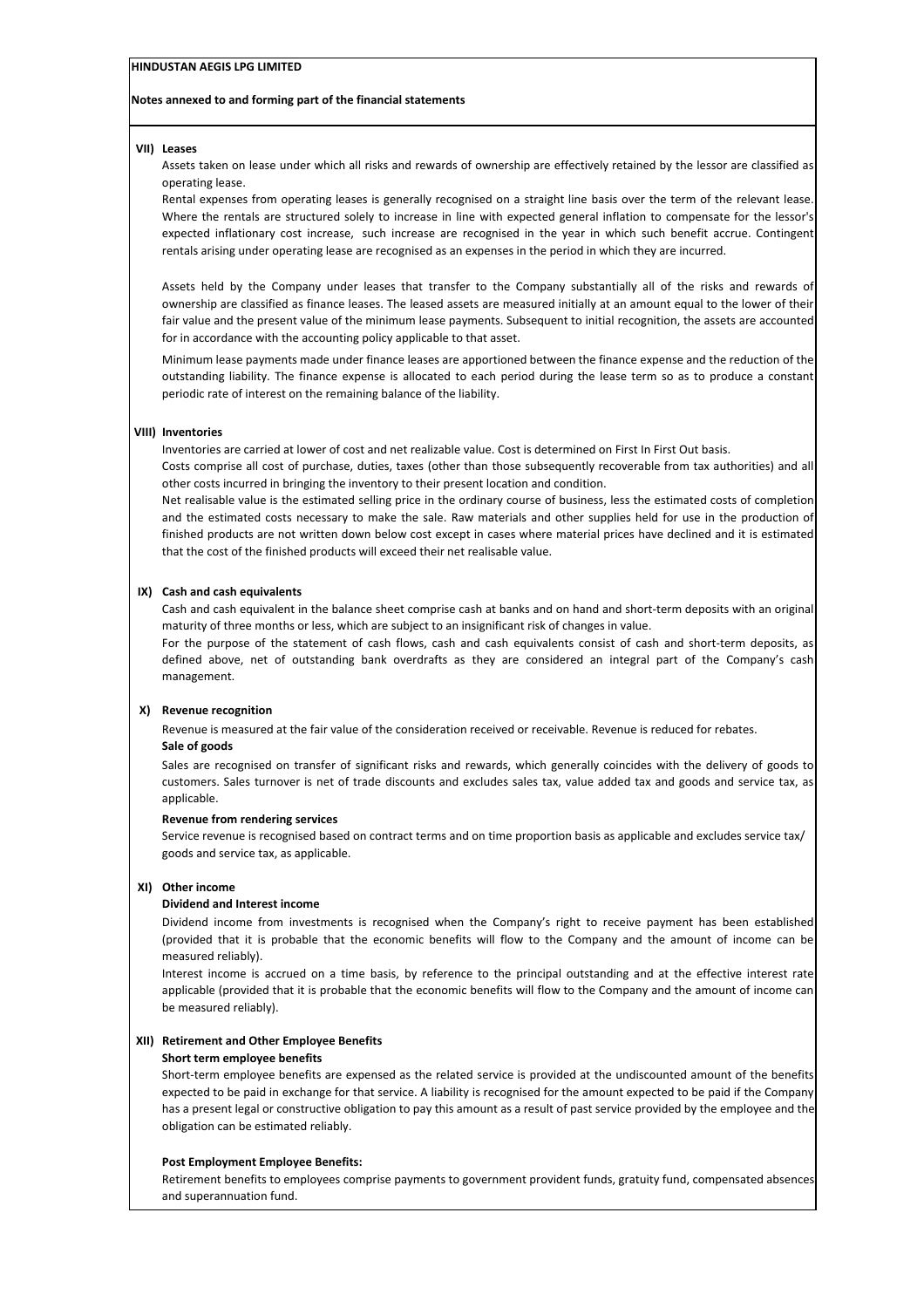**HINDUSTAN AEGIS LPG LIMITED**

**Notes annexed to and forming part of the financial statements**

**VII) Leases**

Assets taken on lease under which all risks and rewards of ownership are effectively retained by the lessor are classified as operating lease.

Rental expenses from operating leases is generally recognised on a straight line basis over the term of the relevant lease. Where the rentals are structured solely to increase in line with expected general inflation to compensate for the lessor's expected inflationary cost increase, such increase are recognised in the year in which such benefit accrue. Contingent rentals arising under operating lease are recognised as an expenses in the period in which they are incurred.

Assets held by the Company under leases that transfer to the Company substantially all of the risks and rewards of ownership are classified as finance leases. The leased assets are measured initially at an amount equal to the lower of their fair value and the present value of the minimum lease payments. Subsequent to initial recognition, the assets are accounted for in accordance with the accounting policy applicable to that asset.

Minimum lease payments made under finance leases are apportioned between the finance expense and the reduction of the outstanding liability. The finance expense is allocated to each period during the lease term so as to produce a constant periodic rate of interest on the remaining balance of the liability.

**VIII) Inventories**

Inventories are carried at lower of cost and net realizable value. Cost is determined on First In First Out basis.

Costs comprise all cost of purchase, duties, taxes (other than those subsequently recoverable from tax authorities) and all other costs incurred in bringing the inventory to their present location and condition.

Net realisable value is the estimated selling price in the ordinary course of business, less the estimated costs of completion and the estimated costs necessary to make the sale. Raw materials and other supplies held for use in the production of finished products are not written down below cost except in cases where material prices have declined and it is estimated that the cost of the finished products will exceed their net realisable value.

**IX) Cash and cash equivalents**

Cash and cash equivalent in the balance sheet comprise cash at banks and on hand and short-term deposits with an original maturity of three months or less, which are subject to an insignificant risk of changes in value.

For the purpose of the statement of cash flows, cash and cash equivalents consist of cash and short-term deposits, as defined above, net of outstanding bank overdrafts as they are considered an integral part of the Company's cash management.

**X) Revenue recognition**

Revenue is measured at the fair value of the consideration received or receivable. Revenue is reduced for rebates.

**Sale of goods**

Sales are recognised on transfer of significant risks and rewards, which generally coincides with the delivery of goods to customers. Sales turnover is net of trade discounts and excludes sales tax, value added tax and goods and service tax, as applicable.

**Revenue from rendering services**

Service revenue is recognised based on contract terms and on time proportion basis as applicable and excludes service tax/ goods and service tax, as applicable.

**XI) Other income**

**Dividend and Interest income**

Dividend income from investments is recognised when the Company's right to receive payment has been established (provided that it is probable that the economic benefits will flow to the Company and the amount of income can be measured reliably).

Interest income is accrued on a time basis, by reference to the principal outstanding and at the effective interest rate applicable (provided that it is probable that the economic benefits will flow to the Company and the amount of income can be measured reliably).

**XII) Retirement and Other Employee Benefits**

**Short term employee benefits**

Short-term employee benefits are expensed as the related service is provided at the undiscounted amount of the benefits expected to be paid in exchange for that service. A liability is recognised for the amount expected to be paid if the Company has a present legal or constructive obligation to pay this amount as a result of past service provided by the employee and the obligation can be estimated reliably.

**Post Employment Employee Benefits:**

Retirement benefits to employees comprise payments to government provident funds, gratuity fund, compensated absences and superannuation fund.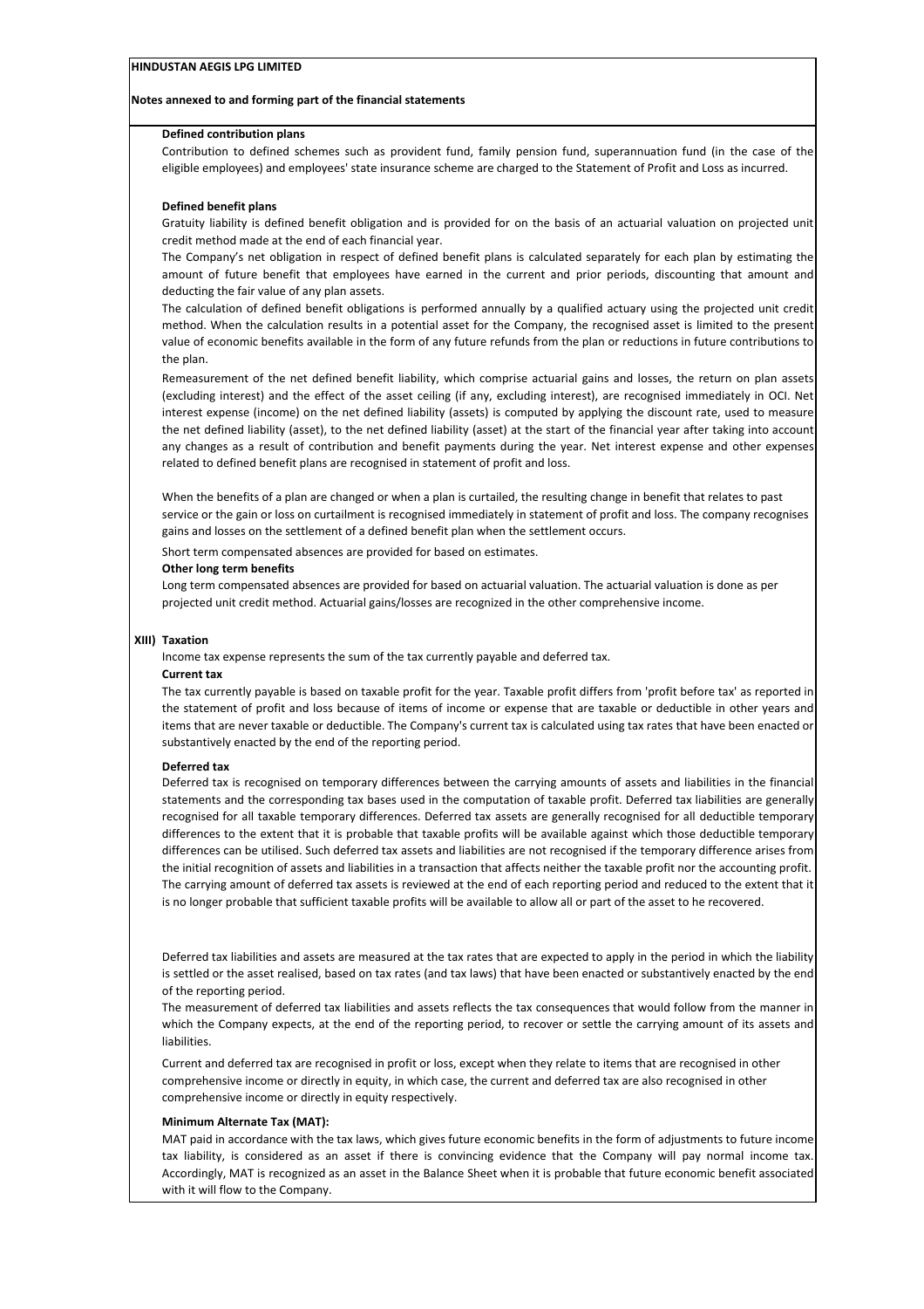**HINDUSTAN AEGIS LPG LIMITED**

**Notes annexed to and forming part of the financial statements**

**Defined contribution plans**

Contribution to defined schemes such as provident fund, family pension fund, superannuation fund (in the case of the eligible employees) and employees' state insurance scheme are charged to the Statement of Profit and Loss as incurred.

**Defined benefit plans**

Gratuity liability is defined benefit obligation and is provided for on the basis of an actuarial valuation on projected unit credit method made at the end of each financial year.

The Company's net obligation in respect of defined benefit plans is calculated separately for each plan by estimating the amount of future benefit that employees have earned in the current and prior periods, discounting that amount and deducting the fair value of any plan assets.

The calculation of defined benefit obligations is performed annually by a qualified actuary using the projected unit credit method. When the calculation results in a potential asset for the Company, the recognised asset is limited to the present value of economic benefits available in the form of any future refunds from the plan or reductions in future contributions to the plan.

Remeasurement of the net defined benefit liability, which comprise actuarial gains and losses, the return on plan assets (excluding interest) and the effect of the asset ceiling (if any, excluding interest), are recognised immediately in OCI. Net interest expense (income) on the net defined liability (assets) is computed by applying the discount rate, used to measure the net defined liability (asset), to the net defined liability (asset) at the start of the financial year after taking into account any changes as a result of contribution and benefit payments during the year. Net interest expense and other expenses related to defined benefit plans are recognised in statement of profit and loss.

When the benefits of a plan are changed or when a plan is curtailed, the resulting change in benefit that relates to past service or the gain or loss on curtailment is recognised immediately in statement of profit and loss. The company recognises gains and losses on the settlement of a defined benefit plan when the settlement occurs.

Short term compensated absences are provided for based on estimates.

**Other long term benefits**

Long term compensated absences are provided for based on actuarial valuation. The actuarial valuation is done as per projected unit credit method. Actuarial gains/losses are recognized in the other comprehensive income.

**XIII) Taxation**

Income tax expense represents the sum of the tax currently payable and deferred tax.

**Current tax**

The tax currently payable is based on taxable profit for the year. Taxable profit differs from 'profit before tax' as reported in the statement of profit and loss because of items of income or expense that are taxable or deductible in other years and items that are never taxable or deductible. The Company's current tax is calculated using tax rates that have been enacted or substantively enacted by the end of the reporting period.

**Deferred tax**

Deferred tax is recognised on temporary differences between the carrying amounts of assets and liabilities in the financial statements and the corresponding tax bases used in the computation of taxable profit. Deferred tax liabilities are generally recognised for all taxable temporary differences. Deferred tax assets are generally recognised for all deductible temporary differences to the extent that it is probable that taxable profits will be available against which those deductible temporary differences can be utilised. Such deferred tax assets and liabilities are not recognised if the temporary difference arises from the initial recognition of assets and liabilities in a transaction that affects neither the taxable profit nor the accounting profit. The carrying amount of deferred tax assets is reviewed at the end of each reporting period and reduced to the extent that it is no longer probable that sufficient taxable profits will be available to allow all or part of the asset to he recovered.

Deferred tax liabilities and assets are measured at the tax rates that are expected to apply in the period in which the liability is settled or the asset realised, based on tax rates (and tax laws) that have been enacted or substantively enacted by the end of the reporting period.

The measurement of deferred tax liabilities and assets reflects the tax consequences that would follow from the manner in which the Company expects, at the end of the reporting period, to recover or settle the carrying amount of its assets and liabilities.

Current and deferred tax are recognised in profit or loss, except when they relate to items that are recognised in other comprehensive income or directly in equity, in which case, the current and deferred tax are also recognised in other comprehensive income or directly in equity respectively.

**Minimum Alternate Tax (MAT):**

MAT paid in accordance with the tax laws, which gives future economic benefits in the form of adjustments to future income tax liability, is considered as an asset if there is convincing evidence that the Company will pay normal income tax. Accordingly, MAT is recognized as an asset in the Balance Sheet when it is probable that future economic benefit associated with it will flow to the Company.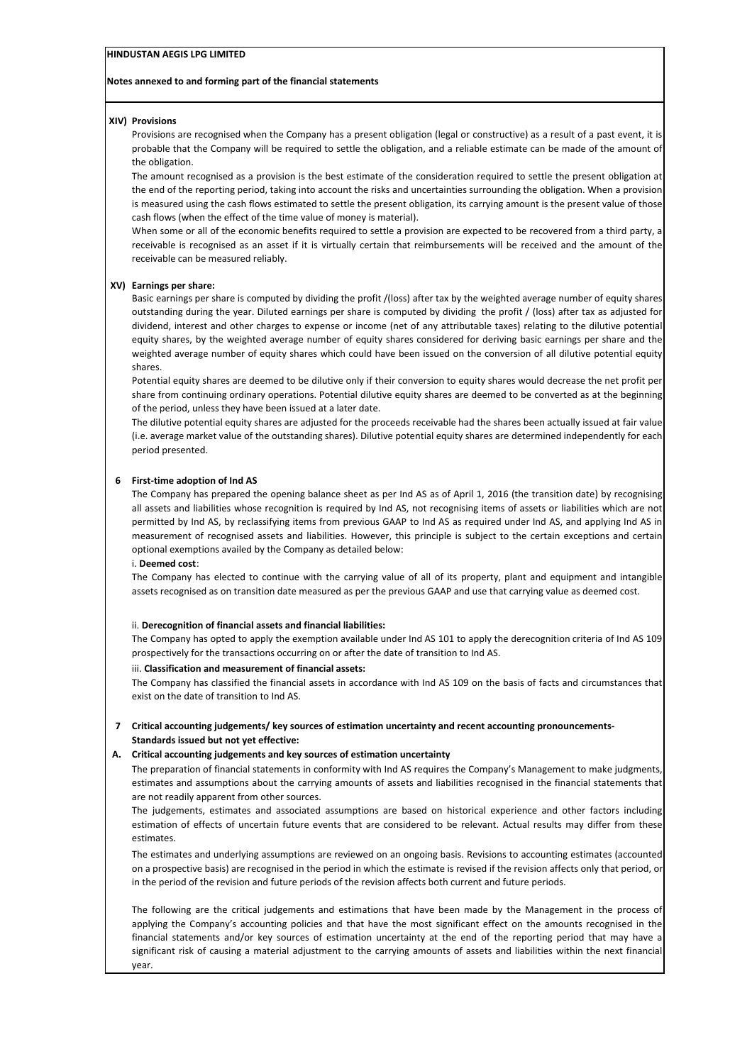**HINDUSTAN AEGIS LPG LIMITED**

**Notes annexed to and forming part of the financial statements**

**XIV) Provisions**

Provisions are recognised when the Company has a present obligation (legal or constructive) as a result of a past event, it is probable that the Company will be required to settle the obligation, and a reliable estimate can be made of the amount of the obligation.

The amount recognised as a provision is the best estimate of the consideration required to settle the present obligation at the end of the reporting period, taking into account the risks and uncertainties surrounding the obligation. When a provision is measured using the cash flows estimated to settle the present obligation, its carrying amount is the present value of those cash flows (when the effect of the time value of money is material).

When some or all of the economic benefits required to settle a provision are expected to be recovered from a third party, a receivable is recognised as an asset if it is virtually certain that reimbursements will be received and the amount of the receivable can be measured reliably.

**XV) Earnings per share:**

Basic earnings per share is computed by dividing the profit /(loss) after tax by the weighted average number of equity shares outstanding during the year. Diluted earnings per share is computed by dividing the profit / (loss) after tax as adjusted for dividend, interest and other charges to expense or income (net of any attributable taxes) relating to the dilutive potential equity shares, by the weighted average number of equity shares considered for deriving basic earnings per share and the weighted average number of equity shares which could have been issued on the conversion of all dilutive potential equity shares.

Potential equity shares are deemed to be dilutive only if their conversion to equity shares would decrease the net profit per share from continuing ordinary operations. Potential dilutive equity shares are deemed to be converted as at the beginning of the period, unless they have been issued at a later date.

The dilutive potential equity shares are adjusted for the proceeds receivable had the shares been actually issued at fair value (i.e. average market value of the outstanding shares). Dilutive potential equity shares are determined independently for each period presented.

**6 First-time adoption of Ind AS**

The Company has prepared the opening balance sheet as per Ind AS as of April 1, 2016 (the transition date) by recognising all assets and liabilities whose recognition is required by Ind AS, not recognising items of assets or liabilities which are not permitted by Ind AS, by reclassifying items from previous GAAP to Ind AS as required under Ind AS, and applying Ind AS in measurement of recognised assets and liabilities. However, this principle is subject to the certain exceptions and certain optional exemptions availed by the Company as detailed below:

i. **Deemed cost**:

The Company has elected to continue with the carrying value of all of its property, plant and equipment and intangible assets recognised as on transition date measured as per the previous GAAP and use that carrying value as deemed cost.

ii. **Derecognition of financial assets and financial liabilities:**

The Company has opted to apply the exemption available under Ind AS 101 to apply the derecognition criteria of Ind AS 109 prospectively for the transactions occurring on or after the date of transition to Ind AS.

iii. **Classification and measurement of financial assets:**

The Company has classified the financial assets in accordance with Ind AS 109 on the basis of facts and circumstances that exist on the date of transition to Ind AS.

**7 Critical accounting judgements/ key sources of estimation uncertainty and recent accounting pronouncements- Standards issued but not yet effective:**

**A. Critical accounting judgements and key sources of estimation uncertainty**

The preparation of financial statements in conformity with Ind AS requires the Company's Management to make judgments, estimates and assumptions about the carrying amounts of assets and liabilities recognised in the financial statements that are not readily apparent from other sources.

The judgements, estimates and associated assumptions are based on historical experience and other factors including estimation of effects of uncertain future events that are considered to be relevant. Actual results may differ from these estimates.

The estimates and underlying assumptions are reviewed on an ongoing basis. Revisions to accounting estimates (accounted on a prospective basis) are recognised in the period in which the estimate is revised if the revision affects only that period, or in the period of the revision and future periods of the revision affects both current and future periods.

The following are the critical judgements and estimations that have been made by the Management in the process of applying the Company's accounting policies and that have the most significant effect on the amounts recognised in the financial statements and/or key sources of estimation uncertainty at the end of the reporting period that may have a significant risk of causing a material adjustment to the carrying amounts of assets and liabilities within the next financial year.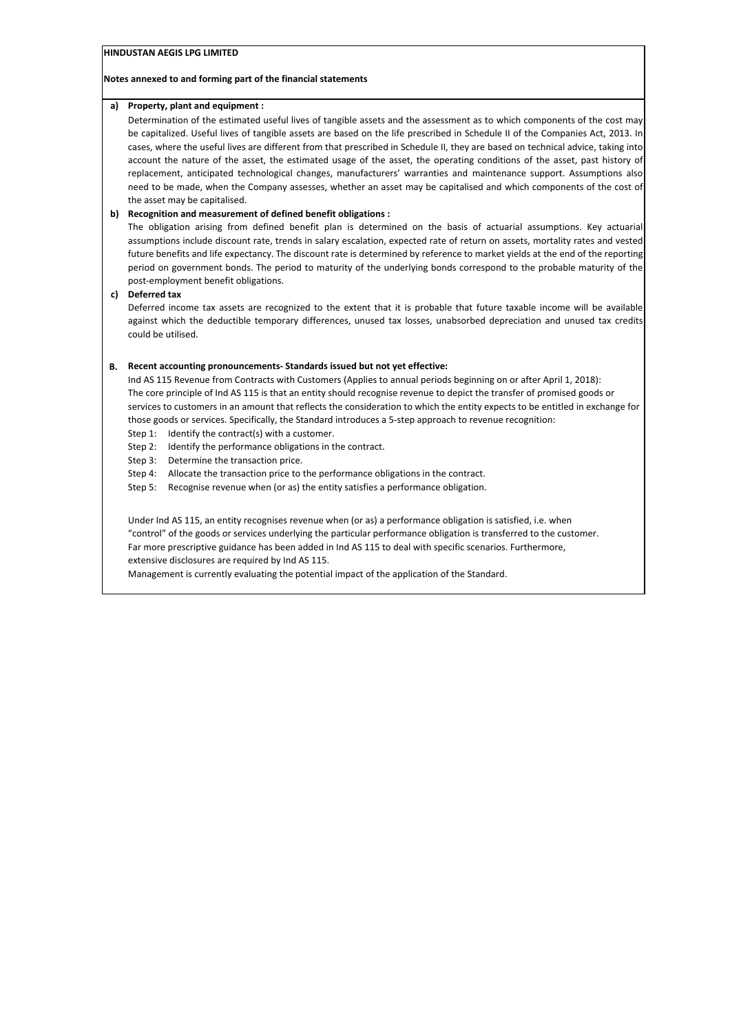**HINDUSTAN AEGIS LPG LIMITED**

**Notes annexed to and forming part of the financial statements**

**a) Property, plant and equipment :**

Determination of the estimated useful lives of tangible assets and the assessment as to which components of the cost may be capitalized. Useful lives of tangible assets are based on the life prescribed in Schedule II of the Companies Act, 2013. In cases, where the useful lives are different from that prescribed in Schedule II, they are based on technical advice, taking into account the nature of the asset, the estimated usage of the asset, the operating conditions of the asset, past history of replacement, anticipated technological changes, manufacturers' warranties and maintenance support. Assumptions also need to be made, when the Company assesses, whether an asset may be capitalised and which components of the cost of the asset may be capitalised.

**b) Recognition and measurement of defined benefit obligations :**

The obligation arising from defined benefit plan is determined on the basis of actuarial assumptions. Key actuarial assumptions include discount rate, trends in salary escalation, expected rate of return on assets, mortality rates and vested future benefits and life expectancy. The discount rate is determined by reference to market yields at the end of the reporting period on government bonds. The period to maturity of the underlying bonds correspond to the probable maturity of the post-employment benefit obligations.

**c) Deferred tax**

Deferred income tax assets are recognized to the extent that it is probable that future taxable income will be available against which the deductible temporary differences, unused tax losses, unabsorbed depreciation and unused tax credits could be utilised.

**B. Recent accounting pronouncements- Standards issued but not yet effective:**

Ind AS 115 Revenue from Contracts with Customers (Applies to annual periods beginning on or after April 1, 2018):
The core principle of Ind AS 115 is that an entity should recognise revenue to depict the transfer of promised goods or services to customers in an amount that reflects the consideration to which the entity expects to be entitled in exchange for those goods or services. Specifically, the Standard introduces a 5-step approach to revenue recognition:

Step 1: Identify the contract(s) with a customer.
Step 2: Identify the performance obligations in the contract.
Step 3: Determine the transaction price.
Step 4: Allocate the transaction price to the performance obligations in the contract.
Step 5: Recognise revenue when (or as) the entity satisfies a performance obligation.

Under Ind AS 115, an entity recognises revenue when (or as) a performance obligation is satisfied, i.e. when "control" of the goods or services underlying the particular performance obligation is transferred to the customer. Far more prescriptive guidance has been added in Ind AS 115 to deal with specific scenarios. Furthermore, extensive disclosures are required by Ind AS 115.
Management is currently evaluating the potential impact of the application of the Standard.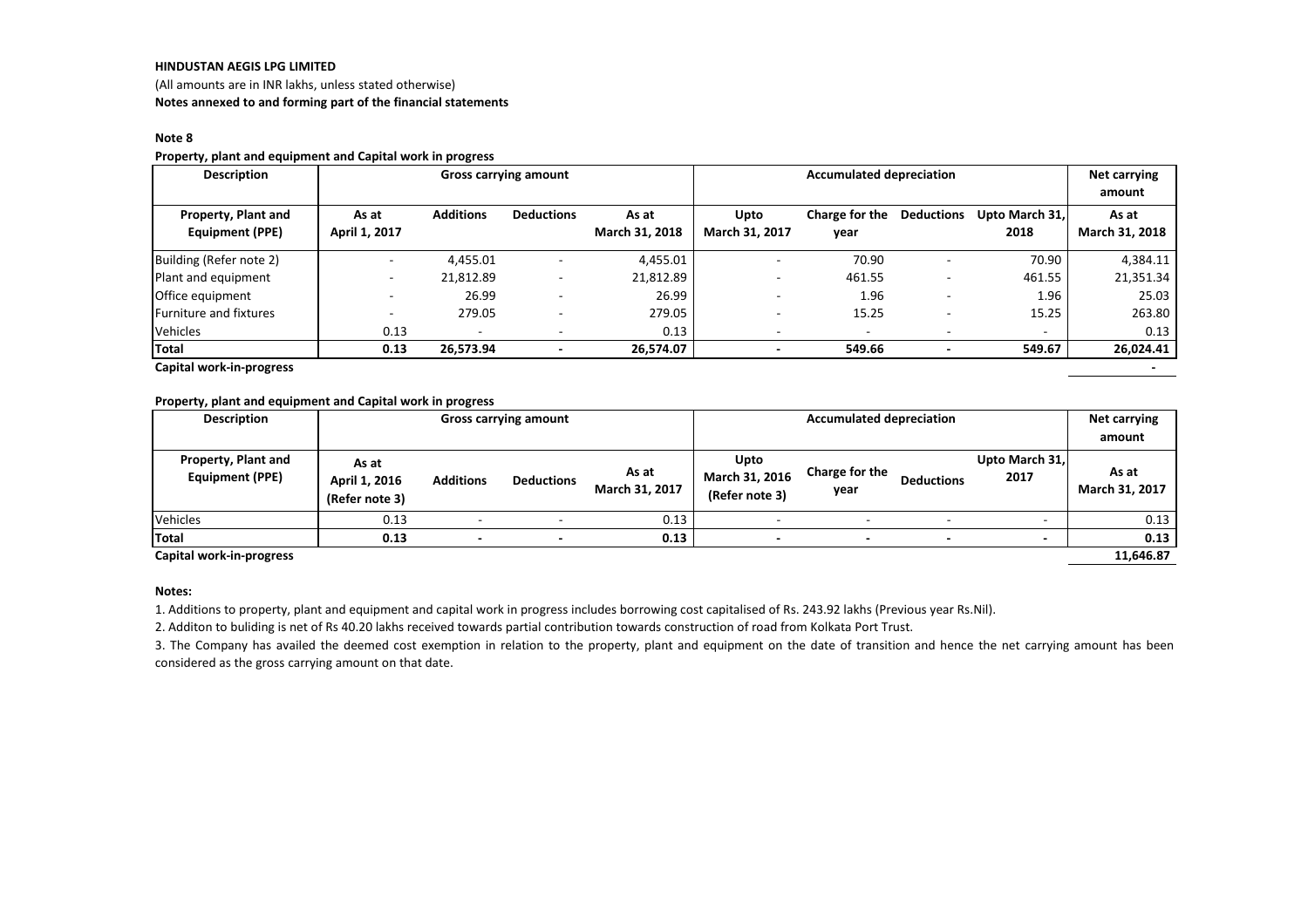**HINDUSTAN AEGIS LPG LIMITED**

(All amounts are in INR lakhs, unless stated otherwise)

**Notes annexed to and forming part of the financial statements**

**Note 8**

**Property, plant and equipment and Capital work in progress**

| Description | Gross carrying amount | | | | Accumulated depreciation | | | | Net carrying amount |
|---|---|---|---|---|---|---|---|---|---|
| **Property, Plant and Equipment (PPE)** | **As at April 1, 2017** | **Additions** | **Deductions** | **As at March 31, 2018** | **Upto March 31, 2017** | **Charge for the year** | **Deductions** | **Upto March 31, 2018** | **As at March 31, 2018** |
| Building (Refer note 2) | - | 4,455.01 | - | 4,455.01 | - | 70.90 | - | 70.90 | 4,384.11 |
| Plant and equipment | - | 21,812.89 | - | 21,812.89 | - | 461.55 | - | 461.55 | 21,351.34 |
| Office equipment | - | 26.99 | - | 26.99 | - | 1.96 | - | 1.96 | 25.03 |
| Furniture and fixtures | - | 279.05 | - | 279.05 | - | 15.25 | - | 15.25 | 263.80 |
| Vehicles | 0.13 | - | - | 0.13 | - | - | - | - | 0.13 |
| **Total** | **0.13** | **26,573.94** | **-** | **26,574.07** | **-** | **549.66** | **-** | **549.67** | **26,024.41** |
| **Capital work-in-progress** | | | | | | | | | **-** |

**Property, plant and equipment and Capital work in progress**

| Description | Gross carrying amount | | | | Accumulated depreciation | | | | Net carrying amount |
|---|---|---|---|---|---|---|---|---|---|
| **Property, Plant and Equipment (PPE)** | **As at April 1, 2016 (Refer note 3)** | **Additions** | **Deductions** | **As at March 31, 2017** | **Upto March 31, 2016 (Refer note 3)** | **Charge for the year** | **Deductions** | **Upto March 31, 2017** | **As at March 31, 2017** |
| Vehicles | 0.13 | - | - | 0.13 | - | - | - | - | 0.13 |
| **Total** | **0.13** | **-** | **-** | **0.13** | **-** | **-** | **-** | **-** | **0.13** |
| **Capital work-in-progress** | | | | | | | | | **11,646.87** |

**Notes:**

1. Additions to property, plant and equipment and capital work in progress includes borrowing cost capitalised of Rs. 243.92 lakhs (Previous year Rs.Nil).

2. Additon to buliding is net of Rs 40.20 lakhs received towards partial contribution towards construction of road from Kolkata Port Trust.

3. The Company has availed the deemed cost exemption in relation to the property, plant and equipment on the date of transition and hence the net carrying amount has been considered as the gross carrying amount on that date.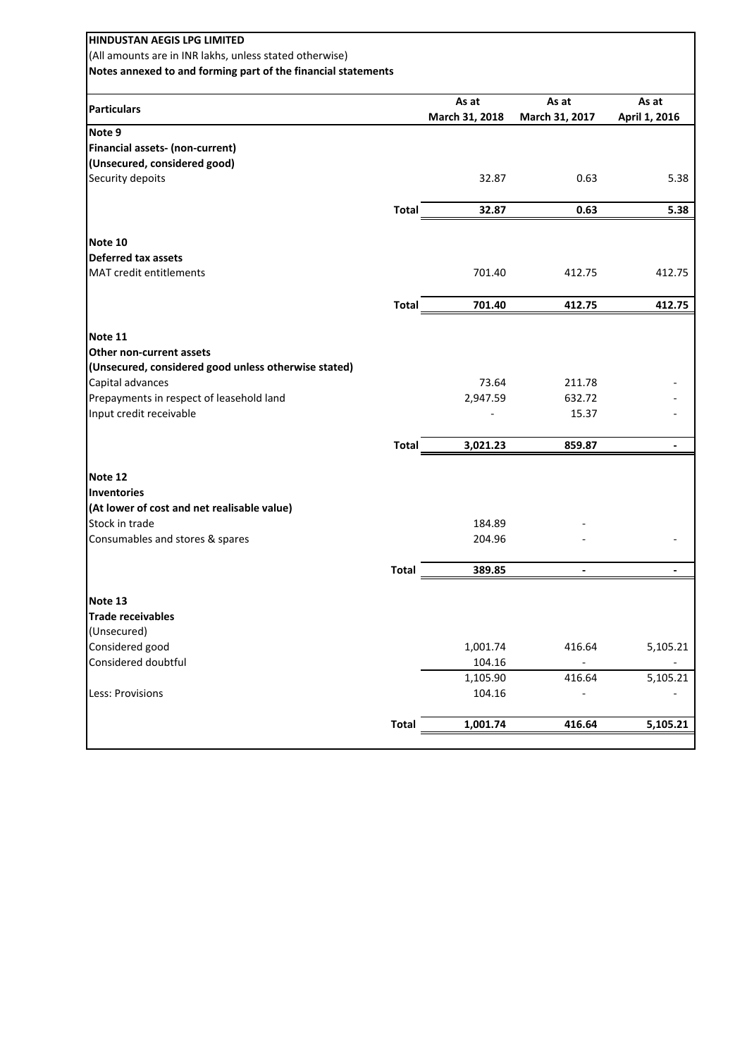**HINDUSTAN AEGIS LPG LIMITED**

(All amounts are in INR lakhs, unless stated otherwise)

**Notes annexed to and forming part of the financial statements**

| Particulars | | As at March 31, 2018 | As at March 31, 2017 | As at April 1, 2016 |
|---|---|---|---|---|
| **Note 9** | | | | |
| **Financial assets- (non-current)** | | | | |
| **(Unsecured, considered good)** | | | | |
| Security depoits | | 32.87 | 0.63 | 5.38 |
| | **Total** | **32.87** | **0.63** | **5.38** |
| **Note 10** | | | | |
| **Deferred tax assets** | | | | |
| MAT credit entitlements | | 701.40 | 412.75 | 412.75 |
| | **Total** | **701.40** | **412.75** | **412.75** |
| **Note 11** | | | | |
| **Other non-current assets** | | | | |
| **(Unsecured, considered good unless otherwise stated)** | | | | |
| Capital advances | | 73.64 | 211.78 | - |
| Prepayments in respect of leasehold land | | 2,947.59 | 632.72 | - |
| Input credit receivable | | - | 15.37 | - |
| | **Total** | **3,021.23** | **859.87** | **-** |
| **Note 12** | | | | |
| **Inventories** | | | | |
| **(At lower of cost and net realisable value)** | | | | |
| Stock in trade | | 184.89 | - | |
| Consumables and stores & spares | | 204.96 | - | - |
| | **Total** | **389.85** | **-** | **-** |
| **Note 13** | | | | |
| **Trade receivables** | | | | |
| (Unsecured) | | | | |
| Considered good | | 1,001.74 | 416.64 | 5,105.21 |
| Considered doubtful | | 104.16 | - | - |
| | | 1,105.90 | 416.64 | 5,105.21 |
| Less: Provisions | | 104.16 | - | - |
| | **Total** | **1,001.74** | **416.64** | **5,105.21** |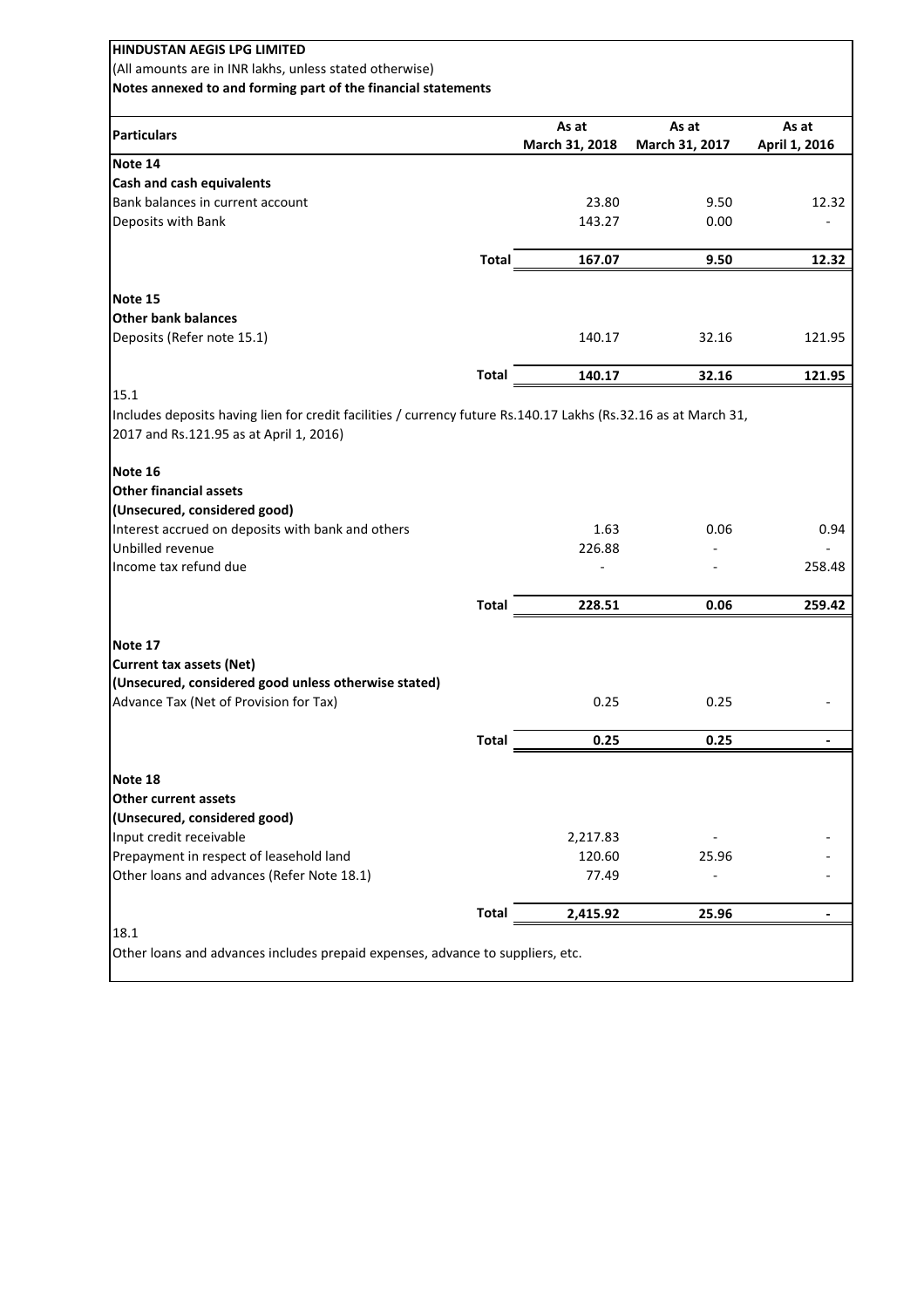**HINDUSTAN AEGIS LPG LIMITED**

(All amounts are in INR lakhs, unless stated otherwise)

**Notes annexed to and forming part of the financial statements**

| Particulars | | As at March 31, 2018 | As at March 31, 2017 | As at April 1, 2016 |
|---|---|---|---|---|
| **Note 14** | | | | |
| **Cash and cash equivalents** | | | | |
| Bank balances in current account | | 23.80 | 9.50 | 12.32 |
| Deposits with Bank | | 143.27 | 0.00 | - |
| | **Total** | **167.07** | **9.50** | **12.32** |
| **Note 15** | | | | |
| **Other bank balances** | | | | |
| Deposits (Refer note 15.1) | | 140.17 | 32.16 | 121.95 |
| | **Total** | **140.17** | **32.16** | **121.95** |

15.1

Includes deposits having lien for credit facilities / currency future Rs.140.17 Lakhs (Rs.32.16 as at March 31, 2017 and Rs.121.95 as at April 1, 2016)

| Particulars | | As at March 31, 2018 | As at March 31, 2017 | As at April 1, 2016 |
|---|---|---|---|---|
| **Note 16** | | | | |
| **Other financial assets** | | | | |
| **(Unsecured, considered good)** | | | | |
| Interest accrued on deposits with bank and others | | 1.63 | 0.06 | 0.94 |
| Unbilled revenue | | 226.88 | - | - |
| Income tax refund due | | - | - | 258.48 |
| | **Total** | **228.51** | **0.06** | **259.42** |
| **Note 17** | | | | |
| **Current tax assets (Net)** | | | | |
| **(Unsecured, considered good unless otherwise stated)** | | | | |
| Advance Tax (Net of Provision for Tax) | | 0.25 | 0.25 | - |
| | **Total** | **0.25** | **0.25** | **-** |
| **Note 18** | | | | |
| **Other current assets** | | | | |
| **(Unsecured, considered good)** | | | | |
| Input credit receivable | | 2,217.83 | - | - |
| Prepayment in respect of leasehold land | | 120.60 | 25.96 | - |
| Other loans and advances (Refer Note 18.1) | | 77.49 | - | - |
| | **Total** | **2,415.92** | **25.96** | **-** |

18.1

Other loans and advances includes prepaid expenses, advance to suppliers, etc.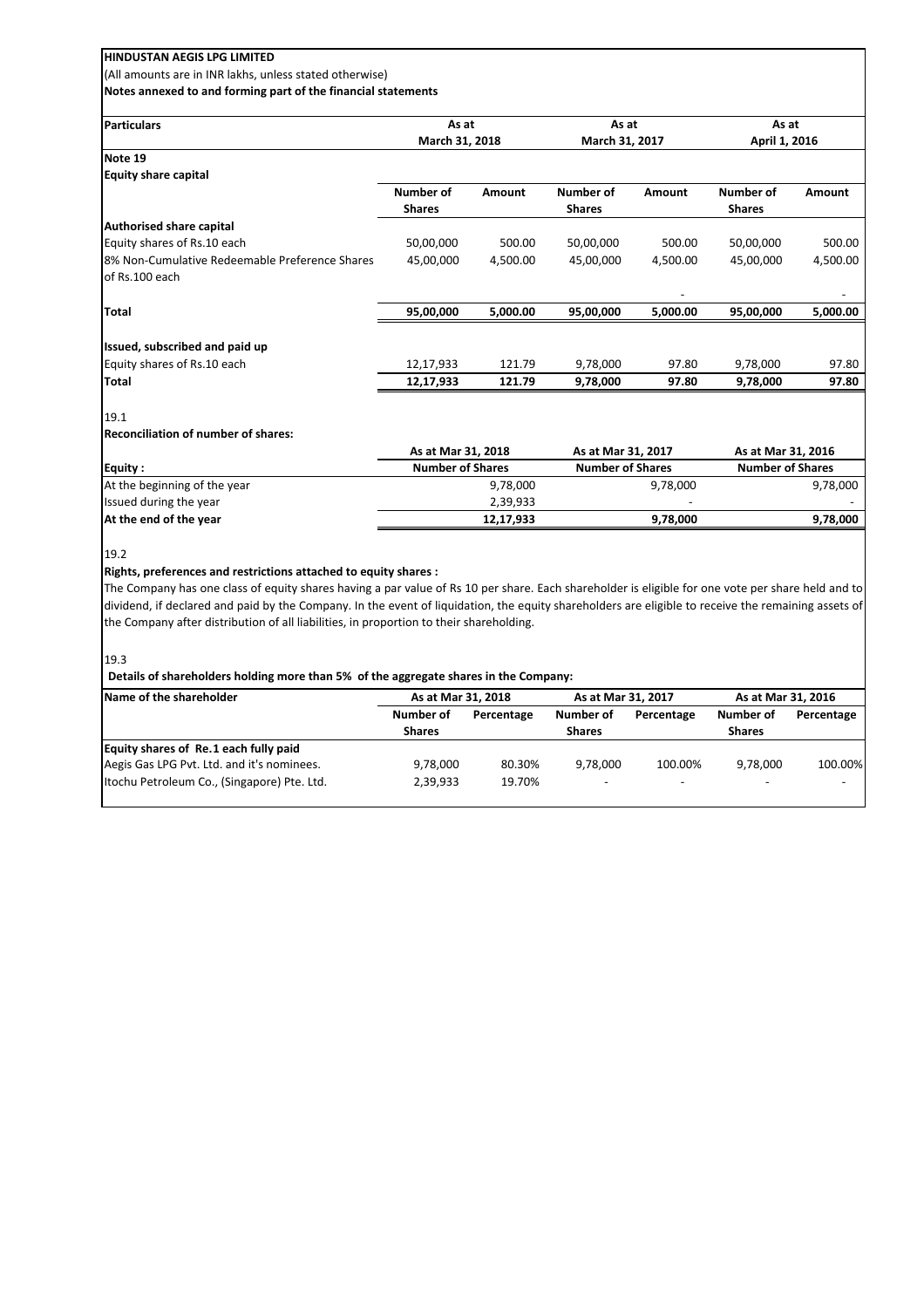**HINDUSTAN AEGIS LPG LIMITED**

(All amounts are in INR lakhs, unless stated otherwise)

**Notes annexed to and forming part of the financial statements**

| Particulars | As at March 31, 2018 | | As at March 31, 2017 | | As at April 1, 2016 | |
|---|---|---|---|---|---|---|
| **Note 19** | | | | | | |
| **Equity share capital** | | | | | | |
| | **Number of Shares** | **Amount** | **Number of Shares** | **Amount** | **Number of Shares** | **Amount** |
| **Authorised share capital** | | | | | | |
| Equity shares of Rs.10 each | 50,00,000 | 500.00 | 50,00,000 | 500.00 | 50,00,000 | 500.00 |
| 8% Non-Cumulative Redeemable Preference Shares of Rs.100 each | 45,00,000 | 4,500.00 | 45,00,000 | 4,500.00 | 45,00,000 | 4,500.00 |
| | | | | - | | - |
| **Total** | **95,00,000** | **5,000.00** | **95,00,000** | **5,000.00** | **95,00,000** | **5,000.00** |
| **Issued, subscribed and paid up** | | | | | | |
| Equity shares of Rs.10 each | 12,17,933 | 121.79 | 9,78,000 | 97.80 | 9,78,000 | 97.80 |
| **Total** | **12,17,933** | **121.79** | **9,78,000** | **97.80** | **9,78,000** | **97.80** |

19.1

**Reconciliation of number of shares:**

| | As at Mar 31, 2018 | As at Mar 31, 2017 | As at Mar 31, 2016 |
|---|---|---|---|
| **Equity :** | **Number of Shares** | **Number of Shares** | **Number of Shares** |
| At the beginning of the year | 9,78,000 | 9,78,000 | 9,78,000 |
| Issued during the year | 2,39,933 | - | - |
| **At the end of the year** | **12,17,933** | **9,78,000** | **9,78,000** |

19.2

**Rights, preferences and restrictions attached to equity shares :**

The Company has one class of equity shares having a par value of Rs 10 per share. Each shareholder is eligible for one vote per share held and to dividend, if declared and paid by the Company. In the event of liquidation, the equity shareholders are eligible to receive the remaining assets of the Company after distribution of all liabilities, in proportion to their shareholding.

19.3

**Details of shareholders holding more than 5% of the aggregate shares in the Company:**

| Name of the shareholder | As at Mar 31, 2018 | | As at Mar 31, 2017 | | As at Mar 31, 2016 | |
|---|---|---|---|---|---|---|
| | **Number of Shares** | **Percentage** | **Number of Shares** | **Percentage** | **Number of Shares** | **Percentage** |
| **Equity shares of Re.1 each fully paid** | | | | | | |
| Aegis Gas LPG Pvt. Ltd. and it's nominees. | 9,78,000 | 80.30% | 9,78,000 | 100.00% | 9,78,000 | 100.00% |
| Itochu Petroleum Co., (Singapore) Pte. Ltd. | 2,39,933 | 19.70% | - | - | - | - |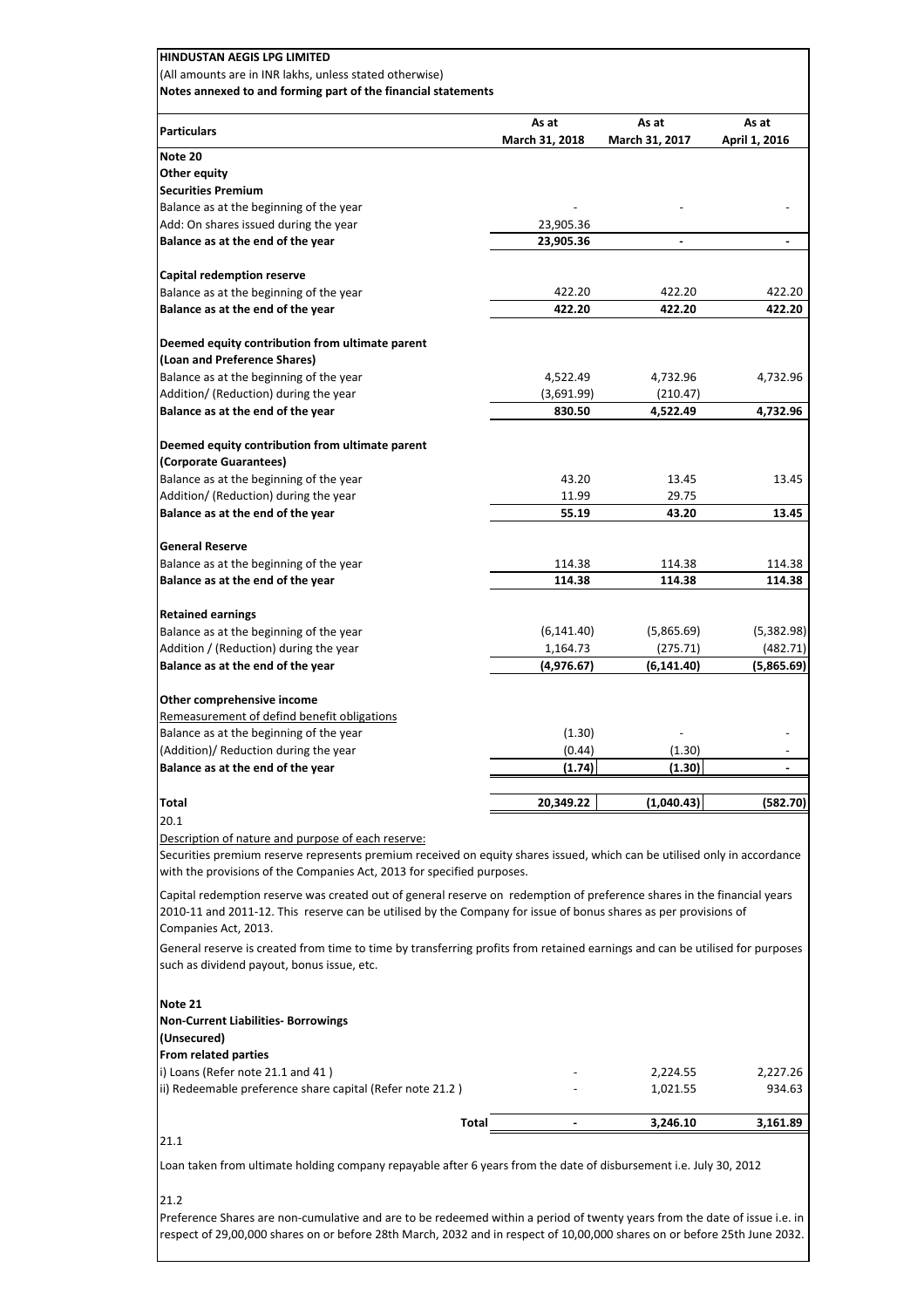**HINDUSTAN AEGIS LPG LIMITED**

(All amounts are in INR lakhs, unless stated otherwise)

**Notes annexed to and forming part of the financial statements**

| Particulars | As at March 31, 2018 | As at March 31, 2017 | As at April 1, 2016 |
|---|---|---|---|
| **Note 20** | | | |
| **Other equity** | | | |
| **Securities Premium** | | | |
| Balance as at the beginning of the year | - | - | - |
| Add: On shares issued during the year | 23,905.36 | | |
| **Balance as at the end of the year** | **23,905.36** | **-** | **-** |
| | | | |
| **Capital redemption reserve** | | | |
| Balance as at the beginning of the year | 422.20 | 422.20 | 422.20 |
| **Balance as at the end of the year** | **422.20** | **422.20** | **422.20** |
| | | | |
| **Deemed equity contribution from ultimate parent (Loan and Preference Shares)** | | | |
| Balance as at the beginning of the year | 4,522.49 | 4,732.96 | 4,732.96 |
| Addition/ (Reduction) during the year | (3,691.99) | (210.47) | |
| **Balance as at the end of the year** | **830.50** | **4,522.49** | **4,732.96** |
| | | | |
| **Deemed equity contribution from ultimate parent (Corporate Guarantees)** | | | |
| Balance as at the beginning of the year | 43.20 | 13.45 | 13.45 |
| Addition/ (Reduction) during the year | 11.99 | 29.75 | |
| **Balance as at the end of the year** | **55.19** | **43.20** | **13.45** |
| | | | |
| **General Reserve** | | | |
| Balance as at the beginning of the year | 114.38 | 114.38 | 114.38 |
| **Balance as at the end of the year** | **114.38** | **114.38** | **114.38** |
| | | | |
| **Retained earnings** | | | |
| Balance as at the beginning of the year | (6,141.40) | (5,865.69) | (5,382.98) |
| Addition / (Reduction) during the year | 1,164.73 | (275.71) | (482.71) |
| **Balance as at the end of the year** | **(4,976.67)** | **(6,141.40)** | **(5,865.69)** |
| | | | |
| **Other comprehensive income** | | | |
| Remeasurement of defind benefit obligations | | | |
| Balance as at the beginning of the year | (1.30) | - | - |
| (Addition)/ Reduction during the year | (0.44) | (1.30) | - |
| **Balance as at the end of the year** | **(1.74)** | **(1.30)** | **-** |
| | | | |
| **Total** | **20,349.22** | **(1,040.43)** | **(582.70)** |

20.1

Description of nature and purpose of each reserve:

Securities premium reserve represents premium received on equity shares issued, which can be utilised only in accordance with the provisions of the Companies Act, 2013 for specified purposes.

Capital redemption reserve was created out of general reserve on redemption of preference shares in the financial years 2010-11 and 2011-12. This reserve can be utilised by the Company for issue of bonus shares as per provisions of Companies Act, 2013.

General reserve is created from time to time by transferring profits from retained earnings and can be utilised for purposes such as dividend payout, bonus issue, etc.

| Particulars | As at March 31, 2018 | As at March 31, 2017 | As at April 1, 2016 |
|---|---|---|---|
| **Note 21** | | | |
| **Non-Current Liabilities- Borrowings** | | | |
| **(Unsecured)** | | | |
| **From related parties** | | | |
| i) Loans (Refer note 21.1 and 41 ) | - | 2,224.55 | 2,227.26 |
| ii) Redeemable preference share capital (Refer note 21.2 ) | - | 1,021.55 | 934.63 |
| **Total** | **-** | **3,246.10** | **3,161.89** |

21.1

Loan taken from ultimate holding company repayable after 6 years from the date of disbursement i.e. July 30, 2012

21.2

Preference Shares are non-cumulative and are to be redeemed within a period of twenty years from the date of issue i.e. in respect of 29,00,000 shares on or before 28th March, 2032 and in respect of 10,00,000 shares on or before 25th June 2032.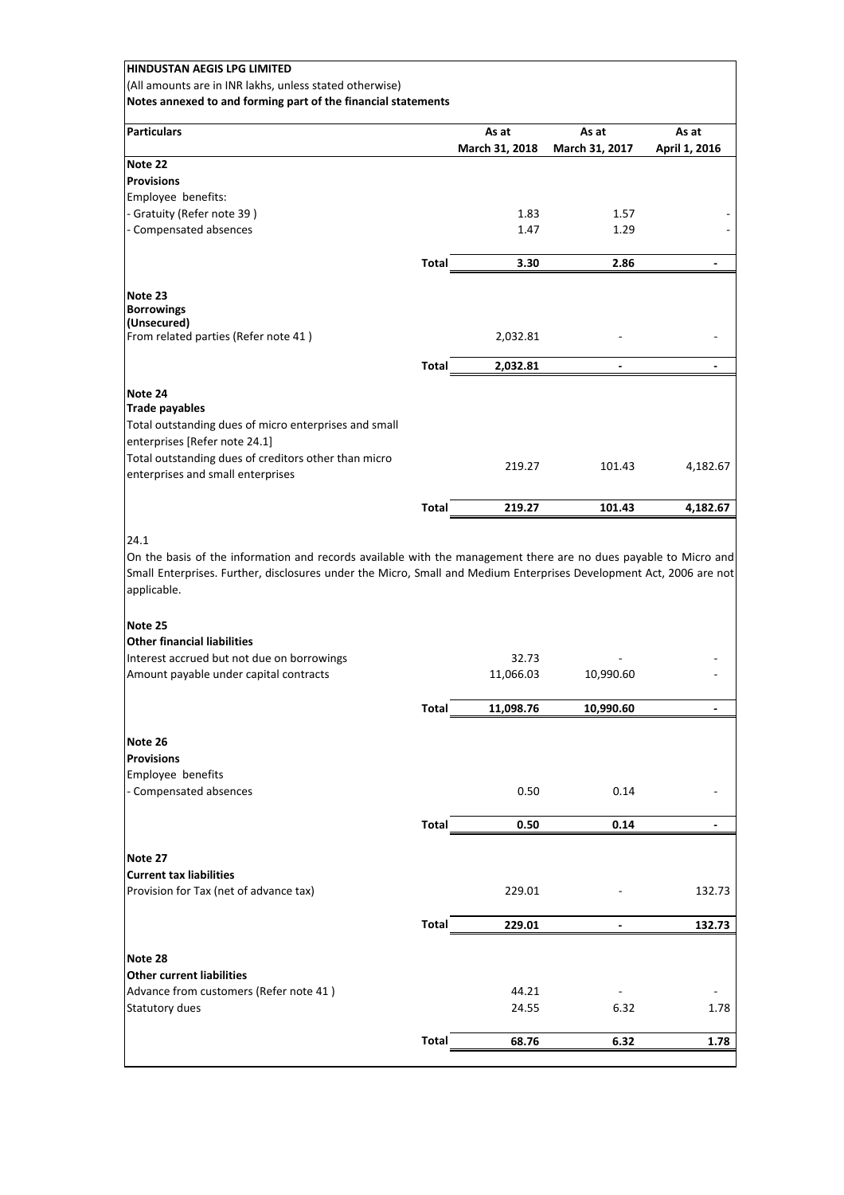**HINDUSTAN AEGIS LPG LIMITED**

(All amounts are in INR lakhs, unless stated otherwise)

**Notes annexed to and forming part of the financial statements**

| Particulars | | As at March 31, 2018 | As at March 31, 2017 | As at April 1, 2016 |
|---|---|---|---|---|
| **Note 22** | | | | |
| **Provisions** | | | | |
| Employee benefits: | | | | |
| - Gratuity (Refer note 39 ) | | 1.83 | 1.57 | - |
| - Compensated absences | | 1.47 | 1.29 | - |
| | **Total** | **3.30** | **2.86** | **-** |
| **Note 23** | | | | |
| **Borrowings** | | | | |
| **(Unsecured)** | | | | |
| From related parties (Refer note 41 ) | | 2,032.81 | - | - |
| | **Total** | **2,032.81** | **-** | **-** |
| **Note 24** | | | | |
| **Trade payables** | | | | |
| Total outstanding dues of micro enterprises and small enterprises [Refer note 24.1] | | | | |
| Total outstanding dues of creditors other than micro enterprises and small enterprises | | 219.27 | 101.43 | 4,182.67 |
| | **Total** | **219.27** | **101.43** | **4,182.67** |

24.1

On the basis of the information and records available with the management there are no dues payable to Micro and Small Enterprises. Further, disclosures under the Micro, Small and Medium Enterprises Development Act, 2006 are not applicable.

| Particulars | | As at March 31, 2018 | As at March 31, 2017 | As at April 1, 2016 |
|---|---|---|---|---|
| **Note 25** | | | | |
| **Other financial liabilities** | | | | |
| Interest accrued but not due on borrowings | | 32.73 | - | - |
| Amount payable under capital contracts | | 11,066.03 | 10,990.60 | - |
| | **Total** | **11,098.76** | **10,990.60** | **-** |
| **Note 26** | | | | |
| **Provisions** | | | | |
| Employee benefits | | | | |
| - Compensated absences | | 0.50 | 0.14 | - |
| | **Total** | **0.50** | **0.14** | **-** |
| **Note 27** | | | | |
| **Current tax liabilities** | | | | |
| Provision for Tax (net of advance tax) | | 229.01 | - | 132.73 |
| | **Total** | **229.01** | **-** | **132.73** |
| **Note 28** | | | | |
| **Other current liabilities** | | | | |
| Advance from customers (Refer note 41 ) | | 44.21 | - | - |
| Statutory dues | | 24.55 | 6.32 | 1.78 |
| | **Total** | **68.76** | **6.32** | **1.78** |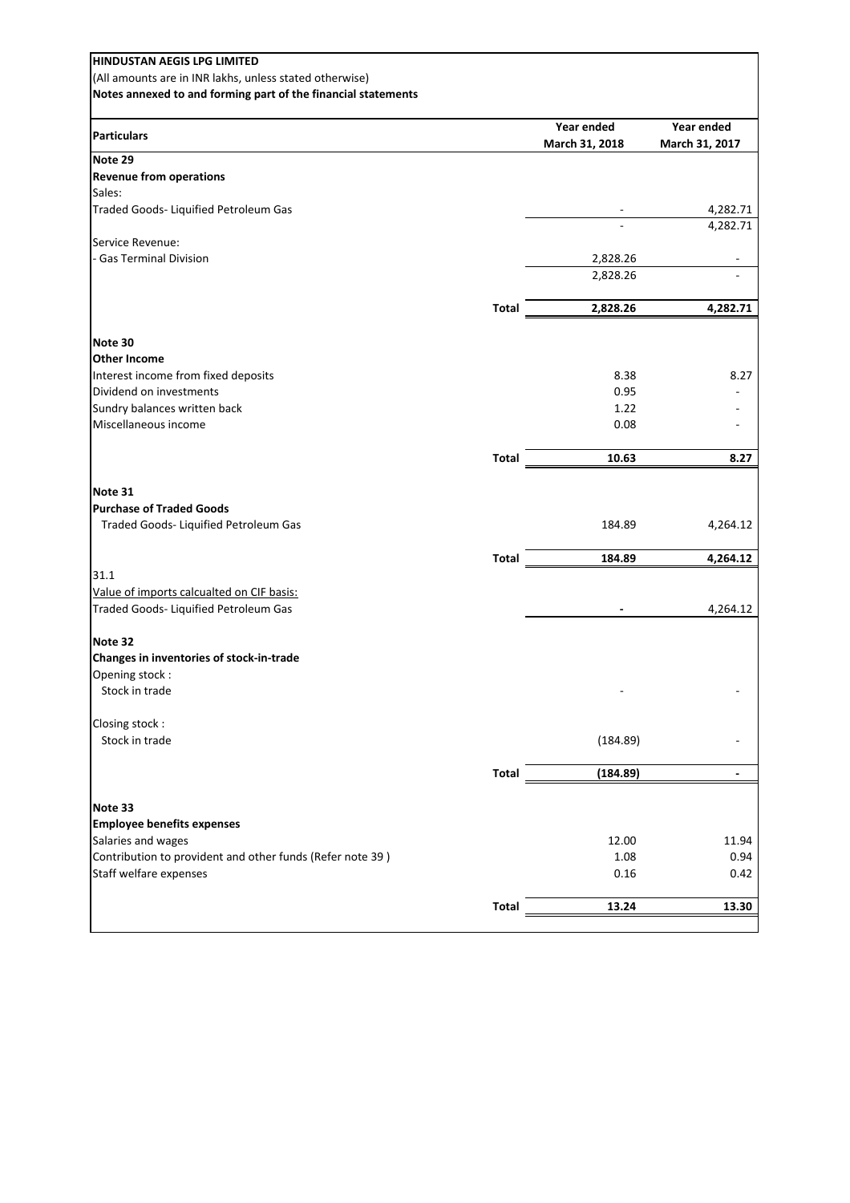**HINDUSTAN AEGIS LPG LIMITED**

(All amounts are in INR lakhs, unless stated otherwise)

**Notes annexed to and forming part of the financial statements**

| Particulars | | Year ended March 31, 2018 | Year ended March 31, 2017 |
|---|---|---|---|
| **Note 29** | | | |
| **Revenue from operations** | | | |
| Sales: | | | |
| Traded Goods- Liquified Petroleum Gas | | - | 4,282.71 |
| | | - | 4,282.71 |
| Service Revenue: | | | |
| - Gas Terminal Division | | 2,828.26 | - |
| | | 2,828.26 | - |
| | **Total** | **2,828.26** | **4,282.71** |
| **Note 30** | | | |
| **Other Income** | | | |
| Interest income from fixed deposits | | 8.38 | 8.27 |
| Dividend on investments | | 0.95 | - |
| Sundry balances written back | | 1.22 | - |
| Miscellaneous income | | 0.08 | - |
| | **Total** | **10.63** | **8.27** |
| **Note 31** | | | |
| **Purchase of Traded Goods** | | | |
| Traded Goods- Liquified Petroleum Gas | | 184.89 | 4,264.12 |
| | **Total** | **184.89** | **4,264.12** |
| 31.1 | | | |
| Value of imports calcualted on CIF basis: | | | |
| Traded Goods- Liquified Petroleum Gas | | - | 4,264.12 |
| **Note 32** | | | |
| **Changes in inventories of stock-in-trade** | | | |
| Opening stock : | | | |
| Stock in trade | | - | - |
| Closing stock : | | | |
| Stock in trade | | (184.89) | - |
| | **Total** | **(184.89)** | **-** |
| **Note 33** | | | |
| **Employee benefits expenses** | | | |
| Salaries and wages | | 12.00 | 11.94 |
| Contribution to provident and other funds (Refer note 39 ) | | 1.08 | 0.94 |
| Staff welfare expenses | | 0.16 | 0.42 |
| | **Total** | **13.24** | **13.30** |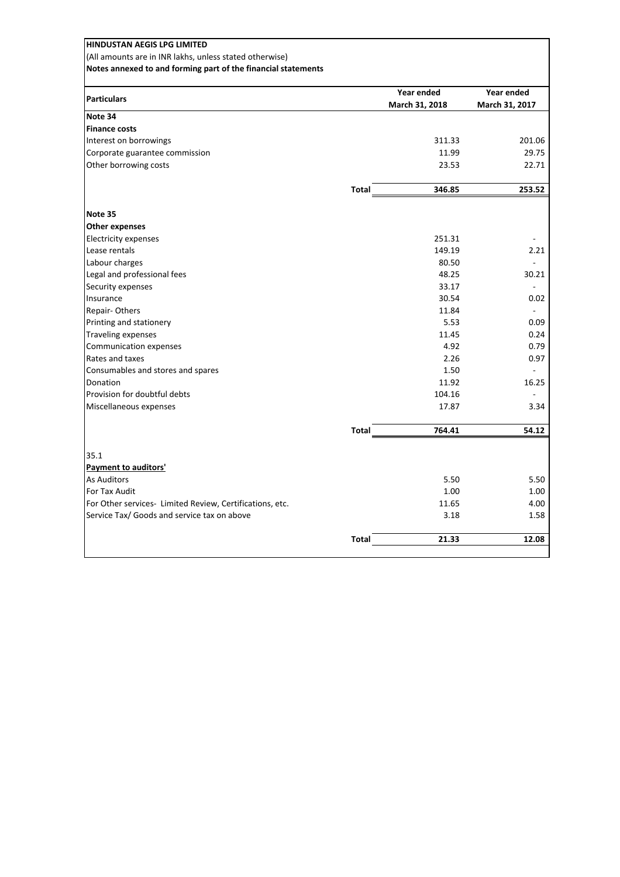**HINDUSTAN AEGIS LPG LIMITED**

(All amounts are in INR lakhs, unless stated otherwise)

**Notes annexed to and forming part of the financial statements**

| Particulars | | Year ended March 31, 2018 | Year ended March 31, 2017 |
|---|---|---|---|
| **Note 34** | | | |
| **Finance costs** | | | |
| Interest on borrowings | | 311.33 | 201.06 |
| Corporate guarantee commission | | 11.99 | 29.75 |
| Other borrowing costs | | 23.53 | 22.71 |
| | **Total** | **346.85** | **253.52** |
| **Note 35** | | | |
| **Other expenses** | | | |
| Electricity expenses | | 251.31 | - |
| Lease rentals | | 149.19 | 2.21 |
| Labour charges | | 80.50 | - |
| Legal and professional fees | | 48.25 | 30.21 |
| Security expenses | | 33.17 | - |
| Insurance | | 30.54 | 0.02 |
| Repair- Others | | 11.84 | - |
| Printing and stationery | | 5.53 | 0.09 |
| Traveling expenses | | 11.45 | 0.24 |
| Communication expenses | | 4.92 | 0.79 |
| Rates and taxes | | 2.26 | 0.97 |
| Consumables and stores and spares | | 1.50 | - |
| Donation | | 11.92 | 16.25 |
| Provision for doubtful debts | | 104.16 | - |
| Miscellaneous expenses | | 17.87 | 3.34 |
| | **Total** | **764.41** | **54.12** |
| 35.1 | | | |
| **Payment to auditors'** | | | |
| As Auditors | | 5.50 | 5.50 |
| For Tax Audit | | 1.00 | 1.00 |
| For Other services- Limited Review, Certifications, etc. | | 11.65 | 4.00 |
| Service Tax/ Goods and service tax on above | | 3.18 | 1.58 |
| | **Total** | **21.33** | **12.08** |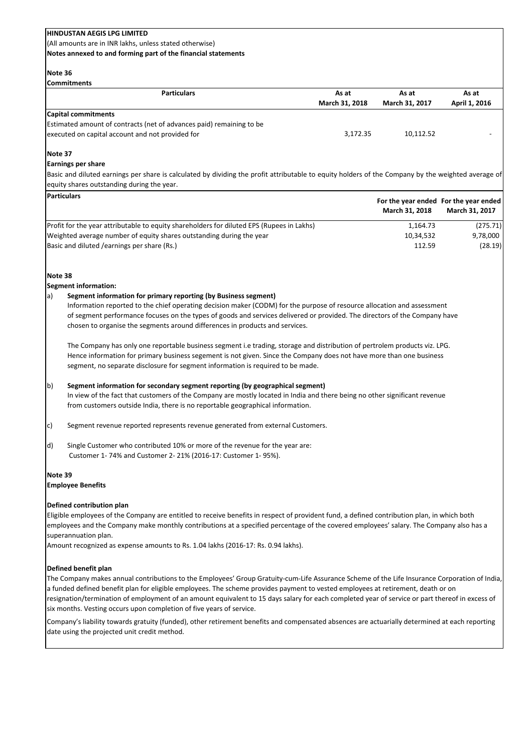**HINDUSTAN AEGIS LPG LIMITED**

(All amounts are in INR lakhs, unless stated otherwise)

**Notes annexed to and forming part of the financial statements**

**Note 36**

**Commitments**

| Particulars | As at March 31, 2018 | As at March 31, 2017 | As at April 1, 2016 |
|---|---|---|---|
| **Capital commitments** | | | |
| Estimated amount of contracts (net of advances paid) remaining to be executed on capital account and not provided for | 3,172.35 | 10,112.52 | - |

**Note 37**

**Earnings per share**

Basic and diluted earnings per share is calculated by dividing the profit attributable to equity holders of the Company by the weighted average of equity shares outstanding during the year.

| Particulars | For the year ended March 31, 2018 | For the year ended March 31, 2017 |
|---|---|---|
| Profit for the year attributable to equity shareholders for diluted EPS (Rupees in Lakhs) | 1,164.73 | (275.71) |
| Weighted average number of equity shares outstanding during the year | 10,34,532 | 9,78,000 |
| Basic and diluted /earnings per share (Rs.) | 112.59 | (28.19) |

**Note 38**

**Segment information:**

a) **Segment information for primary reporting (by Business segment)**

Information reported to the chief operating decision maker (CODM) for the purpose of resource allocation and assessment of segment performance focuses on the types of goods and services delivered or provided. The directors of the Company have chosen to organise the segments around differences in products and services.

The Company has only one reportable business segment i.e trading, storage and distribution of pertrolem products viz. LPG. Hence information for primary business segement is not given. Since the Company does not have more than one business segment, no separate disclosure for segment information is required to be made.

b) **Segment information for secondary segment reporting (by geographical segment)**

In view of the fact that customers of the Company are mostly located in India and there being no other significant revenue from customers outside India, there is no reportable geographical information.

c) Segment revenue reported represents revenue generated from external Customers.

d) Single Customer who contributed 10% or more of the revenue for the year are:
Customer 1- 74% and Customer 2- 21% (2016-17: Customer 1- 95%).

**Note 39**

**Employee Benefits**

**Defined contribution plan**

Eligible employees of the Company are entitled to receive benefits in respect of provident fund, a defined contribution plan, in which both employees and the Company make monthly contributions at a specified percentage of the covered employees' salary. The Company also has a superannuation plan.

Amount recognized as expense amounts to Rs. 1.04 lakhs (2016-17: Rs. 0.94 lakhs).

**Defined benefit plan**

The Company makes annual contributions to the Employees' Group Gratuity-cum-Life Assurance Scheme of the Life Insurance Corporation of India, a funded defined benefit plan for eligible employees. The scheme provides payment to vested employees at retirement, death or on resignation/termination of employment of an amount equivalent to 15 days salary for each completed year of service or part thereof in excess of six months. Vesting occurs upon completion of five years of service.

Company's liability towards gratuity (funded), other retirement benefits and compensated absences are actuarially determined at each reporting date using the projected unit credit method.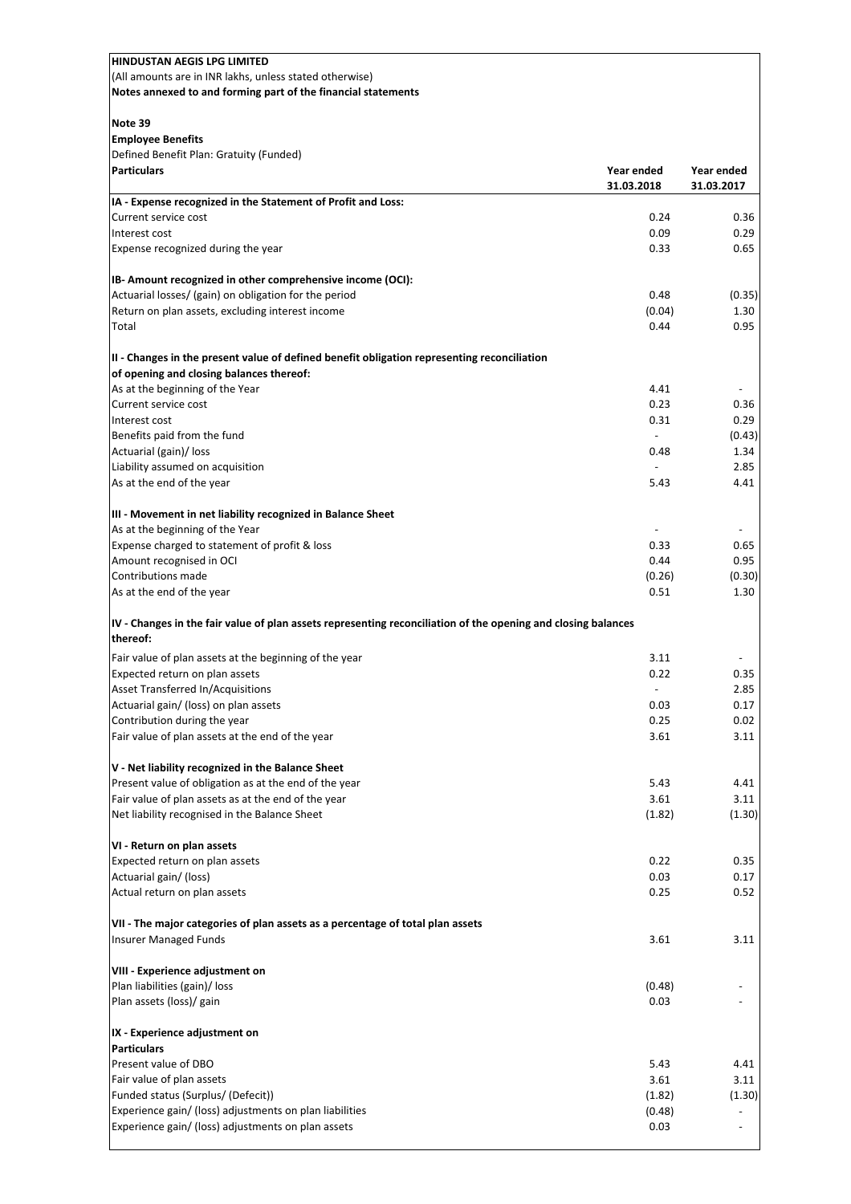**HINDUSTAN AEGIS LPG LIMITED**

(All amounts are in INR lakhs, unless stated otherwise)

**Notes annexed to and forming part of the financial statements**

**Note 39**

**Employee Benefits**

Defined Benefit Plan: Gratuity (Funded)

| **Particulars** | **Year ended 31.03.2018** | **Year ended 31.03.2017** |
|---|---|---|
| **IA - Expense recognized in the Statement of Profit and Loss:** | | |
| Current service cost | 0.24 | 0.36 |
| Interest cost | 0.09 | 0.29 |
| Expense recognized during the year | 0.33 | 0.65 |
| | | |
| **IB- Amount recognized in other comprehensive income (OCI):** | | |
| Actuarial losses/ (gain) on obligation for the period | 0.48 | (0.35) |
| Return on plan assets, excluding interest income | (0.04) | 1.30 |
| Total | 0.44 | 0.95 |
| | | |
| **II - Changes in the present value of defined benefit obligation representing reconciliation of opening and closing balances thereof:** | | |
| As at the beginning of the Year | 4.41 | - |
| Current service cost | 0.23 | 0.36 |
| Interest cost | 0.31 | 0.29 |
| Benefits paid from the fund | - | (0.43) |
| Actuarial (gain)/ loss | 0.48 | 1.34 |
| Liability assumed on acquisition | - | 2.85 |
| As at the end of the year | 5.43 | 4.41 |
| | | |
| **III - Movement in net liability recognized in Balance Sheet** | | |
| As at the beginning of the Year | - | - |
| Expense charged to statement of profit & loss | 0.33 | 0.65 |
| Amount recognised in OCI | 0.44 | 0.95 |
| Contributions made | (0.26) | (0.30) |
| As at the end of the year | 0.51 | 1.30 |
| | | |
| **IV - Changes in the fair value of plan assets representing reconciliation of the opening and closing balances thereof:** | | |
| Fair value of plan assets at the beginning of the year | 3.11 | - |
| Expected return on plan assets | 0.22 | 0.35 |
| Asset Transferred In/Acquisitions | - | 2.85 |
| Actuarial gain/ (loss) on plan assets | 0.03 | 0.17 |
| Contribution during the year | 0.25 | 0.02 |
| Fair value of plan assets at the end of the year | 3.61 | 3.11 |
| | | |
| **V - Net liability recognized in the Balance Sheet** | | |
| Present value of obligation as at the end of the year | 5.43 | 4.41 |
| Fair value of plan assets as at the end of the year | 3.61 | 3.11 |
| Net liability recognised in the Balance Sheet | (1.82) | (1.30) |
| | | |
| **VI - Return on plan assets** | | |
| Expected return on plan assets | 0.22 | 0.35 |
| Actuarial gain/ (loss) | 0.03 | 0.17 |
| Actual return on plan assets | 0.25 | 0.52 |
| | | |
| **VII - The major categories of plan assets as a percentage of total plan assets** | | |
| Insurer Managed Funds | 3.61 | 3.11 |
| | | |
| **VIII - Experience adjustment on** | | |
| Plan liabilities (gain)/ loss | (0.48) | - |
| Plan assets (loss)/ gain | 0.03 | - |
| | | |
| **IX - Experience adjustment on** | | |
| **Particulars** | | |
| Present value of DBO | 5.43 | 4.41 |
| Fair value of plan assets | 3.61 | 3.11 |
| Funded status (Surplus/ (Defecit)) | (1.82) | (1.30) |
| Experience gain/ (loss) adjustments on plan liabilities | (0.48) | - |
| Experience gain/ (loss) adjustments on plan assets | 0.03 | - |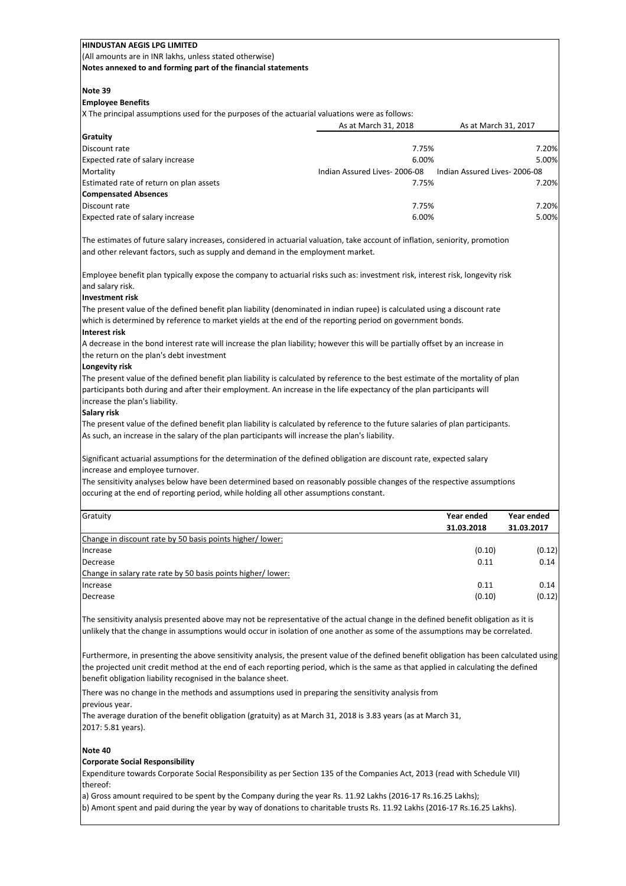**HINDUSTAN AEGIS LPG LIMITED**

(All amounts are in INR lakhs, unless stated otherwise)

**Notes annexed to and forming part of the financial statements**

**Note 39**

**Employee Benefits**

X The principal assumptions used for the purposes of the actuarial valuations were as follows:

| | As at March 31, 2018 | As at March 31, 2017 |
|---|---|---|
| **Gratuity** | | |
| Discount rate | 7.75% | 7.20% |
| Expected rate of salary increase | 6.00% | 5.00% |
| Mortality | Indian Assured Lives- 2006-08 | Indian Assured Lives- 2006-08 |
| Estimated rate of return on plan assets | 7.75% | 7.20% |
| **Compensated Absences** | | |
| Discount rate | 7.75% | 7.20% |
| Expected rate of salary increase | 6.00% | 5.00% |

The estimates of future salary increases, considered in actuarial valuation, take account of inflation, seniority, promotion and other relevant factors, such as supply and demand in the employment market.

Employee benefit plan typically expose the company to actuarial risks such as: investment risk, interest risk, longevity risk and salary risk.

**Investment risk**

The present value of the defined benefit plan liability (denominated in indian rupee) is calculated using a discount rate which is determined by reference to market yields at the end of the reporting period on government bonds.

**Interest risk**

A decrease in the bond interest rate will increase the plan liability; however this will be partially offset by an increase in the return on the plan's debt investment

**Longevity risk**

The present value of the defined benefit plan liability is calculated by reference to the best estimate of the mortality of plan participants both during and after their employment. An increase in the life expectancy of the plan participants will increase the plan's liability.

**Salary risk**

The present value of the defined benefit plan liability is calculated by reference to the future salaries of plan participants. As such, an increase in the salary of the plan participants will increase the plan's liability.

Significant actuarial assumptions for the determination of the defined obligation are discount rate, expected salary increase and employee turnover.

The sensitivity analyses below have been determined based on reasonably possible changes of the respective assumptions occuring at the end of reporting period, while holding all other assumptions constant.

| Gratuity | Year ended 31.03.2018 | Year ended 31.03.2017 |
|---|---|---|
| Change in discount rate by 50 basis points higher/ lower: | | |
| Increase | (0.10) | (0.12) |
| Decrease | 0.11 | 0.14 |
| Change in salary rate rate by 50 basis points higher/ lower: | | |
| Increase | 0.11 | 0.14 |
| Decrease | (0.10) | (0.12) |

The sensitivity analysis presented above may not be representative of the actual change in the defined benefit obligation as it is unlikely that the change in assumptions would occur in isolation of one another as some of the assumptions may be correlated.

Furthermore, in presenting the above sensitivity analysis, the present value of the defined benefit obligation has been calculated using the projected unit credit method at the end of each reporting period, which is the same as that applied in calculating the defined benefit obligation liability recognised in the balance sheet.

There was no change in the methods and assumptions used in preparing the sensitivity analysis from previous year.

The average duration of the benefit obligation (gratuity) as at March 31, 2018 is 3.83 years (as at March 31, 2017: 5.81 years).

**Note 40**

**Corporate Social Responsibility**

Expenditure towards Corporate Social Responsibility as per Section 135 of the Companies Act, 2013 (read with Schedule VII) thereof:

a) Gross amount required to be spent by the Company during the year Rs. 11.92 Lakhs (2016-17 Rs.16.25 Lakhs);

b) Amont spent and paid during the year by way of donations to charitable trusts Rs. 11.92 Lakhs (2016-17 Rs.16.25 Lakhs).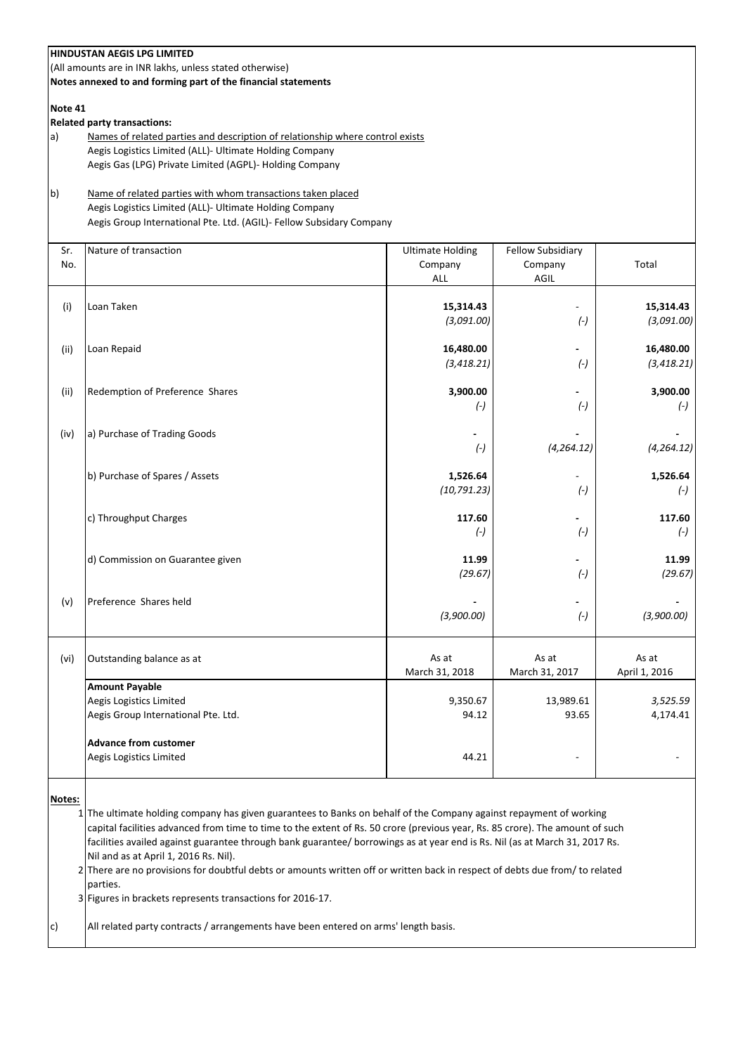**HINDUSTAN AEGIS LPG LIMITED**
(All amounts are in INR lakhs, unless stated otherwise)
**Notes annexed to and forming part of the financial statements**

**Note 41**
**Related party transactions:**

a) Names of related parties and description of relationship where control exists
Aegis Logistics Limited (ALL)- Ultimate Holding Company
Aegis Gas (LPG) Private Limited (AGPL)- Holding Company

b) Name of related parties with whom transactions taken placed
Aegis Logistics Limited (ALL)- Ultimate Holding Company
Aegis Group International Pte. Ltd. (AGIL)- Fellow Subsidary Company

| Sr. No. | Nature of transaction | Ultimate Holding Company ALL | Fellow Subsidiary Company AGIL | Total |
|---|---|---|---|---|
| (i) | Loan Taken | **15,314.43** | - | **15,314.43** |
| | | *(3,091.00)* | *(-)* | *(3,091.00)* |
| (ii) | Loan Repaid | **16,480.00** | **-** | **16,480.00** |
| | | *(3,418.21)* | *(-)* | *(3,418.21)* |
| (ii) | Redemption of Preference Shares | **3,900.00** | **-** | **3,900.00** |
| | | *(-)* | *(-)* | *(-)* |
| (iv) | a) Purchase of Trading Goods | **-** | **-** | **-** |
| | | *(-)* | *(4,264.12)* | *(4,264.12)* |
| | b) Purchase of Spares / Assets | **1,526.64** | - | **1,526.64** |
| | | *(10,791.23)* | *(-)* | *(-)* |
| | c) Throughput Charges | **117.60** | **-** | **117.60** |
| | | *(-)* | *(-)* | *(-)* |
| | d) Commission on Guarantee given | **11.99** | **-** | **11.99** |
| | | *(29.67)* | *(-)* | *(29.67)* |
| (v) | Preference Shares held | **-** | **-** | **-** |
| | | *(3,900.00)* | *(-)* | *(3,900.00)* |
| (vi) | Outstanding balance as at | As at March 31, 2018 | As at March 31, 2017 | As at April 1, 2016 |
| | **Amount Payable** | | | |
| | Aegis Logistics Limited | 9,350.67 | 13,989.61 | *3,525.59* |
| | Aegis Group International Pte. Ltd. | 94.12 | 93.65 | 4,174.41 |
| | **Advance from customer** | | | |
| | Aegis Logistics Limited | 44.21 | - | - |

**Notes:**

1. The ultimate holding company has given guarantees to Banks on behalf of the Company against repayment of working capital facilities advanced from time to time to the extent of Rs. 50 crore (previous year, Rs. 85 crore). The amount of such facilities availed against guarantee through bank guarantee/ borrowings as at year end is Rs. Nil (as at March 31, 2017 Rs. Nil and as at April 1, 2016 Rs. Nil).
2. There are no provisions for doubtful debts or amounts written off or written back in respect of debts due from/ to related parties.
3. Figures in brackets represents transactions for 2016-17.

c) All related party contracts / arrangements have been entered on arms' length basis.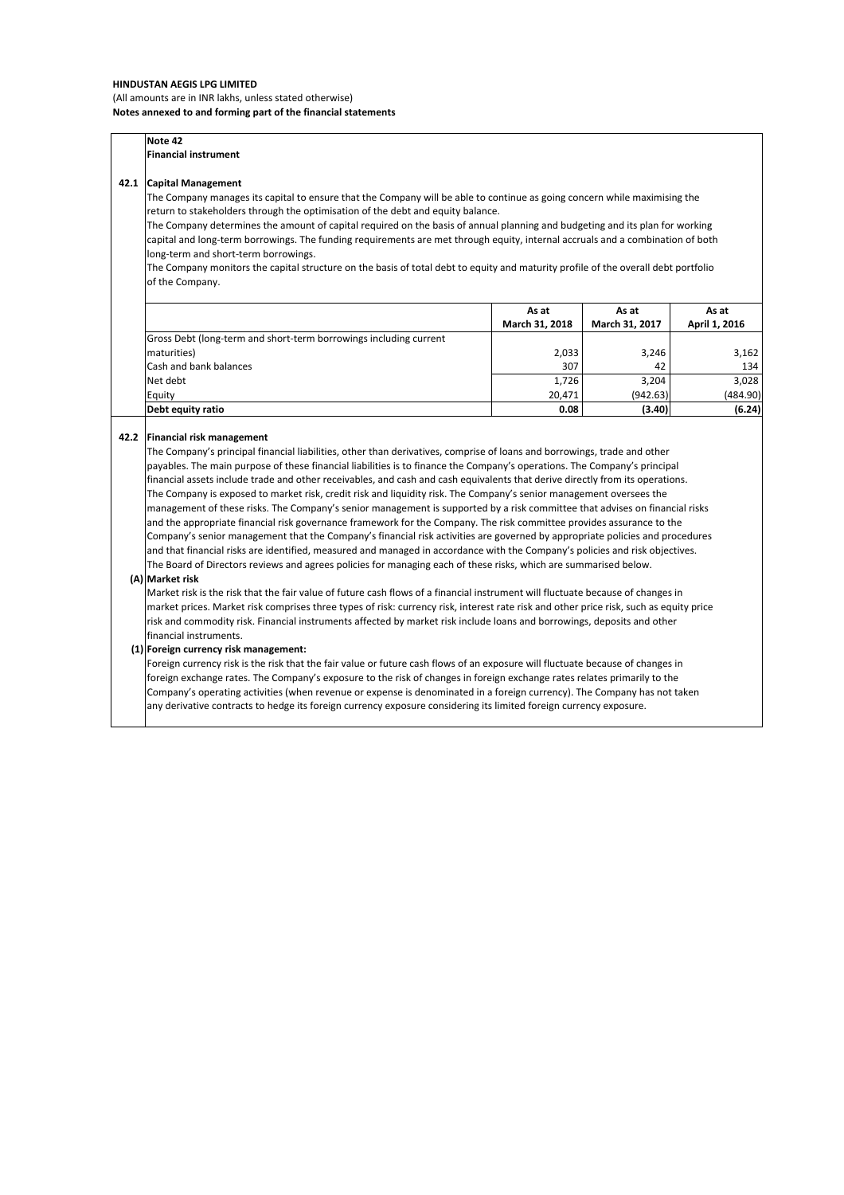**HINDUSTAN AEGIS LPG LIMITED**

(All amounts are in INR lakhs, unless stated otherwise)

**Notes annexed to and forming part of the financial statements**

**Note 42**

**Financial instrument**

**42.1 Capital Management**

The Company manages its capital to ensure that the Company will be able to continue as going concern while maximising the return to stakeholders through the optimisation of the debt and equity balance.

The Company determines the amount of capital required on the basis of annual planning and budgeting and its plan for working capital and long-term borrowings. The funding requirements are met through equity, internal accruals and a combination of both long-term and short-term borrowings.

The Company monitors the capital structure on the basis of total debt to equity and maturity profile of the overall debt portfolio of the Company.

| | As at March 31, 2018 | As at March 31, 2017 | As at April 1, 2016 |
|---|---|---|---|
| Gross Debt (long-term and short-term borrowings including current maturities) | 2,033 | 3,246 | 3,162 |
| Cash and bank balances | 307 | 42 | 134 |
| Net debt | 1,726 | 3,204 | 3,028 |
| Equity | 20,471 | (942.63) | (484.90) |
| **Debt equity ratio** | **0.08** | **(3.40)** | **(6.24)** |

**42.2 Financial risk management**

The Company's principal financial liabilities, other than derivatives, comprise of loans and borrowings, trade and other payables. The main purpose of these financial liabilities is to finance the Company's operations. The Company's principal financial assets include trade and other receivables, and cash and cash equivalents that derive directly from its operations. The Company is exposed to market risk, credit risk and liquidity risk. The Company's senior management oversees the management of these risks. The Company's senior management is supported by a risk committee that advises on financial risks and the appropriate financial risk governance framework for the Company. The risk committee provides assurance to the Company's senior management that the Company's financial risk activities are governed by appropriate policies and procedures and that financial risks are identified, measured and managed in accordance with the Company's policies and risk objectives. The Board of Directors reviews and agrees policies for managing each of these risks, which are summarised below.

**(A) Market risk**

Market risk is the risk that the fair value of future cash flows of a financial instrument will fluctuate because of changes in market prices. Market risk comprises three types of risk: currency risk, interest rate risk and other price risk, such as equity price risk and commodity risk. Financial instruments affected by market risk include loans and borrowings, deposits and other financial instruments.

**(1) Foreign currency risk management:**

Foreign currency risk is the risk that the fair value or future cash flows of an exposure will fluctuate because of changes in foreign exchange rates. The Company's exposure to the risk of changes in foreign exchange rates relates primarily to the Company's operating activities (when revenue or expense is denominated in a foreign currency). The Company has not taken any derivative contracts to hedge its foreign currency exposure considering its limited foreign currency exposure.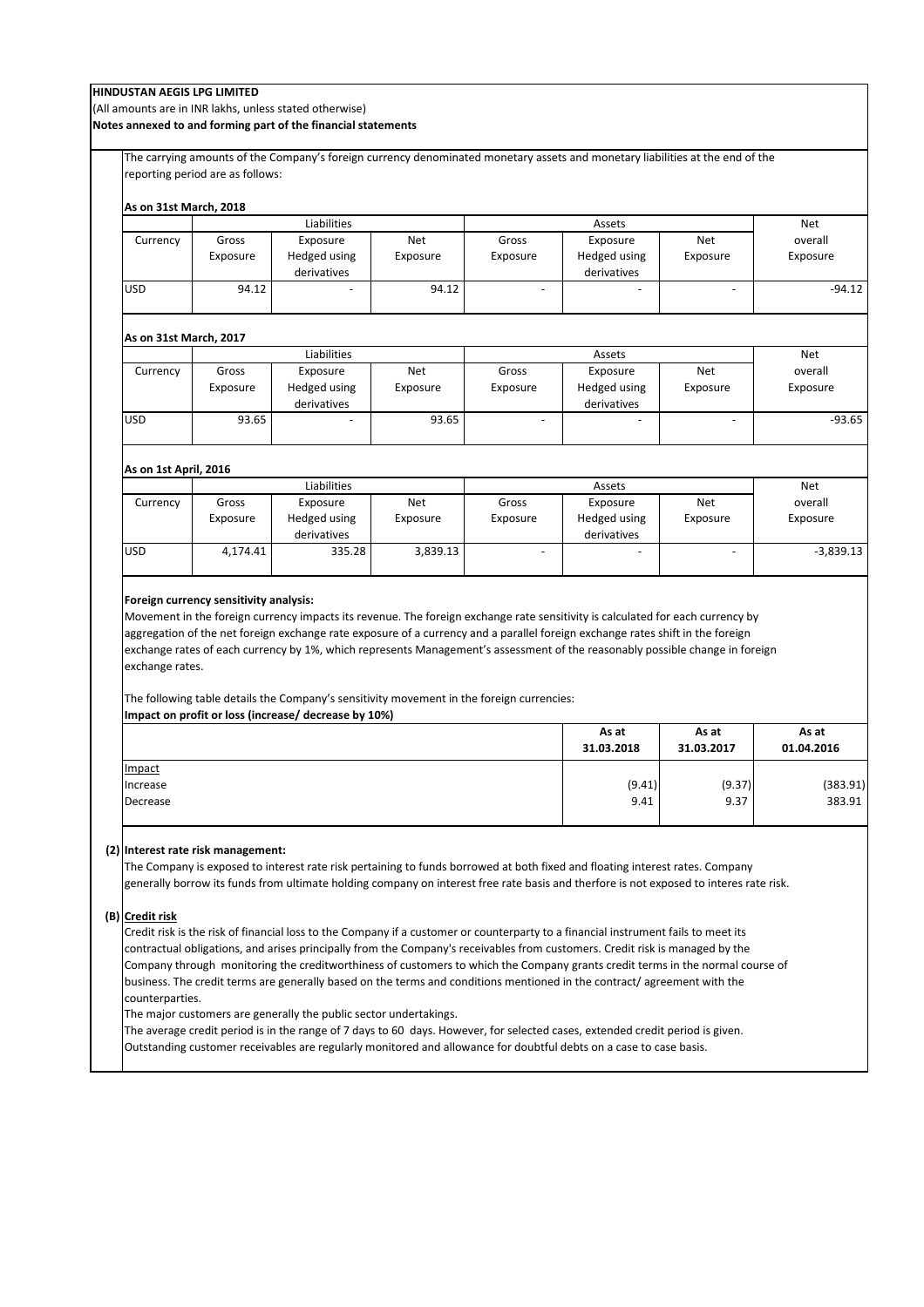**HINDUSTAN AEGIS LPG LIMITED**

(All amounts are in INR lakhs, unless stated otherwise)

**Notes annexed to and forming part of the financial statements**

The carrying amounts of the Company's foreign currency denominated monetary assets and monetary liabilities at the end of the reporting period are as follows:

**As on 31st March, 2018**

| | Liabilities | | | Assets | | | Net |
|---|---|---|---|---|---|---|---|
| Currency | Gross Exposure | Exposure Hedged using derivatives | Net Exposure | Gross Exposure | Exposure Hedged using derivatives | Net Exposure | overall Exposure |
| USD | 94.12 | - | 94.12 | - | - | - | -94.12 |

**As on 31st March, 2017**

| | Liabilities | | | Assets | | | Net |
|---|---|---|---|---|---|---|---|
| Currency | Gross Exposure | Exposure Hedged using derivatives | Net Exposure | Gross Exposure | Exposure Hedged using derivatives | Net Exposure | overall Exposure |
| USD | 93.65 | - | 93.65 | - | - | - | -93.65 |

**As on 1st April, 2016**

| | Liabilities | | | Assets | | | Net |
|---|---|---|---|---|---|---|---|
| Currency | Gross Exposure | Exposure Hedged using derivatives | Net Exposure | Gross Exposure | Exposure Hedged using derivatives | Net Exposure | overall Exposure |
| USD | 4,174.41 | 335.28 | 3,839.13 | - | - | - | -3,839.13 |

**Foreign currency sensitivity analysis:**

Movement in the foreign currency impacts its revenue. The foreign exchange rate sensitivity is calculated for each currency by aggregation of the net foreign exchange rate exposure of a currency and a parallel foreign exchange rates shift in the foreign exchange rates of each currency by 1%, which represents Management's assessment of the reasonably possible change in foreign exchange rates.

The following table details the Company's sensitivity movement in the foreign currencies:

**Impact on profit or loss (increase/ decrease by 10%)**

| | As at 31.03.2018 | As at 31.03.2017 | As at 01.04.2016 |
|---|---|---|---|
| Impact | | | |
| Increase | (9.41) | (9.37) | (383.91) |
| Decrease | 9.41 | 9.37 | 383.91 |

**(2) Interest rate risk management:**

The Company is exposed to interest rate risk pertaining to funds borrowed at both fixed and floating interest rates. Company generally borrow its funds from ultimate holding company on interest free rate basis and therfore is not exposed to interes rate risk.

**(B) Credit risk**

Credit risk is the risk of financial loss to the Company if a customer or counterparty to a financial instrument fails to meet its contractual obligations, and arises principally from the Company's receivables from customers. Credit risk is managed by the Company through monitoring the creditworthiness of customers to which the Company grants credit terms in the normal course of business. The credit terms are generally based on the terms and conditions mentioned in the contract/ agreement with the counterparties.

The major customers are generally the public sector undertakings.

The average credit period is in the range of 7 days to 60 days. However, for selected cases, extended credit period is given.

Outstanding customer receivables are regularly monitored and allowance for doubtful debts on a case to case basis.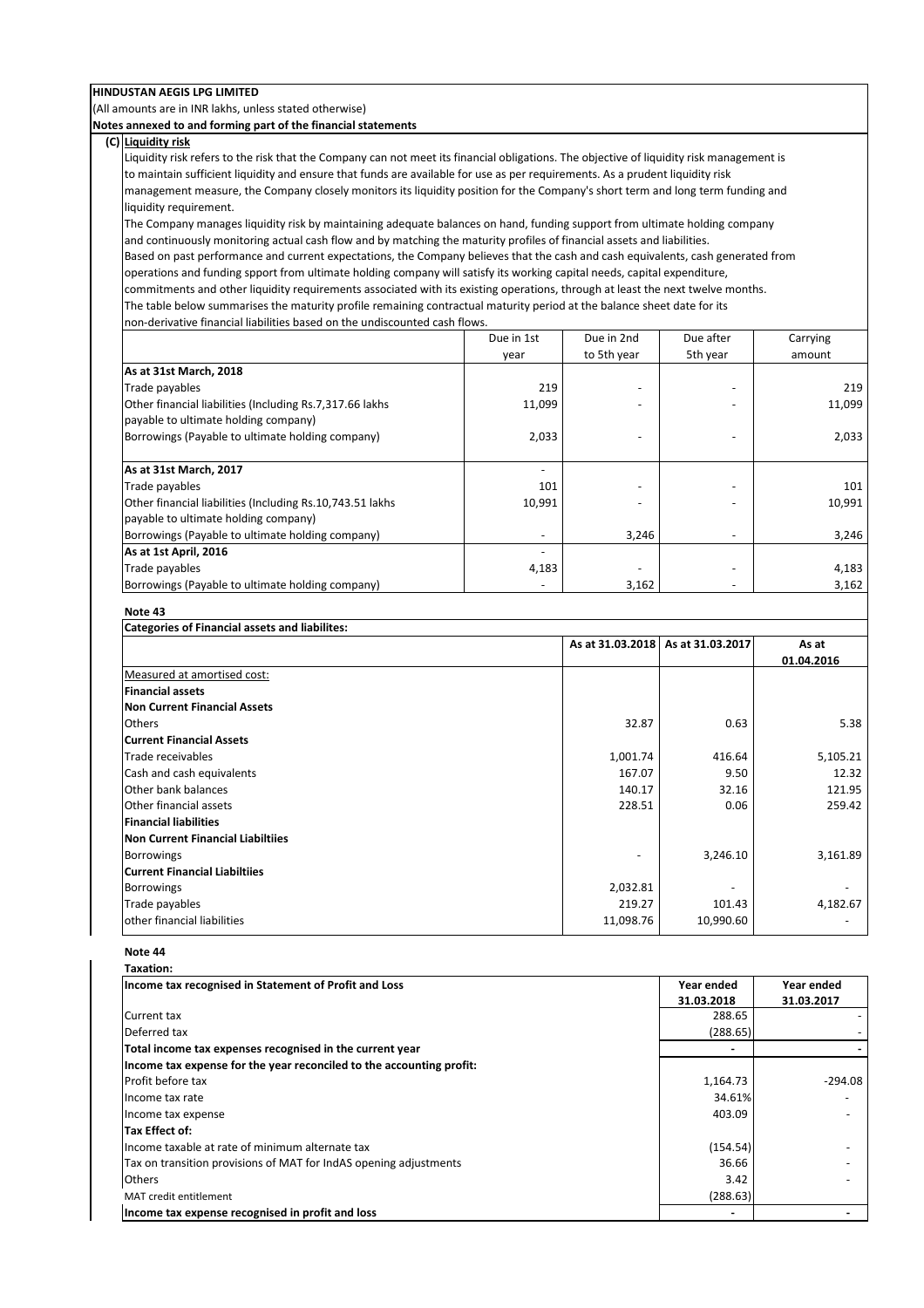**HINDUSTAN AEGIS LPG LIMITED**

(All amounts are in INR lakhs, unless stated otherwise)

**Notes annexed to and forming part of the financial statements**

**(C) Liquidity risk**

Liquidity risk refers to the risk that the Company can not meet its financial obligations. The objective of liquidity risk management is to maintain sufficient liquidity and ensure that funds are available for use as per requirements. As a prudent liquidity risk management measure, the Company closely monitors its liquidity position for the Company's short term and long term funding and liquidity requirement.

The Company manages liquidity risk by maintaining adequate balances on hand, funding support from ultimate holding company and continuously monitoring actual cash flow and by matching the maturity profiles of financial assets and liabilities.

Based on past performance and current expectations, the Company believes that the cash and cash equivalents, cash generated from operations and funding spport from ultimate holding company will satisfy its working capital needs, capital expenditure, commitments and other liquidity requirements associated with its existing operations, through at least the next twelve months.

The table below summarises the maturity profile remaining contractual maturity period at the balance sheet date for its non-derivative financial liabilities based on the undiscounted cash flows.

| | Due in 1st year | Due in 2nd to 5th year | Due after 5th year | Carrying amount |
|---|---|---|---|---|
| **As at 31st March, 2018** | | | | |
| Trade payables | 219 | - | - | 219 |
| Other financial liabilities (Including Rs.7,317.66 lakhs payable to ultimate holding company) | 11,099 | - | - | 11,099 |
| Borrowings (Payable to ultimate holding company) | 2,033 | - | - | 2,033 |
| **As at 31st March, 2017** | - | | | |
| Trade payables | 101 | - | - | 101 |
| Other financial liabilities (Including Rs.10,743.51 lakhs payable to ultimate holding company) | 10,991 | - | - | 10,991 |
| Borrowings (Payable to ultimate holding company) | - | 3,246 | - | 3,246 |
| **As at 1st April, 2016** | - | | | |
| Trade payables | 4,183 | - | - | 4,183 |
| Borrowings (Payable to ultimate holding company) | - | 3,162 | - | 3,162 |

**Note 43**

**Categories of Financial assets and liabilites:**

| | As at 31.03.2018 | As at 31.03.2017 | As at 01.04.2016 |
|---|---|---|---|
| Measured at amortised cost: | | | |
| **Financial assets** | | | |
| **Non Current Financial Assets** | | | |
| Others | 32.87 | 0.63 | 5.38 |
| **Current Financial Assets** | | | |
| Trade receivables | 1,001.74 | 416.64 | 5,105.21 |
| Cash and cash equivalents | 167.07 | 9.50 | 12.32 |
| Other bank balances | 140.17 | 32.16 | 121.95 |
| Other financial assets | 228.51 | 0.06 | 259.42 |
| **Financial liabilities** | | | |
| **Non Current Financial Liabiltiies** | | | |
| Borrowings | - | 3,246.10 | 3,161.89 |
| **Current Financial Liabiltiies** | | | |
| Borrowings | 2,032.81 | - | - |
| Trade payables | 219.27 | 101.43 | 4,182.67 |
| other financial liabilities | 11,098.76 | 10,990.60 | - |

**Note 44**

**Taxation:**

| Income tax recognised in Statement of Profit and Loss | Year ended 31.03.2018 | Year ended 31.03.2017 |
|---|---|---|
| Current tax | 288.65 | - |
| Deferred tax | (288.65) | - |
| **Total income tax expenses recognised in the current year** | - | - |
| **Income tax expense for the year reconciled to the accounting profit:** | | |
| Profit before tax | 1,164.73 | -294.08 |
| Income tax rate | 34.61% | - |
| Income tax expense | 403.09 | - |
| **Tax Effect of:** | | |
| Income taxable at rate of minimum alternate tax | (154.54) | - |
| Tax on transition provisions of MAT for IndAS opening adjustments | 36.66 | - |
| Others | 3.42 | - |
| MAT credit entitlement | (288.63) | |
| **Income tax expense recognised in profit and loss** | - | - |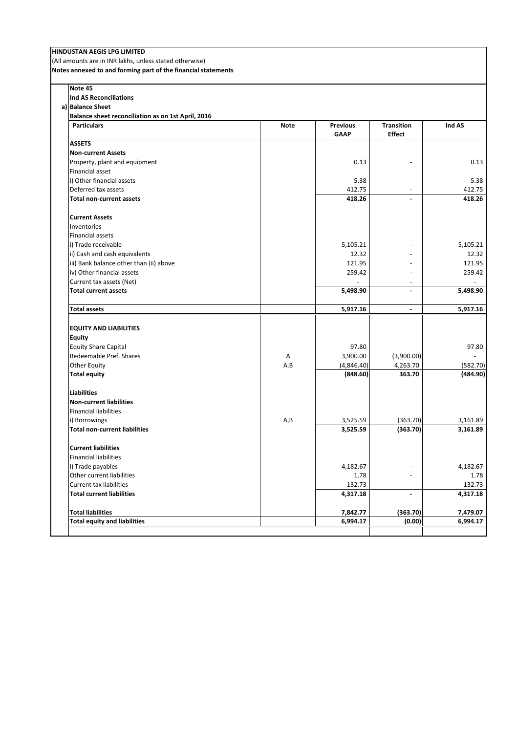**HINDUSTAN AEGIS LPG LIMITED**

(All amounts are in INR lakhs, unless stated otherwise)

**Notes annexed to and forming part of the financial statements**

**Note 45**

**Ind AS Reconciliations**

**a) Balance Sheet**

**Balance sheet reconciliation as on 1st April, 2016**

| Particulars | Note | Previous GAAP | Transition Effect | Ind AS |
|---|---|---|---|---|
| **ASSETS** | | | | |
| **Non-current Assets** | | | | |
| Property, plant and equipment | | 0.13 | - | 0.13 |
| Financial asset | | | | |
| i) Other financial assets | | 5.38 | - | 5.38 |
| Deferred tax assets | | 412.75 | - | 412.75 |
| **Total non-current assets** | | **418.26** | **-** | **418.26** |
| | | | | |
| **Current Assets** | | | | |
| Inventories | | - | - | - |
| Financial assets | | | | |
| i) Trade receivable | | 5,105.21 | - | 5,105.21 |
| ii) Cash and cash equivalents | | 12.32 | - | 12.32 |
| iii) Bank balance other than (ii) above | | 121.95 | - | 121.95 |
| iv) Other financial assets | | 259.42 | - | 259.42 |
| Current tax assets (Net) | | - | - | - |
| **Total current assets** | | **5,498.90** | **-** | **5,498.90** |
| | | | | |
| **Total assets** | | **5,917.16** | **-** | **5,917.16** |
| | | | | |
| **EQUITY AND LIABILITIES** | | | | |
| **Equity** | | | | |
| Equity Share Capital | | 97.80 | | 97.80 |
| Redeemable Pref. Shares | A | 3,900.00 | (3,900.00) | - |
| Other Equity | A.B | (4,846.40) | 4,263.70 | (582.70) |
| **Total equity** | | **(848.60)** | **363.70** | **(484.90)** |
| | | | | |
| **Liabilities** | | | | |
| **Non-current liabilities** | | | | |
| Financial liabilities | | | | |
| i) Borrowings | A,B | 3,525.59 | (363.70) | 3,161.89 |
| **Total non-current liabilities** | | **3,525.59** | **(363.70)** | **3,161.89** |
| | | | | |
| **Current liabilities** | | | | |
| Financial liabilities | | | | |
| i) Trade payables | | 4,182.67 | - | 4,182.67 |
| Other current liabilities | | 1.78 | - | 1.78 |
| Current tax liabilities | | 132.73 | - | 132.73 |
| **Total current liabilities** | | **4,317.18** | **-** | **4,317.18** |
| | | | | |
| **Total liabilities** | | **7,842.77** | **(363.70)** | **7,479.07** |
| **Total equity and liabilities** | | **6,994.17** | **(0.00)** | **6,994.17** |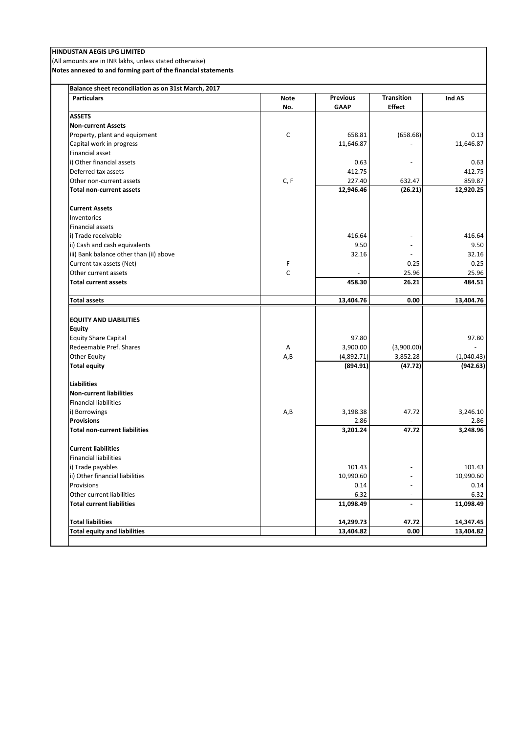**HINDUSTAN AEGIS LPG LIMITED**

(All amounts are in INR lakhs, unless stated otherwise)

**Notes annexed to and forming part of the financial statements**

**Balance sheet reconciliation as on 31st March, 2017**

| Particulars | Note No. | Previous GAAP | Transition Effect | Ind AS |
|---|---|---|---|---|
| **ASSETS** | | | | |
| **Non-current Assets** | | | | |
| Property, plant and equipment | C | 658.81 | (658.68) | 0.13 |
| Capital work in progress | | 11,646.87 | - | 11,646.87 |
| Financial asset | | | | |
| i) Other financial assets | | 0.63 | - | 0.63 |
| Deferred tax assets | | 412.75 | - | 412.75 |
| Other non-current assets | C, F | 227.40 | 632.47 | 859.87 |
| **Total non-current assets** | | **12,946.46** | **(26.21)** | **12,920.25** |
| **Current Assets** | | | | |
| Inventories | | | | |
| Financial assets | | | | |
| i) Trade receivable | | 416.64 | - | 416.64 |
| ii) Cash and cash equivalents | | 9.50 | - | 9.50 |
| iii) Bank balance other than (ii) above | | 32.16 | - | 32.16 |
| Current tax assets (Net) | F | - | 0.25 | 0.25 |
| Other current assets | C | - | 25.96 | 25.96 |
| **Total current assets** | | **458.30** | **26.21** | **484.51** |
| **Total assets** | | **13,404.76** | **0.00** | **13,404.76** |
| **EQUITY AND LIABILITIES** | | | | |
| **Equity** | | | | |
| Equity Share Capital | | 97.80 | | 97.80 |
| Redeemable Pref. Shares | A | 3,900.00 | (3,900.00) | - |
| Other Equity | A,B | (4,892.71) | 3,852.28 | (1,040.43) |
| **Total equity** | | **(894.91)** | **(47.72)** | **(942.63)** |
| **Liabilities** | | | | |
| **Non-current liabilities** | | | | |
| Financial liabilities | | | | |
| i) Borrowings | A,B | 3,198.38 | 47.72 | 3,246.10 |
| **Provisions** | | 2.86 | - | 2.86 |
| **Total non-current liabilities** | | **3,201.24** | **47.72** | **3,248.96** |
| **Current liabilities** | | | | |
| Financial liabilities | | | | |
| i) Trade payables | | 101.43 | - | 101.43 |
| ii) Other financial liabilities | | 10,990.60 | - | 10,990.60 |
| Provisions | | 0.14 | - | 0.14 |
| Other current liabilities | | 6.32 | - | 6.32 |
| **Total current liabilities** | | **11,098.49** | **-** | **11,098.49** |
| **Total liabilities** | | **14,299.73** | **47.72** | **14,347.45** |
| **Total equity and liabilities** | | **13,404.82** | **0.00** | **13,404.82** |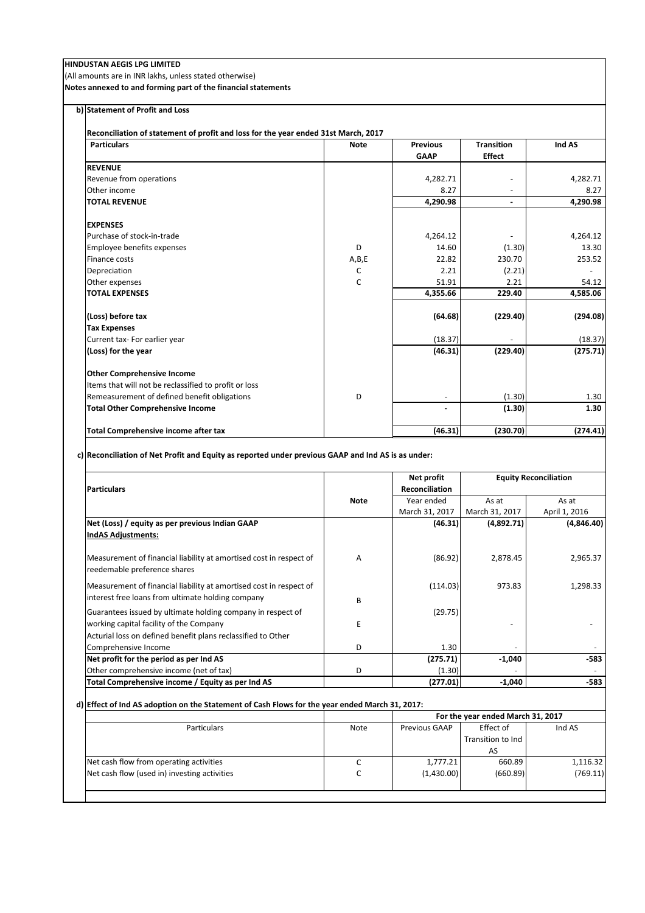**HINDUSTAN AEGIS LPG LIMITED**

(All amounts are in INR lakhs, unless stated otherwise)

**Notes annexed to and forming part of the financial statements**

**b) Statement of Profit and Loss**

**Reconciliation of statement of profit and loss for the year ended 31st March, 2017**

| Particulars | Note | Previous GAAP | Transition Effect | Ind AS |
|---|---|---|---|---|
| **REVENUE** | | | | |
| Revenue from operations | | 4,282.71 | - | 4,282.71 |
| Other income | | 8.27 | - | 8.27 |
| **TOTAL REVENUE** | | **4,290.98** | **-** | **4,290.98** |
| | | | | |
| **EXPENSES** | | | | |
| Purchase of stock-in-trade | | 4,264.12 | - | 4,264.12 |
| Employee benefits expenses | D | 14.60 | (1.30) | 13.30 |
| Finance costs | A,B,E | 22.82 | 230.70 | 253.52 |
| Depreciation | C | 2.21 | (2.21) | - |
| Other expenses | C | 51.91 | 2.21 | 54.12 |
| **TOTAL EXPENSES** | | **4,355.66** | **229.40** | **4,585.06** |
| | | | | |
| **(Loss) before tax** | | **(64.68)** | **(229.40)** | **(294.08)** |
| **Tax Expenses** | | | | |
| Current tax- For earlier year | | (18.37) | - | (18.37) |
| **(Loss) for the year** | | **(46.31)** | **(229.40)** | **(275.71)** |
| | | | | |
| **Other Comprehensive Income** | | | | |
| Items that will not be reclassified to profit or loss | | | | |
| Remeasurement of defined benefit obligations | D | - | (1.30) | 1.30 |
| **Total Other Comprehensive Income** | | **-** | **(1.30)** | **1.30** |
| | | | | |
| **Total Comprehensive income after tax** | | **(46.31)** | **(230.70)** | **(274.41)** |

**c) Reconciliation of Net Profit and Equity as reported under previous GAAP and Ind AS is as under:**

| Particulars | | Net profit Reconciliation | Equity Reconciliation | |
|---|---|---|---|---|
| | Note | Year ended March 31, 2017 | As at March 31, 2017 | As at April 1, 2016 |
| **Net (Loss) / equity as per previous Indian GAAP** | | **(46.31)** | **(4,892.71)** | **(4,846.40)** |
| **IndAS Adjustments:** | | | | |
| Measurement of financial liability at amortised cost in respect of reedemable preference shares | A | (86.92) | 2,878.45 | 2,965.37 |
| Measurement of financial liability at amortised cost in respect of interest free loans from ultimate holding company | B | (114.03) | 973.83 | 1,298.33 |
| Guarantees issued by ultimate holding company in respect of working capital facility of the Company | E | (29.75) | - | - |
| Acturial loss on defined benefit plans reclassified to Other Comprehensive Income | D | 1.30 | - | - |
| **Net profit for the period as per Ind AS** | | **(275.71)** | **-1,040** | **-583** |
| Other comprehensive income (net of tax) | D | (1.30) | - | - |
| **Total Comprehensive income / Equity as per Ind AS** | | **(277.01)** | **-1,040** | **-583** |

**d) Effect of Ind AS adoption on the Statement of Cash Flows for the year ended March 31, 2017:**

| Particulars | Note | For the year ended March 31, 2017 | | |
|---|---|---|---|---|
| | | Previous GAAP | Effect of Transition to Ind AS | Ind AS |
| Net cash flow from operating activities | C | 1,777.21 | 660.89 | 1,116.32 |
| Net cash flow (used in) investing activities | C | (1,430.00) | (660.89) | (769.11) |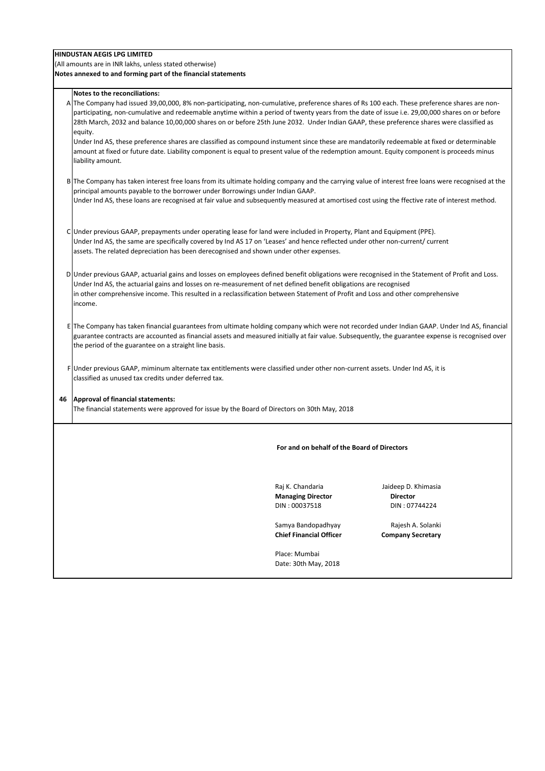**HINDUSTAN AEGIS LPG LIMITED**

(All amounts are in INR lakhs, unless stated otherwise)

**Notes annexed to and forming part of the financial statements**

**Notes to the reconciliations:**

A The Company had issued 39,00,000, 8% non-participating, non-cumulative, preference shares of Rs 100 each. These preference shares are non-participating, non-cumulative and redeemable anytime within a period of twenty years from the date of issue i.e. 29,00,000 shares on or before 28th March, 2032 and balance 10,00,000 shares on or before 25th June 2032. Under Indian GAAP, these preference shares were classified as equity.
Under Ind AS, these preference shares are classified as compound instument since these are mandatorily redeemable at fixed or determinable amount at fixed or future date. Liability component is equal to present value of the redemption amount. Equity component is proceeds minus liability amount.

B The Company has taken interest free loans from its ultimate holding company and the carrying value of interest free loans were recognised at the principal amounts payable to the borrower under Borrowings under Indian GAAP.
Under Ind AS, these loans are recognised at fair value and subsequently measured at amortised cost using the ffective rate of interest method.

C Under previous GAAP, prepayments under operating lease for land were included in Property, Plant and Equipment (PPE).
Under Ind AS, the same are specifically covered by Ind AS 17 on 'Leases' and hence reflected under other non-current/ current assets. The related depreciation has been derecognised and shown under other expenses.

D Under previous GAAP, actuarial gains and losses on employees defined benefit obligations were recognised in the Statement of Profit and Loss. Under Ind AS, the actuarial gains and losses on re-measurement of net defined benefit obligations are recognised in other comprehensive income. This resulted in a reclassification between Statement of Profit and Loss and other comprehensive income.

E The Company has taken financial guarantees from ultimate holding company which were not recorded under Indian GAAP. Under Ind AS, financial guarantee contracts are accounted as financial assets and measured initially at fair value. Subsequently, the guarantee expense is recognised over the period of the guarantee on a straight line basis.

F Under previous GAAP, miminum alternate tax entitlements were classified under other non-current assets. Under Ind AS, it is classified as unused tax credits under deferred tax.

**46 Approval of financial statements:**

The financial statements were approved for issue by the Board of Directors on 30th May, 2018

**For and on behalf of the Board of Directors**

| | |
|---|---|
| Raj K. Chandaria | Jaideep D. Khimasia |
| **Managing Director** | **Director** |
| DIN : 00037518 | DIN : 07744224 |
| Samya Bandopadhyay | Rajesh A. Solanki |
| **Chief Financial Officer** | **Company Secretary** |

Place: Mumbai
Date: 30th May, 2018